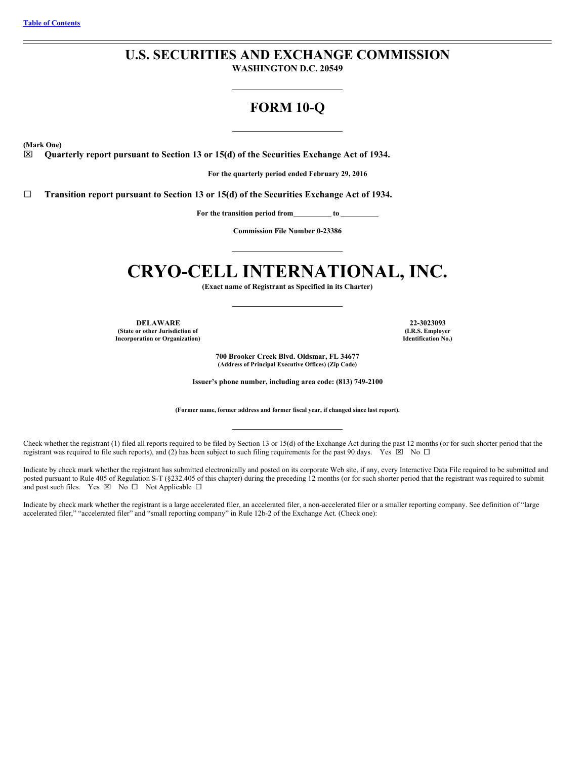Table of Contents

# U.S. SECURITIES AND EXCHANGE COMMISSION

**WASHINGTON D.C. 20549**

## FORM 10-Q

**(Mark One)**

☒ **Quarterly report pursuant to Section 13 or 15(d) of the Securities Exchange Act of 1934.**

**For the quarterly period ended February 29, 2016**

☐ **Transition report pursuant to Section 13 or 15(d) of the Securities Exchange Act of 1934.**

**For the transition period from\_\_\_\_\_\_\_\_\_\_ to \_\_\_\_\_\_\_\_\_\_**

**Commission File Number 0-23386**

# CRYO-CELL INTERNATIONAL, INC.

**(Exact name of Registrant as Specified in its Charter)**

| | |
|---|---|
| **DELAWARE** | **22-3023093** |
| **(State or other Jurisdiction of Incorporation or Organization)** | **(I.R.S. Employer Identification No.)** |

**700 Brooker Creek Blvd. Oldsmar, FL 34677**
**(Address of Principal Executive Offices) (Zip Code)**

**Issuer's phone number, including area code: (813) 749-2100**

**(Former name, former address and former fiscal year, if changed since last report).**

Check whether the registrant (1) filed all reports required to be filed by Section 13 or 15(d) of the Exchange Act during the past 12 months (or for such shorter period that the registrant was required to file such reports), and (2) has been subject to such filing requirements for the past 90 days. Yes ☒ No ☐

Indicate by check mark whether the registrant has submitted electronically and posted on its corporate Web site, if any, every Interactive Data File required to be submitted and posted pursuant to Rule 405 of Regulation S-T (§232.405 of this chapter) during the preceding 12 months (or for such shorter period that the registrant was required to submit and post such files. Yes ☒ No ☐ Not Applicable ☐

Indicate by check mark whether the registrant is a large accelerated filer, an accelerated filer, a non-accelerated filer or a smaller reporting company. See definition of "large accelerated filer," "accelerated filer" and "small reporting company" in Rule 12b-2 of the Exchange Act. (Check one):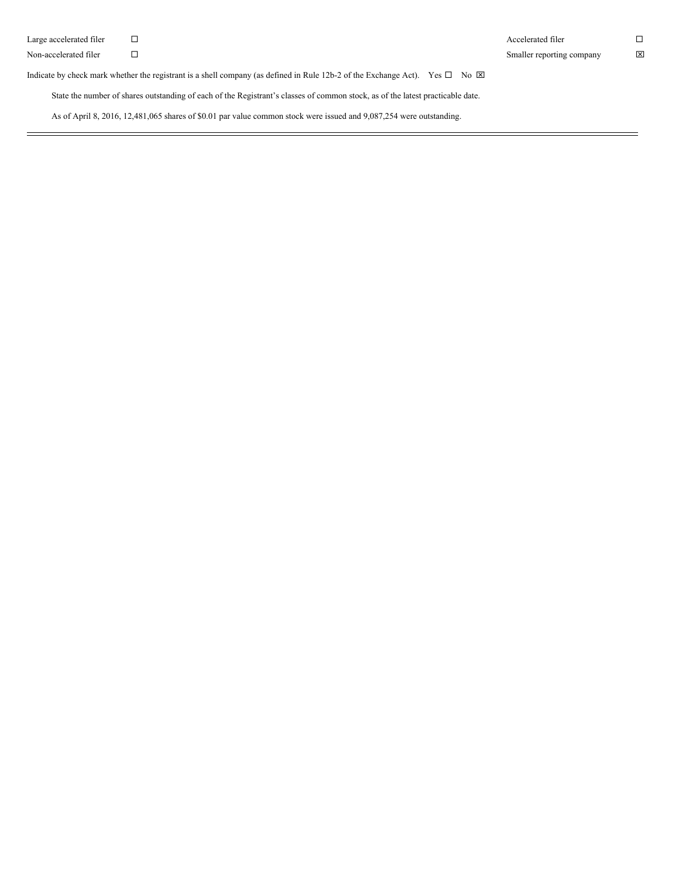| | | | |
|---|---|---|---|
| Large accelerated filer | ☐ | Accelerated filer | ☐ |
| Non-accelerated filer | ☐ | Smaller reporting company | ☒ |

Indicate by check mark whether the registrant is a shell company (as defined in Rule 12b-2 of the Exchange Act). Yes ☐ No ☒

State the number of shares outstanding of each of the Registrant's classes of common stock, as of the latest practicable date.

As of April 8, 2016, 12,481,065 shares of $0.01 par value common stock were issued and 9,087,254 were outstanding.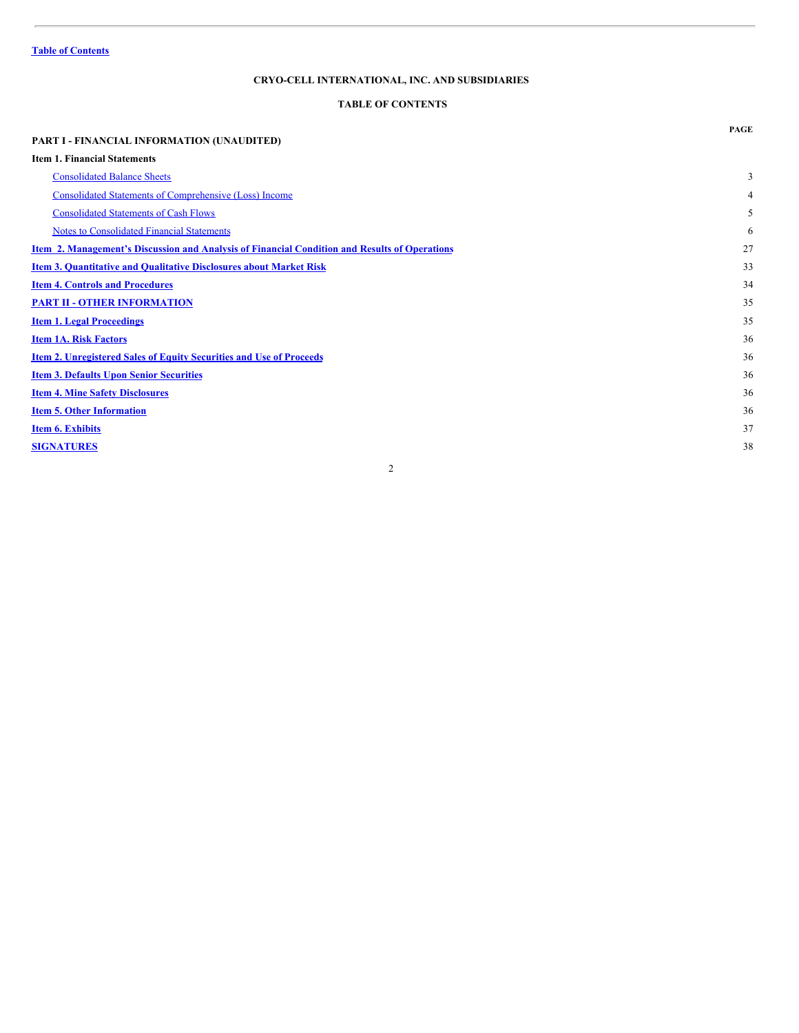Table of Contents

**CRYO-CELL INTERNATIONAL, INC. AND SUBSIDIARIES**

**TABLE OF CONTENTS**

| | PAGE |
|---|---|
| **PART I - FINANCIAL INFORMATION (UNAUDITED)** | |
| **Item 1. Financial Statements** | |
| Consolidated Balance Sheets | 3 |
| Consolidated Statements of Comprehensive (Loss) Income | 4 |
| Consolidated Statements of Cash Flows | 5 |
| Notes to Consolidated Financial Statements | 6 |
| **Item 2. Management's Discussion and Analysis of Financial Condition and Results of Operations** | 27 |
| **Item 3. Quantitative and Qualitative Disclosures about Market Risk** | 33 |
| **Item 4. Controls and Procedures** | 34 |
| **PART II - OTHER INFORMATION** | 35 |
| **Item 1. Legal Proceedings** | 35 |
| **Item 1A. Risk Factors** | 36 |
| **Item 2. Unregistered Sales of Equity Securities and Use of Proceeds** | 36 |
| **Item 3. Defaults Upon Senior Securities** | 36 |
| **Item 4. Mine Safety Disclosures** | 36 |
| **Item 5. Other Information** | 36 |
| **Item 6. Exhibits** | 37 |
| **SIGNATURES** | 38 |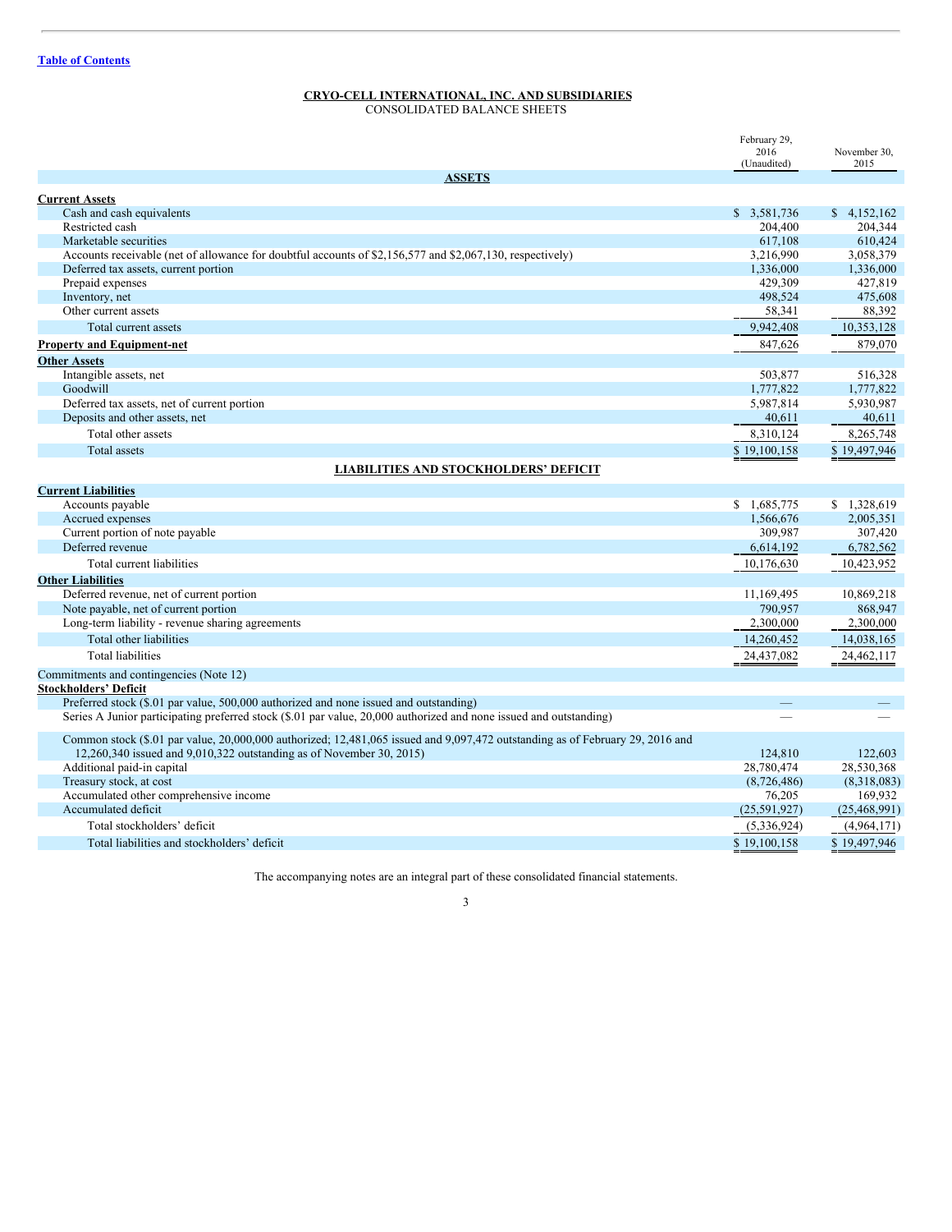Table of Contents

**CRYO-CELL INTERNATIONAL, INC. AND SUBSIDIARIES**
CONSOLIDATED BALANCE SHEETS

| | February 29, 2016 (Unaudited) | November 30, 2015 |
|---|---|---|
| **ASSETS** | | |
| **Current Assets** | | |
| Cash and cash equivalents | $ 3,581,736 | $ 4,152,162 |
| Restricted cash | 204,400 | 204,344 |
| Marketable securities | 617,108 | 610,424 |
| Accounts receivable (net of allowance for doubtful accounts of $2,156,577 and $2,067,130, respectively) | 3,216,990 | 3,058,379 |
| Deferred tax assets, current portion | 1,336,000 | 1,336,000 |
| Prepaid expenses | 429,309 | 427,819 |
| Inventory, net | 498,524 | 475,608 |
| Other current assets | 58,341 | 88,392 |
| Total current assets | 9,942,408 | 10,353,128 |
| **Property and Equipment-net** | 847,626 | 879,070 |
| **Other Assets** | | |
| Intangible assets, net | 503,877 | 516,328 |
| Goodwill | 1,777,822 | 1,777,822 |
| Deferred tax assets, net of current portion | 5,987,814 | 5,930,987 |
| Deposits and other assets, net | 40,611 | 40,611 |
| Total other assets | 8,310,124 | 8,265,748 |
| Total assets | $ 19,100,158 | $ 19,497,946 |
| **LIABILITIES AND STOCKHOLDERS' DEFICIT** | | |
| **Current Liabilities** | | |
| Accounts payable | $ 1,685,775 | $ 1,328,619 |
| Accrued expenses | 1,566,676 | 2,005,351 |
| Current portion of note payable | 309,987 | 307,420 |
| Deferred revenue | 6,614,192 | 6,782,562 |
| Total current liabilities | 10,176,630 | 10,423,952 |
| **Other Liabilities** | | |
| Deferred revenue, net of current portion | 11,169,495 | 10,869,218 |
| Note payable, net of current portion | 790,957 | 868,947 |
| Long-term liability - revenue sharing agreements | 2,300,000 | 2,300,000 |
| Total other liabilities | 14,260,452 | 14,038,165 |
| Total liabilities | 24,437,082 | 24,462,117 |
| Commitments and contingencies (Note 12) | | |
| **Stockholders' Deficit** | | |
| Preferred stock ($.01 par value, 500,000 authorized and none issued and outstanding) | — | — |
| Series A Junior participating preferred stock ($.01 par value, 20,000 authorized and none issued and outstanding) | — | — |
| Common stock ($.01 par value, 20,000,000 authorized; 12,481,065 issued and 9,097,472 outstanding as of February 29, 2016 and 12,260,340 issued and 9,010,322 outstanding as of November 30, 2015) | 124,810 | 122,603 |
| Additional paid-in capital | 28,780,474 | 28,530,368 |
| Treasury stock, at cost | (8,726,486) | (8,318,083) |
| Accumulated other comprehensive income | 76,205 | 169,932 |
| Accumulated deficit | (25,591,927) | (25,468,991) |
| Total stockholders' deficit | (5,336,924) | (4,964,171) |
| Total liabilities and stockholders' deficit | $ 19,100,158 | $ 19,497,946 |

The accompanying notes are an integral part of these consolidated financial statements.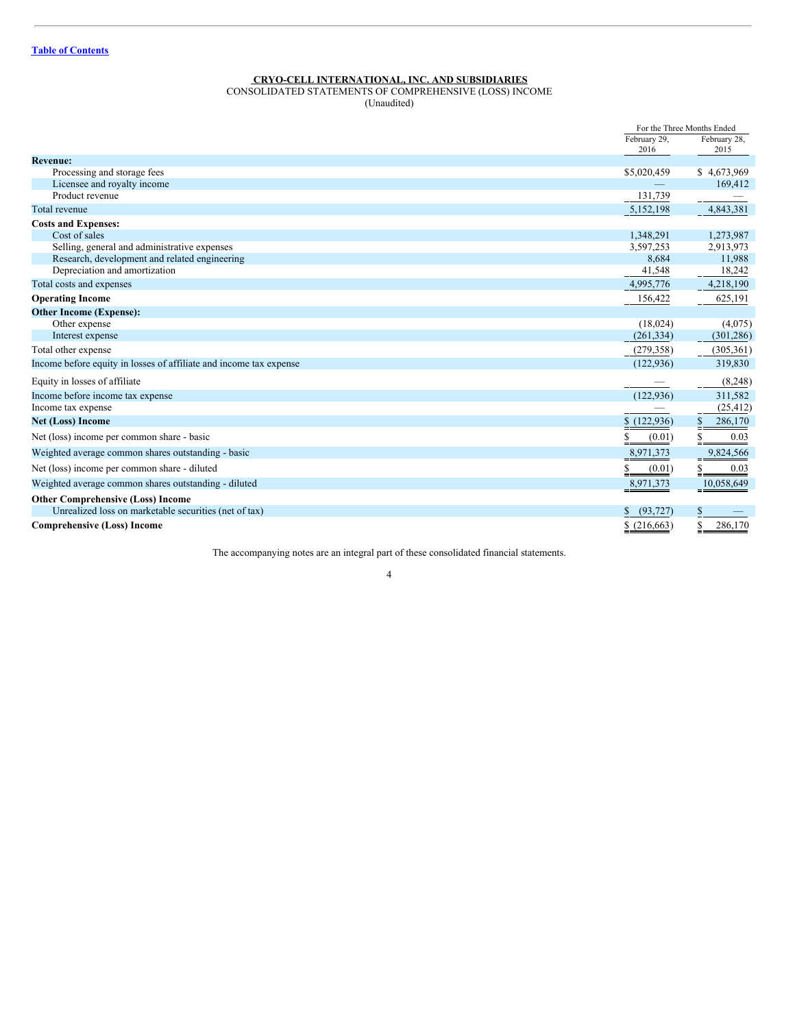[Table of Contents](#)

**CRYO-CELL INTERNATIONAL, INC. AND SUBSIDIARIES**

CONSOLIDATED STATEMENTS OF COMPREHENSIVE (LOSS) INCOME

(Unaudited)

| | For the Three Months Ended | |
|---|---|---|
| | February 29, 2016 | February 28, 2015 |
| **Revenue:** | | |
| Processing and storage fees | $5,020,459 | $ 4,673,969 |
| Licensee and royalty income | — | 169,412 |
| Product revenue | 131,739 | — |
| Total revenue | 5,152,198 | 4,843,381 |
| **Costs and Expenses:** | | |
| Cost of sales | 1,348,291 | 1,273,987 |
| Selling, general and administrative expenses | 3,597,253 | 2,913,973 |
| Research, development and related engineering | 8,684 | 11,988 |
| Depreciation and amortization | 41,548 | 18,242 |
| Total costs and expenses | 4,995,776 | 4,218,190 |
| **Operating Income** | 156,422 | 625,191 |
| **Other Income (Expense):** | | |
| Other expense | (18,024) | (4,075) |
| Interest expense | (261,334) | (301,286) |
| Total other expense | (279,358) | (305,361) |
| Income before equity in losses of affiliate and income tax expense | (122,936) | 319,830 |
| Equity in losses of affiliate | — | (8,248) |
| Income before income tax expense | (122,936) | 311,582 |
| Income tax expense | — | (25,412) |
| **Net (Loss) Income** | $ (122,936) | $ 286,170 |
| Net (loss) income per common share - basic | $ (0.01) | $ 0.03 |
| Weighted average common shares outstanding - basic | 8,971,373 | 9,824,566 |
| Net (loss) income per common share - diluted | $ (0.01) | $ 0.03 |
| Weighted average common shares outstanding - diluted | 8,971,373 | 10,058,649 |
| **Other Comprehensive (Loss) Income** | | |
| Unrealized loss on marketable securities (net of tax) | $ (93,727) | $ — |
| **Comprehensive (Loss) Income** | $ (216,663) | $ 286,170 |

The accompanying notes are an integral part of these consolidated financial statements.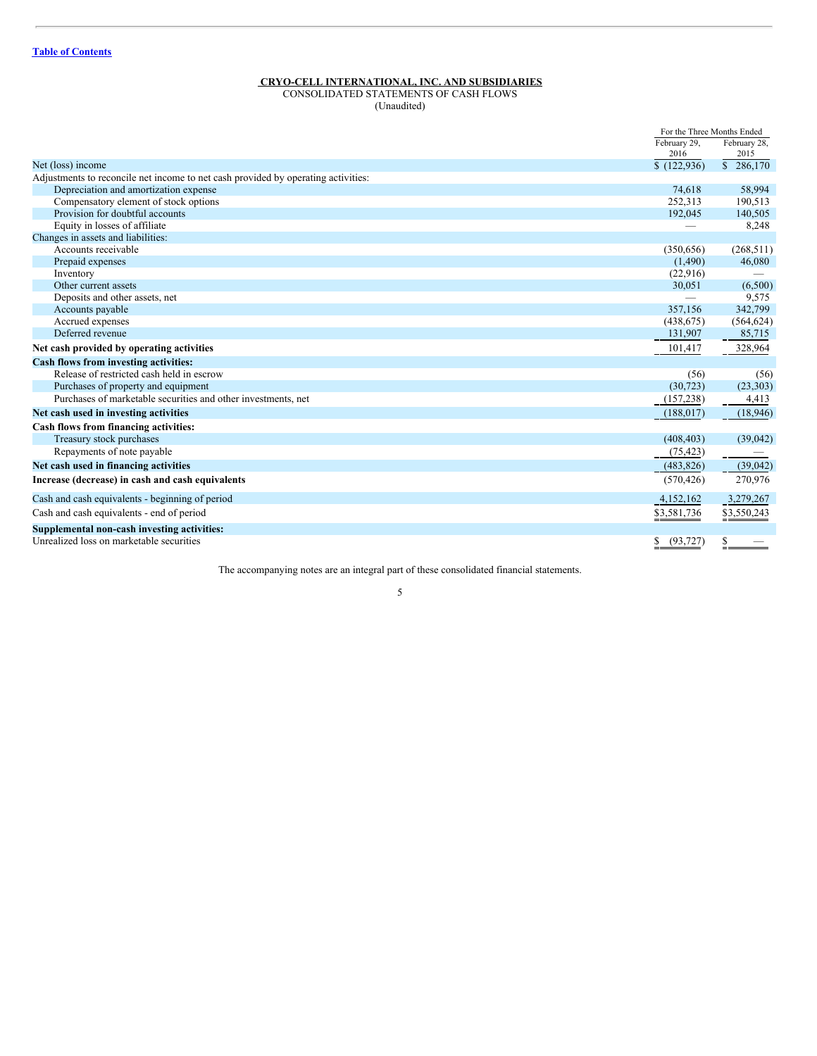Table of Contents

**CRYO-CELL INTERNATIONAL, INC. AND SUBSIDIARIES**
CONSOLIDATED STATEMENTS OF CASH FLOWS
(Unaudited)

| | For the Three Months Ended | |
|---|---|---|
| | February 29, 2016 | February 28, 2015 |
| Net (loss) income | $ (122,936) | $ 286,170 |
| Adjustments to reconcile net income to net cash provided by operating activities: | | |
| Depreciation and amortization expense | 74,618 | 58,994 |
| Compensatory element of stock options | 252,313 | 190,513 |
| Provision for doubtful accounts | 192,045 | 140,505 |
| Equity in losses of affiliate | — | 8,248 |
| Changes in assets and liabilities: | | |
| Accounts receivable | (350,656) | (268,511) |
| Prepaid expenses | (1,490) | 46,080 |
| Inventory | (22,916) | — |
| Other current assets | 30,051 | (6,500) |
| Deposits and other assets, net | — | 9,575 |
| Accounts payable | 357,156 | 342,799 |
| Accrued expenses | (438,675) | (564,624) |
| Deferred revenue | 131,907 | 85,715 |
| **Net cash provided by operating activities** | 101,417 | 328,964 |
| **Cash flows from investing activities:** | | |
| Release of restricted cash held in escrow | (56) | (56) |
| Purchases of property and equipment | (30,723) | (23,303) |
| Purchases of marketable securities and other investments, net | (157,238) | 4,413 |
| **Net cash used in investing activities** | (188,017) | (18,946) |
| **Cash flows from financing activities:** | | |
| Treasury stock purchases | (408,403) | (39,042) |
| Repayments of note payable | (75,423) | — |
| **Net cash used in financing activities** | (483,826) | (39,042) |
| **Increase (decrease) in cash and cash equivalents** | (570,426) | 270,976 |
| Cash and cash equivalents - beginning of period | 4,152,162 | 3,279,267 |
| Cash and cash equivalents - end of period | $3,581,736 | $3,550,243 |
| **Supplemental non-cash investing activities:** | | |
| Unrealized loss on marketable securities | $ (93,727) | $ — |

The accompanying notes are an integral part of these consolidated financial statements.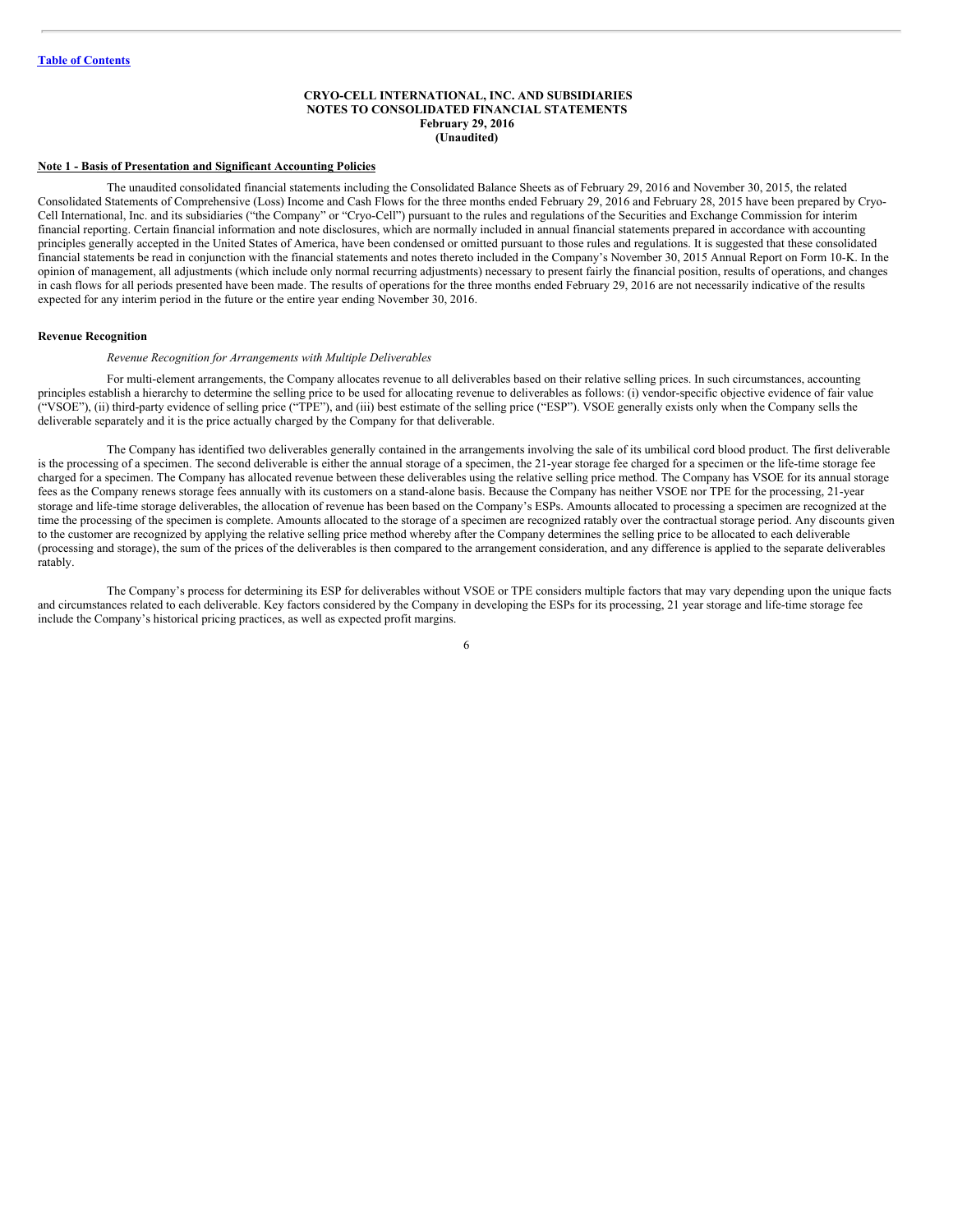**CRYO-CELL INTERNATIONAL, INC. AND SUBSIDIARIES**
**NOTES TO CONSOLIDATED FINANCIAL STATEMENTS**
**February 29, 2016**
**(Unaudited)**

**Note 1 - Basis of Presentation and Significant Accounting Policies**

The unaudited consolidated financial statements including the Consolidated Balance Sheets as of February 29, 2016 and November 30, 2015, the related Consolidated Statements of Comprehensive (Loss) Income and Cash Flows for the three months ended February 29, 2016 and February 28, 2015 have been prepared by Cryo-Cell International, Inc. and its subsidiaries ("the Company" or "Cryo-Cell") pursuant to the rules and regulations of the Securities and Exchange Commission for interim financial reporting. Certain financial information and note disclosures, which are normally included in annual financial statements prepared in accordance with accounting principles generally accepted in the United States of America, have been condensed or omitted pursuant to those rules and regulations. It is suggested that these consolidated financial statements be read in conjunction with the financial statements and notes thereto included in the Company's November 30, 2015 Annual Report on Form 10-K. In the opinion of management, all adjustments (which include only normal recurring adjustments) necessary to present fairly the financial position, results of operations, and changes in cash flows for all periods presented have been made. The results of operations for the three months ended February 29, 2016 are not necessarily indicative of the results expected for any interim period in the future or the entire year ending November 30, 2016.

**Revenue Recognition**

*Revenue Recognition for Arrangements with Multiple Deliverables*

For multi-element arrangements, the Company allocates revenue to all deliverables based on their relative selling prices. In such circumstances, accounting principles establish a hierarchy to determine the selling price to be used for allocating revenue to deliverables as follows: (i) vendor-specific objective evidence of fair value ("VSOE"), (ii) third-party evidence of selling price ("TPE"), and (iii) best estimate of the selling price ("ESP"). VSOE generally exists only when the Company sells the deliverable separately and it is the price actually charged by the Company for that deliverable.

The Company has identified two deliverables generally contained in the arrangements involving the sale of its umbilical cord blood product. The first deliverable is the processing of a specimen. The second deliverable is either the annual storage of a specimen, the 21-year storage fee charged for a specimen or the life-time storage fee charged for a specimen. The Company has allocated revenue between these deliverables using the relative selling price method. The Company has VSOE for its annual storage fees as the Company renews storage fees annually with its customers on a stand-alone basis. Because the Company has neither VSOE nor TPE for the processing, 21-year storage and life-time storage deliverables, the allocation of revenue has been based on the Company's ESPs. Amounts allocated to processing a specimen are recognized at the time the processing of the specimen is complete. Amounts allocated to the storage of a specimen are recognized ratably over the contractual storage period. Any discounts given to the customer are recognized by applying the relative selling price method whereby after the Company determines the selling price to be allocated to each deliverable (processing and storage), the sum of the prices of the deliverables is then compared to the arrangement consideration, and any difference is applied to the separate deliverables ratably.

The Company's process for determining its ESP for deliverables without VSOE or TPE considers multiple factors that may vary depending upon the unique facts and circumstances related to each deliverable. Key factors considered by the Company in developing the ESPs for its processing, 21 year storage and life-time storage fee include the Company's historical pricing practices, as well as expected profit margins.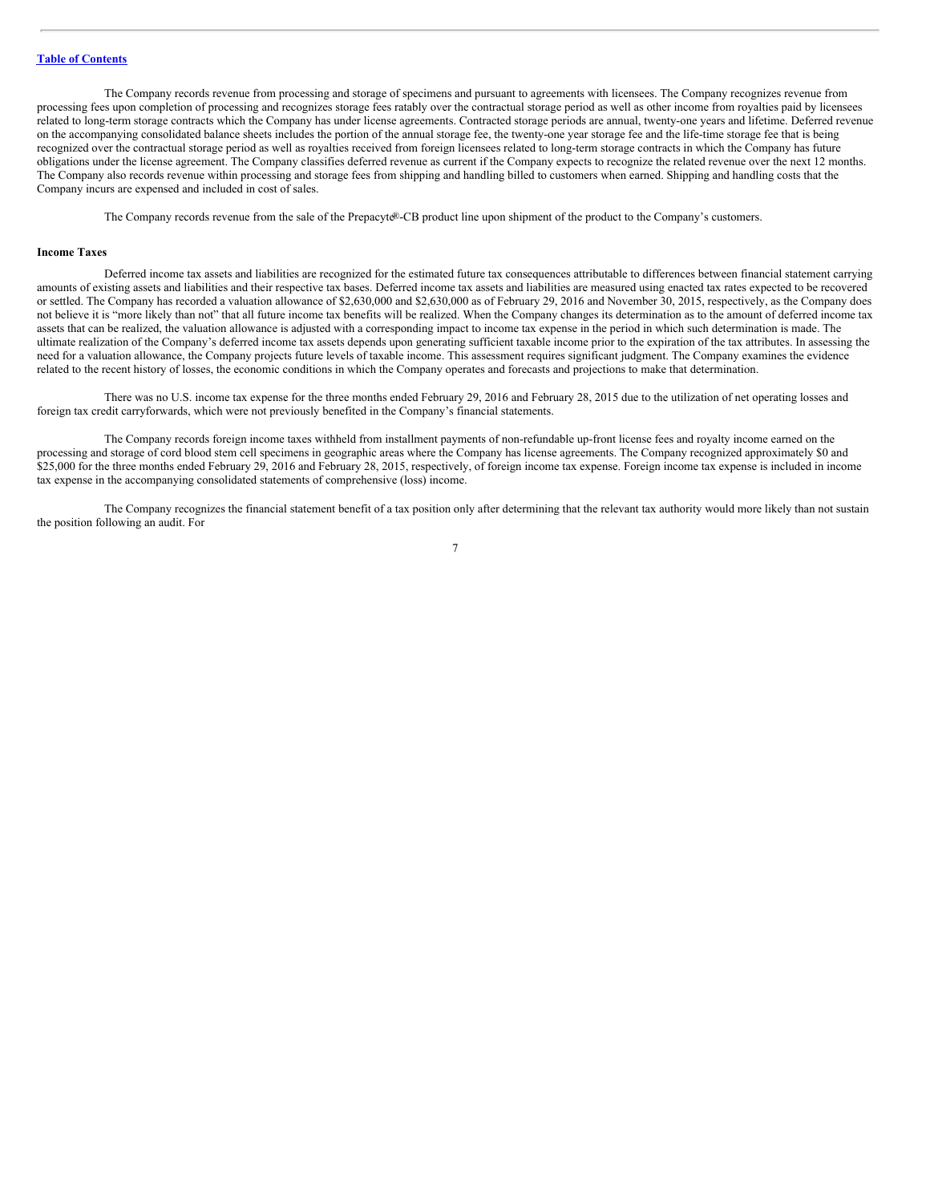The Company records revenue from processing and storage of specimens and pursuant to agreements with licensees. The Company recognizes revenue from processing fees upon completion of processing and recognizes storage fees ratably over the contractual storage period as well as other income from royalties paid by licensees related to long-term storage contracts which the Company has under license agreements. Contracted storage periods are annual, twenty-one years and lifetime. Deferred revenue on the accompanying consolidated balance sheets includes the portion of the annual storage fee, the twenty-one year storage fee and the life-time storage fee that is being recognized over the contractual storage period as well as royalties received from foreign licensees related to long-term storage contracts in which the Company has future obligations under the license agreement. The Company classifies deferred revenue as current if the Company expects to recognize the related revenue over the next 12 months. The Company also records revenue within processing and storage fees from shipping and handling billed to customers when earned. Shipping and handling costs that the Company incurs are expensed and included in cost of sales.

The Company records revenue from the sale of the Prepacyte®-CB product line upon shipment of the product to the Company's customers.

**Income Taxes**

Deferred income tax assets and liabilities are recognized for the estimated future tax consequences attributable to differences between financial statement carrying amounts of existing assets and liabilities and their respective tax bases. Deferred income tax assets and liabilities are measured using enacted tax rates expected to be recovered or settled. The Company has recorded a valuation allowance of $2,630,000 and $2,630,000 as of February 29, 2016 and November 30, 2015, respectively, as the Company does not believe it is "more likely than not" that all future income tax benefits will be realized. When the Company changes its determination as to the amount of deferred income tax assets that can be realized, the valuation allowance is adjusted with a corresponding impact to income tax expense in the period in which such determination is made. The ultimate realization of the Company's deferred income tax assets depends upon generating sufficient taxable income prior to the expiration of the tax attributes. In assessing the need for a valuation allowance, the Company projects future levels of taxable income. This assessment requires significant judgment. The Company examines the evidence related to the recent history of losses, the economic conditions in which the Company operates and forecasts and projections to make that determination.

There was no U.S. income tax expense for the three months ended February 29, 2016 and February 28, 2015 due to the utilization of net operating losses and foreign tax credit carryforwards, which were not previously benefited in the Company's financial statements.

The Company records foreign income taxes withheld from installment payments of non-refundable up-front license fees and royalty income earned on the processing and storage of cord blood stem cell specimens in geographic areas where the Company has license agreements. The Company recognized approximately $0 and $25,000 for the three months ended February 29, 2016 and February 28, 2015, respectively, of foreign income tax expense. Foreign income tax expense is included in income tax expense in the accompanying consolidated statements of comprehensive (loss) income.

The Company recognizes the financial statement benefit of a tax position only after determining that the relevant tax authority would more likely than not sustain the position following an audit. For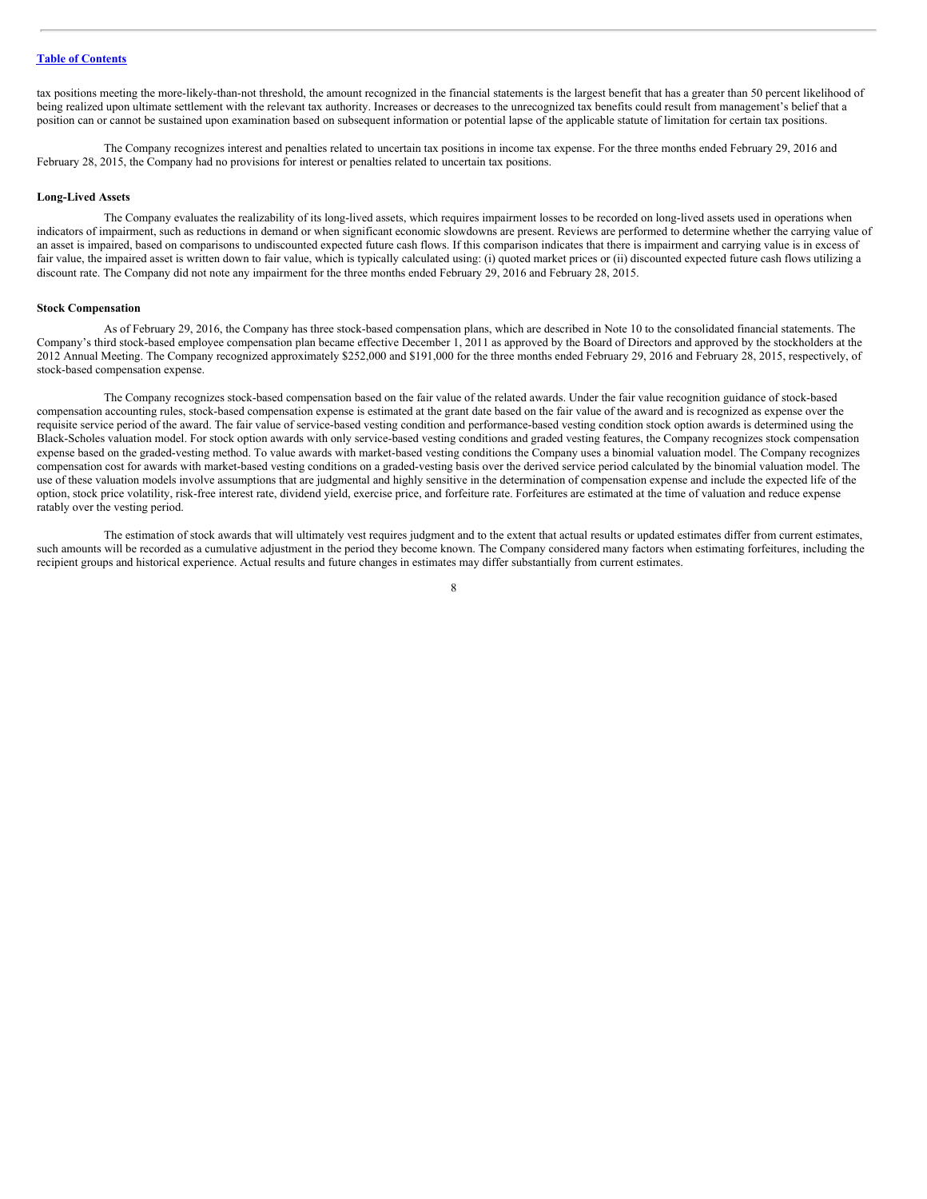tax positions meeting the more-likely-than-not threshold, the amount recognized in the financial statements is the largest benefit that has a greater than 50 percent likelihood of being realized upon ultimate settlement with the relevant tax authority. Increases or decreases to the unrecognized tax benefits could result from management's belief that a position can or cannot be sustained upon examination based on subsequent information or potential lapse of the applicable statute of limitation for certain tax positions.

The Company recognizes interest and penalties related to uncertain tax positions in income tax expense. For the three months ended February 29, 2016 and February 28, 2015, the Company had no provisions for interest or penalties related to uncertain tax positions.

**Long-Lived Assets**

The Company evaluates the realizability of its long-lived assets, which requires impairment losses to be recorded on long-lived assets used in operations when indicators of impairment, such as reductions in demand or when significant economic slowdowns are present. Reviews are performed to determine whether the carrying value of an asset is impaired, based on comparisons to undiscounted expected future cash flows. If this comparison indicates that there is impairment and carrying value is in excess of fair value, the impaired asset is written down to fair value, which is typically calculated using: (i) quoted market prices or (ii) discounted expected future cash flows utilizing a discount rate. The Company did not note any impairment for the three months ended February 29, 2016 and February 28, 2015.

**Stock Compensation**

As of February 29, 2016, the Company has three stock-based compensation plans, which are described in Note 10 to the consolidated financial statements. The Company's third stock-based employee compensation plan became effective December 1, 2011 as approved by the Board of Directors and approved by the stockholders at the 2012 Annual Meeting. The Company recognized approximately $252,000 and $191,000 for the three months ended February 29, 2016 and February 28, 2015, respectively, of stock-based compensation expense.

The Company recognizes stock-based compensation based on the fair value of the related awards. Under the fair value recognition guidance of stock-based compensation accounting rules, stock-based compensation expense is estimated at the grant date based on the fair value of the award and is recognized as expense over the requisite service period of the award. The fair value of service-based vesting condition and performance-based vesting condition stock option awards is determined using the Black-Scholes valuation model. For stock option awards with only service-based vesting conditions and graded vesting features, the Company recognizes stock compensation expense based on the graded-vesting method. To value awards with market-based vesting conditions the Company uses a binomial valuation model. The Company recognizes compensation cost for awards with market-based vesting conditions on a graded-vesting basis over the derived service period calculated by the binomial valuation model. The use of these valuation models involve assumptions that are judgmental and highly sensitive in the determination of compensation expense and include the expected life of the option, stock price volatility, risk-free interest rate, dividend yield, exercise price, and forfeiture rate. Forfeitures are estimated at the time of valuation and reduce expense ratably over the vesting period.

The estimation of stock awards that will ultimately vest requires judgment and to the extent that actual results or updated estimates differ from current estimates, such amounts will be recorded as a cumulative adjustment in the period they become known. The Company considered many factors when estimating forfeitures, including the recipient groups and historical experience. Actual results and future changes in estimates may differ substantially from current estimates.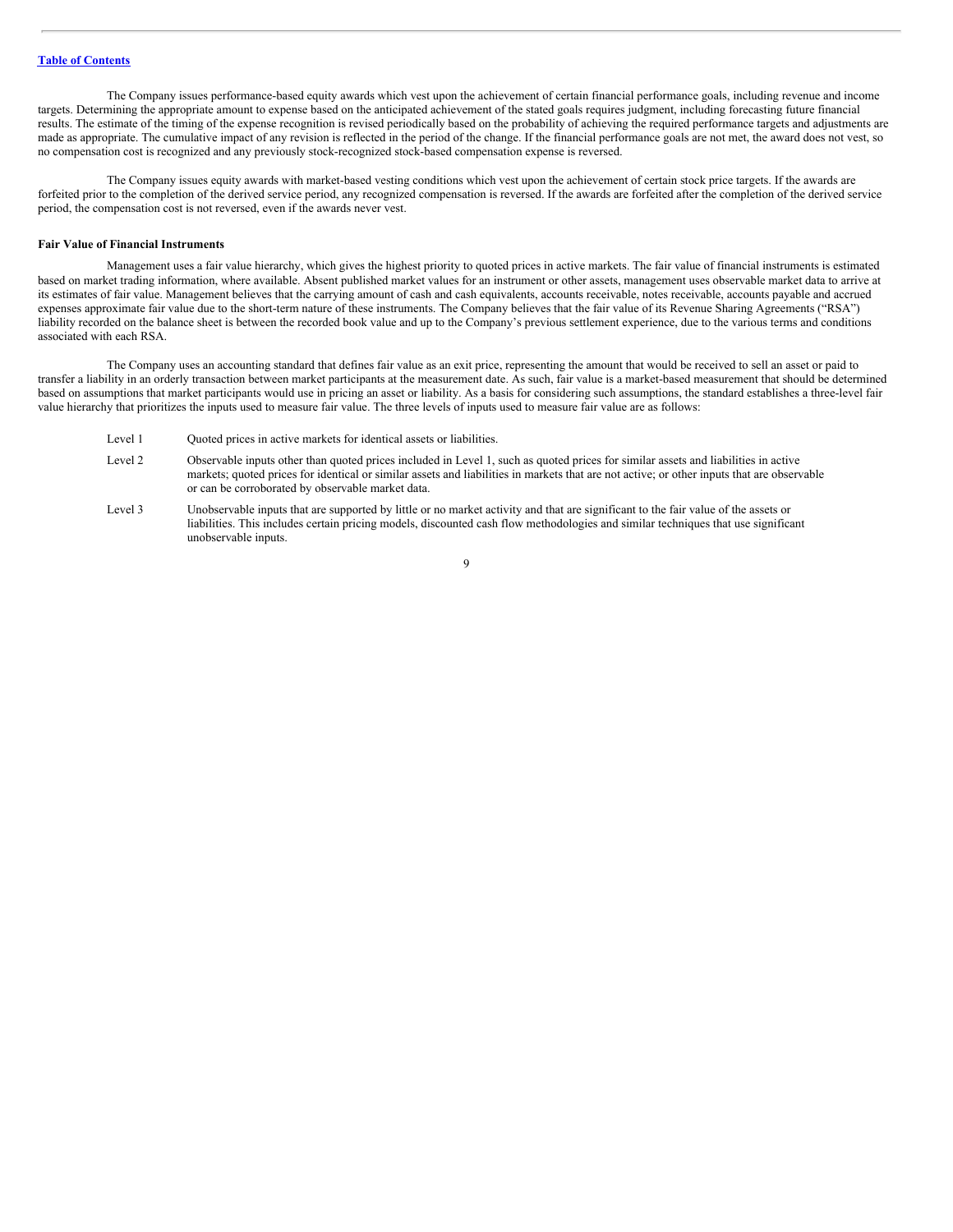The Company issues performance-based equity awards which vest upon the achievement of certain financial performance goals, including revenue and income targets. Determining the appropriate amount to expense based on the anticipated achievement of the stated goals requires judgment, including forecasting future financial results. The estimate of the timing of the expense recognition is revised periodically based on the probability of achieving the required performance targets and adjustments are made as appropriate. The cumulative impact of any revision is reflected in the period of the change. If the financial performance goals are not met, the award does not vest, so no compensation cost is recognized and any previously stock-recognized stock-based compensation expense is reversed.

The Company issues equity awards with market-based vesting conditions which vest upon the achievement of certain stock price targets. If the awards are forfeited prior to the completion of the derived service period, any recognized compensation is reversed. If the awards are forfeited after the completion of the derived service period, the compensation cost is not reversed, even if the awards never vest.

**Fair Value of Financial Instruments**

Management uses a fair value hierarchy, which gives the highest priority to quoted prices in active markets. The fair value of financial instruments is estimated based on market trading information, where available. Absent published market values for an instrument or other assets, management uses observable market data to arrive at its estimates of fair value. Management believes that the carrying amount of cash and cash equivalents, accounts receivable, notes receivable, accounts payable and accrued expenses approximate fair value due to the short-term nature of these instruments. The Company believes that the fair value of its Revenue Sharing Agreements ("RSA") liability recorded on the balance sheet is between the recorded book value and up to the Company's previous settlement experience, due to the various terms and conditions associated with each RSA.

The Company uses an accounting standard that defines fair value as an exit price, representing the amount that would be received to sell an asset or paid to transfer a liability in an orderly transaction between market participants at the measurement date. As such, fair value is a market-based measurement that should be determined based on assumptions that market participants would use in pricing an asset or liability. As a basis for considering such assumptions, the standard establishes a three-level fair value hierarchy that prioritizes the inputs used to measure fair value. The three levels of inputs used to measure fair value are as follows:

| | |
|---|---|
| Level 1 | Quoted prices in active markets for identical assets or liabilities. |
| Level 2 | Observable inputs other than quoted prices included in Level 1, such as quoted prices for similar assets and liabilities in active markets; quoted prices for identical or similar assets and liabilities in markets that are not active; or other inputs that are observable or can be corroborated by observable market data. |
| Level 3 | Unobservable inputs that are supported by little or no market activity and that are significant to the fair value of the assets or liabilities. This includes certain pricing models, discounted cash flow methodologies and similar techniques that use significant unobservable inputs. |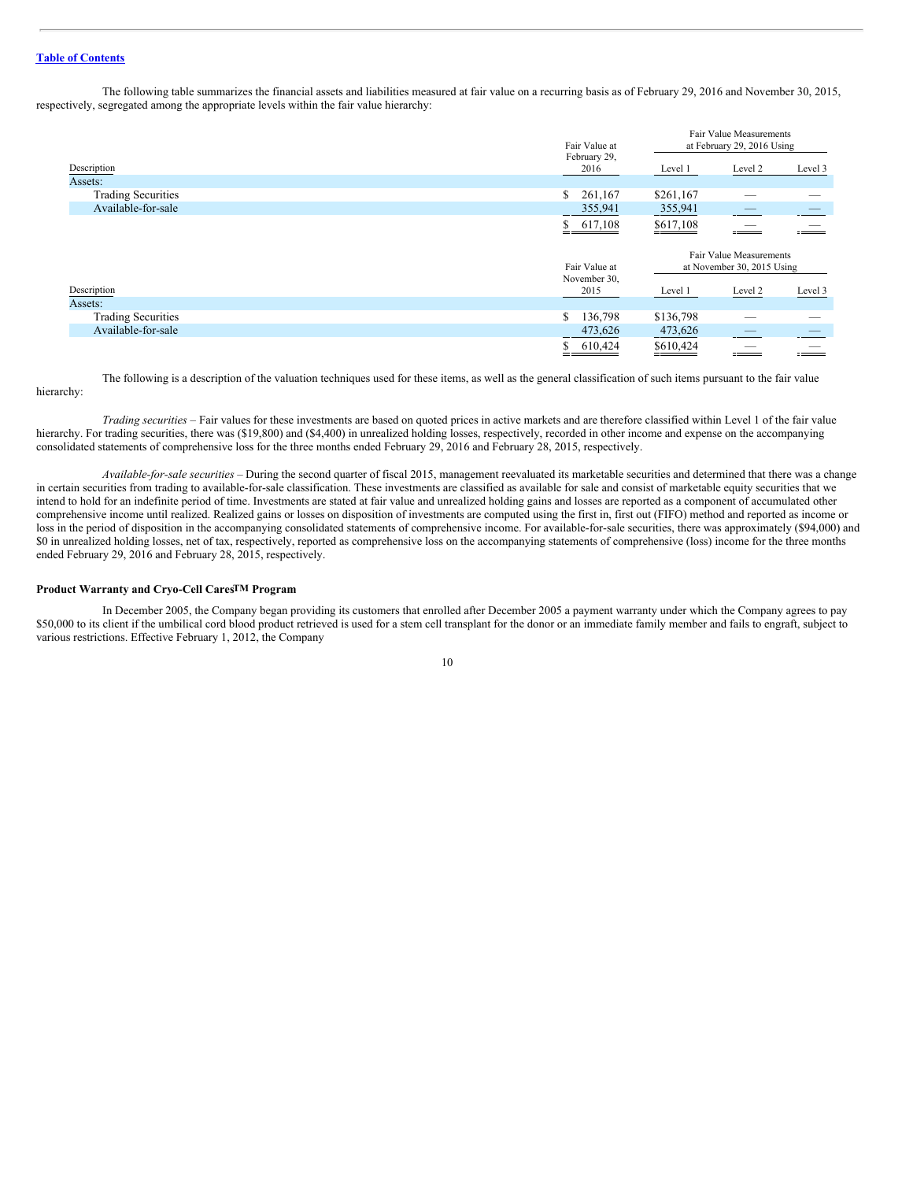The following table summarizes the financial assets and liabilities measured at fair value on a recurring basis as of February 29, 2016 and November 30, 2015, respectively, segregated among the appropriate levels within the fair value hierarchy:

| Description | Fair Value at February 29, 2016 | Fair Value Measurements at February 29, 2016 Using | | |
|---|---|---|---|---|
| | | Level 1 | Level 2 | Level 3 |
| Assets: | | | | |
| Trading Securities | $ 261,167 | $261,167 | — | — |
| Available-for-sale | 355,941 | 355,941 | — | — |
| | $ 617,108 | $617,108 | — | — |

| Description | Fair Value at November 30, 2015 | Fair Value Measurements at November 30, 2015 Using | | |
|---|---|---|---|---|
| | | Level 1 | Level 2 | Level 3 |
| Assets: | | | | |
| Trading Securities | $ 136,798 | $136,798 | — | — |
| Available-for-sale | 473,626 | 473,626 | — | — |
| | $ 610,424 | $610,424 | — | — |

The following is a description of the valuation techniques used for these items, as well as the general classification of such items pursuant to the fair value hierarchy:

*Trading securities* – Fair values for these investments are based on quoted prices in active markets and are therefore classified within Level 1 of the fair value hierarchy. For trading securities, there was ($19,800) and ($4,400) in unrealized holding losses, respectively, recorded in other income and expense on the accompanying consolidated statements of comprehensive loss for the three months ended February 29, 2016 and February 28, 2015, respectively.

*Available-for-sale securities* – During the second quarter of fiscal 2015, management reevaluated its marketable securities and determined that there was a change in certain securities from trading to available-for-sale classification. These investments are classified as available for sale and consist of marketable equity securities that we intend to hold for an indefinite period of time. Investments are stated at fair value and unrealized holding gains and losses are reported as a component of accumulated other comprehensive income until realized. Realized gains or losses on disposition of investments are computed using the first in, first out (FIFO) method and reported as income or loss in the period of disposition in the accompanying consolidated statements of comprehensive income. For available-for-sale securities, there was approximately ($94,000) and $0 in unrealized holding losses, net of tax, respectively, reported as comprehensive loss on the accompanying statements of comprehensive (loss) income for the three months ended February 29, 2016 and February 28, 2015, respectively.

**Product Warranty and Cryo-Cell Cares™ Program**

In December 2005, the Company began providing its customers that enrolled after December 2005 a payment warranty under which the Company agrees to pay $50,000 to its client if the umbilical cord blood product retrieved is used for a stem cell transplant for the donor or an immediate family member and fails to engraft, subject to various restrictions. Effective February 1, 2012, the Company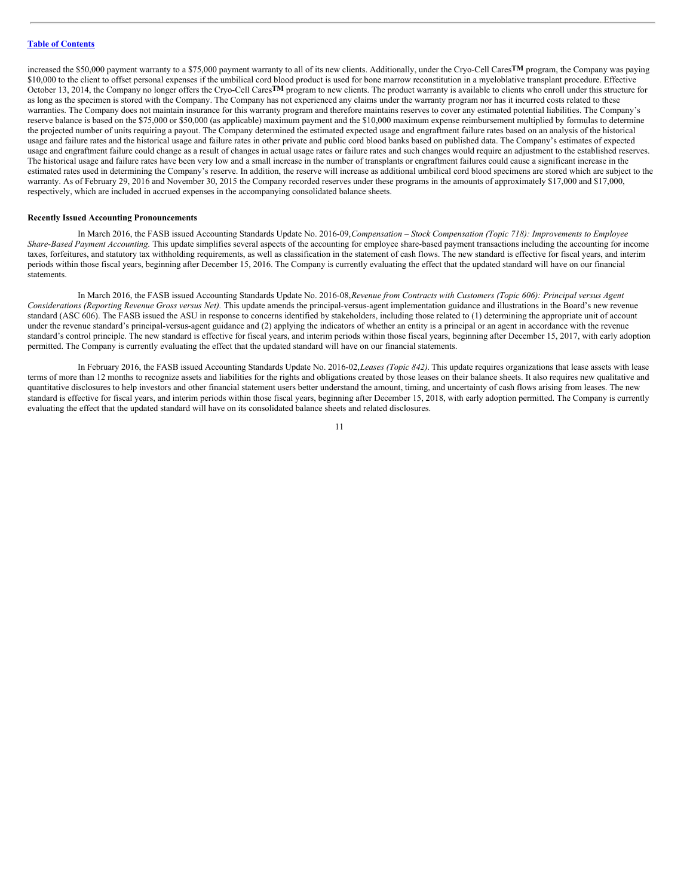increased the $50,000 payment warranty to a $75,000 payment warranty to all of its new clients. Additionally, under the Cryo-Cell Cares**TM** program, the Company was paying $10,000 to the client to offset personal expenses if the umbilical cord blood product is used for bone marrow reconstitution in a myeloblative transplant procedure. Effective October 13, 2014, the Company no longer offers the Cryo-Cell Cares**TM** program to new clients. The product warranty is available to clients who enroll under this structure for as long as the specimen is stored with the Company. The Company has not experienced any claims under the warranty program nor has it incurred costs related to these warranties. The Company does not maintain insurance for this warranty program and therefore maintains reserves to cover any estimated potential liabilities. The Company's reserve balance is based on the $75,000 or $50,000 (as applicable) maximum payment and the $10,000 maximum expense reimbursement multiplied by formulas to determine the projected number of units requiring a payout. The Company determined the estimated expected usage and engraftment failure rates based on an analysis of the historical usage and failure rates and the historical usage and failure rates in other private and public cord blood banks based on published data. The Company's estimates of expected usage and engraftment failure could change as a result of changes in actual usage rates or failure rates and such changes would require an adjustment to the established reserves. The historical usage and failure rates have been very low and a small increase in the number of transplants or engraftment failures could cause a significant increase in the estimated rates used in determining the Company's reserve. In addition, the reserve will increase as additional umbilical cord blood specimens are stored which are subject to the warranty. As of February 29, 2016 and November 30, 2015 the Company recorded reserves under these programs in the amounts of approximately $17,000 and $17,000, respectively, which are included in accrued expenses in the accompanying consolidated balance sheets.

**Recently Issued Accounting Pronouncements**

In March 2016, the FASB issued Accounting Standards Update No. 2016-09,*Compensation – Stock Compensation (Topic 718): Improvements to Employee Share-Based Payment Accounting.* This update simplifies several aspects of the accounting for employee share-based payment transactions including the accounting for income taxes, forfeitures, and statutory tax withholding requirements, as well as classification in the statement of cash flows. The new standard is effective for fiscal years, and interim periods within those fiscal years, beginning after December 15, 2016. The Company is currently evaluating the effect that the updated standard will have on our financial statements.

In March 2016, the FASB issued Accounting Standards Update No. 2016-08,*Revenue from Contracts with Customers (Topic 606): Principal versus Agent Considerations (Reporting Revenue Gross versus Net).* This update amends the principal-versus-agent implementation guidance and illustrations in the Board's new revenue standard (ASC 606). The FASB issued the ASU in response to concerns identified by stakeholders, including those related to (1) determining the appropriate unit of account under the revenue standard's principal-versus-agent guidance and (2) applying the indicators of whether an entity is a principal or an agent in accordance with the revenue standard's control principle. The new standard is effective for fiscal years, and interim periods within those fiscal years, beginning after December 15, 2017, with early adoption permitted. The Company is currently evaluating the effect that the updated standard will have on our financial statements.

In February 2016, the FASB issued Accounting Standards Update No. 2016-02,*Leases (Topic 842)*. This update requires organizations that lease assets with lease terms of more than 12 months to recognize assets and liabilities for the rights and obligations created by those leases on their balance sheets. It also requires new qualitative and quantitative disclosures to help investors and other financial statement users better understand the amount, timing, and uncertainty of cash flows arising from leases. The new standard is effective for fiscal years, and interim periods within those fiscal years, beginning after December 15, 2018, with early adoption permitted. The Company is currently evaluating the effect that the updated standard will have on its consolidated balance sheets and related disclosures.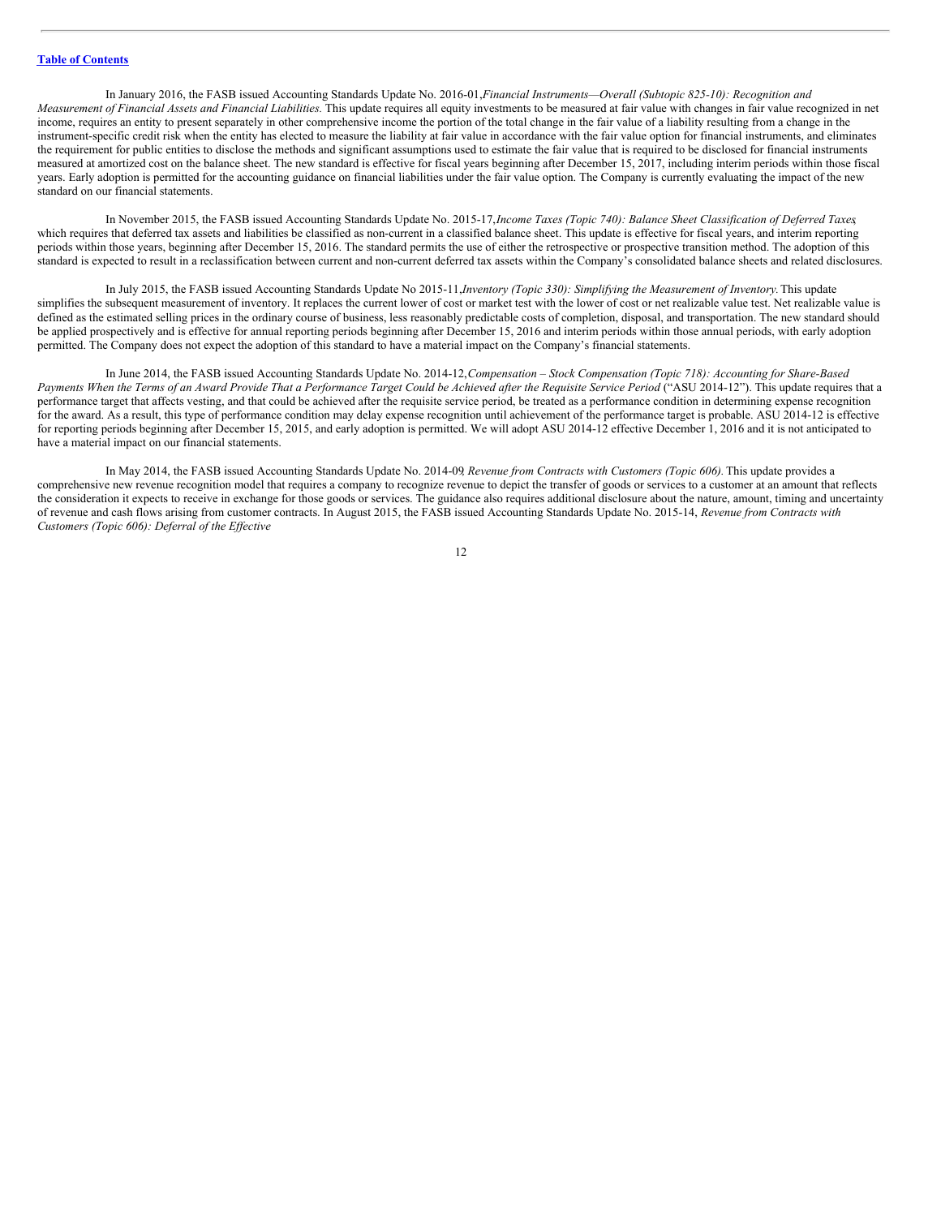In January 2016, the FASB issued Accounting Standards Update No. 2016-01, *Financial Instruments—Overall (Subtopic 825-10): Recognition and Measurement of Financial Assets and Financial Liabilities.* This update requires all equity investments to be measured at fair value with changes in fair value recognized in net income, requires an entity to present separately in other comprehensive income the portion of the total change in the fair value of a liability resulting from a change in the instrument-specific credit risk when the entity has elected to measure the liability at fair value in accordance with the fair value option for financial instruments, and eliminates the requirement for public entities to disclose the methods and significant assumptions used to estimate the fair value that is required to be disclosed for financial instruments measured at amortized cost on the balance sheet. The new standard is effective for fiscal years beginning after December 15, 2017, including interim periods within those fiscal years. Early adoption is permitted for the accounting guidance on financial liabilities under the fair value option. The Company is currently evaluating the impact of the new standard on our financial statements.

In November 2015, the FASB issued Accounting Standards Update No. 2015-17, *Income Taxes (Topic 740): Balance Sheet Classification of Deferred Taxes*, which requires that deferred tax assets and liabilities be classified as non-current in a classified balance sheet. This update is effective for fiscal years, and interim reporting periods within those years, beginning after December 15, 2016. The standard permits the use of either the retrospective or prospective transition method. The adoption of this standard is expected to result in a reclassification between current and non-current deferred tax assets within the Company's consolidated balance sheets and related disclosures.

In July 2015, the FASB issued Accounting Standards Update No 2015-11, *Inventory (Topic 330): Simplifying the Measurement of Inventory.* This update simplifies the subsequent measurement of inventory. It replaces the current lower of cost or market test with the lower of cost or net realizable value test. Net realizable value is defined as the estimated selling prices in the ordinary course of business, less reasonably predictable costs of completion, disposal, and transportation. The new standard should be applied prospectively and is effective for annual reporting periods beginning after December 15, 2016 and interim periods within those annual periods, with early adoption permitted. The Company does not expect the adoption of this standard to have a material impact on the Company's financial statements.

In June 2014, the FASB issued Accounting Standards Update No. 2014-12, *Compensation – Stock Compensation (Topic 718): Accounting for Share-Based Payments When the Terms of an Award Provide That a Performance Target Could be Achieved after the Requisite Service Period* ("ASU 2014-12"). This update requires that a performance target that affects vesting, and that could be achieved after the requisite service period, be treated as a performance condition in determining expense recognition for the award. As a result, this type of performance condition may delay expense recognition until achievement of the performance target is probable. ASU 2014-12 is effective for reporting periods beginning after December 15, 2015, and early adoption is permitted. We will adopt ASU 2014-12 effective December 1, 2016 and it is not anticipated to have a material impact on our financial statements.

In May 2014, the FASB issued Accounting Standards Update No. 2014-09, *Revenue from Contracts with Customers (Topic 606).* This update provides a comprehensive new revenue recognition model that requires a company to recognize revenue to depict the transfer of goods or services to a customer at an amount that reflects the consideration it expects to receive in exchange for those goods or services. The guidance also requires additional disclosure about the nature, amount, timing and uncertainty of revenue and cash flows arising from customer contracts. In August 2015, the FASB issued Accounting Standards Update No. 2015-14, *Revenue from Contracts with Customers (Topic 606): Deferral of the Effective*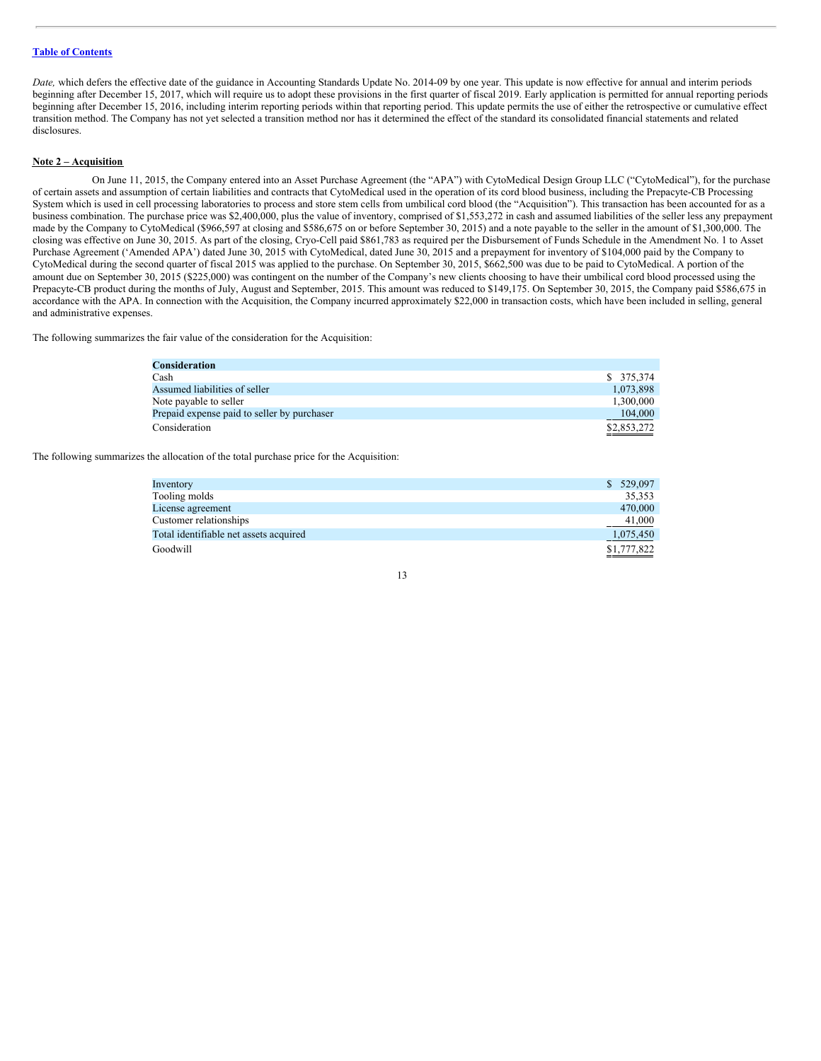*Date,* which defers the effective date of the guidance in Accounting Standards Update No. 2014-09 by one year. This update is now effective for annual and interim periods beginning after December 15, 2017, which will require us to adopt these provisions in the first quarter of fiscal 2019. Early application is permitted for annual reporting periods beginning after December 15, 2016, including interim reporting periods within that reporting period. This update permits the use of either the retrospective or cumulative effect transition method. The Company has not yet selected a transition method nor has it determined the effect of the standard its consolidated financial statements and related disclosures.

**Note 2 – Acquisition**

On June 11, 2015, the Company entered into an Asset Purchase Agreement (the "APA") with CytoMedical Design Group LLC ("CytoMedical"), for the purchase of certain assets and assumption of certain liabilities and contracts that CytoMedical used in the operation of its cord blood business, including the Prepacyte-CB Processing System which is used in cell processing laboratories to process and store stem cells from umbilical cord blood (the "Acquisition"). This transaction has been accounted for as a business combination. The purchase price was $2,400,000, plus the value of inventory, comprised of $1,553,272 in cash and assumed liabilities of the seller less any prepayment made by the Company to CytoMedical ($966,597 at closing and $586,675 on or before September 30, 2015) and a note payable to the seller in the amount of $1,300,000. The closing was effective on June 30, 2015. As part of the closing, Cryo-Cell paid $861,783 as required per the Disbursement of Funds Schedule in the Amendment No. 1 to Asset Purchase Agreement ('Amended APA') dated June 30, 2015 with CytoMedical, dated June 30, 2015 and a prepayment for inventory of $104,000 paid by the Company to CytoMedical during the second quarter of fiscal 2015 was applied to the purchase. On September 30, 2015, $662,500 was due to be paid to CytoMedical. A portion of the amount due on September 30, 2015 ($225,000) was contingent on the number of the Company's new clients choosing to have their umbilical cord blood processed using the Prepacyte-CB product during the months of July, August and September, 2015. This amount was reduced to $149,175. On September 30, 2015, the Company paid $586,675 in accordance with the APA. In connection with the Acquisition, the Company incurred approximately $22,000 in transaction costs, which have been included in selling, general and administrative expenses.

The following summarizes the fair value of the consideration for the Acquisition:

| | |
|---|---|
| **Consideration** | |
| Cash | $ 375,374 |
| Assumed liabilities of seller | 1,073,898 |
| Note payable to seller | 1,300,000 |
| Prepaid expense paid to seller by purchaser | 104,000 |
| Consideration | $2,853,272 |

The following summarizes the allocation of the total purchase price for the Acquisition:

| | |
|---|---|
| Inventory | $ 529,097 |
| Tooling molds | 35,353 |
| License agreement | 470,000 |
| Customer relationships | 41,000 |
| Total identifiable net assets acquired | 1,075,450 |
| Goodwill | $1,777,822 |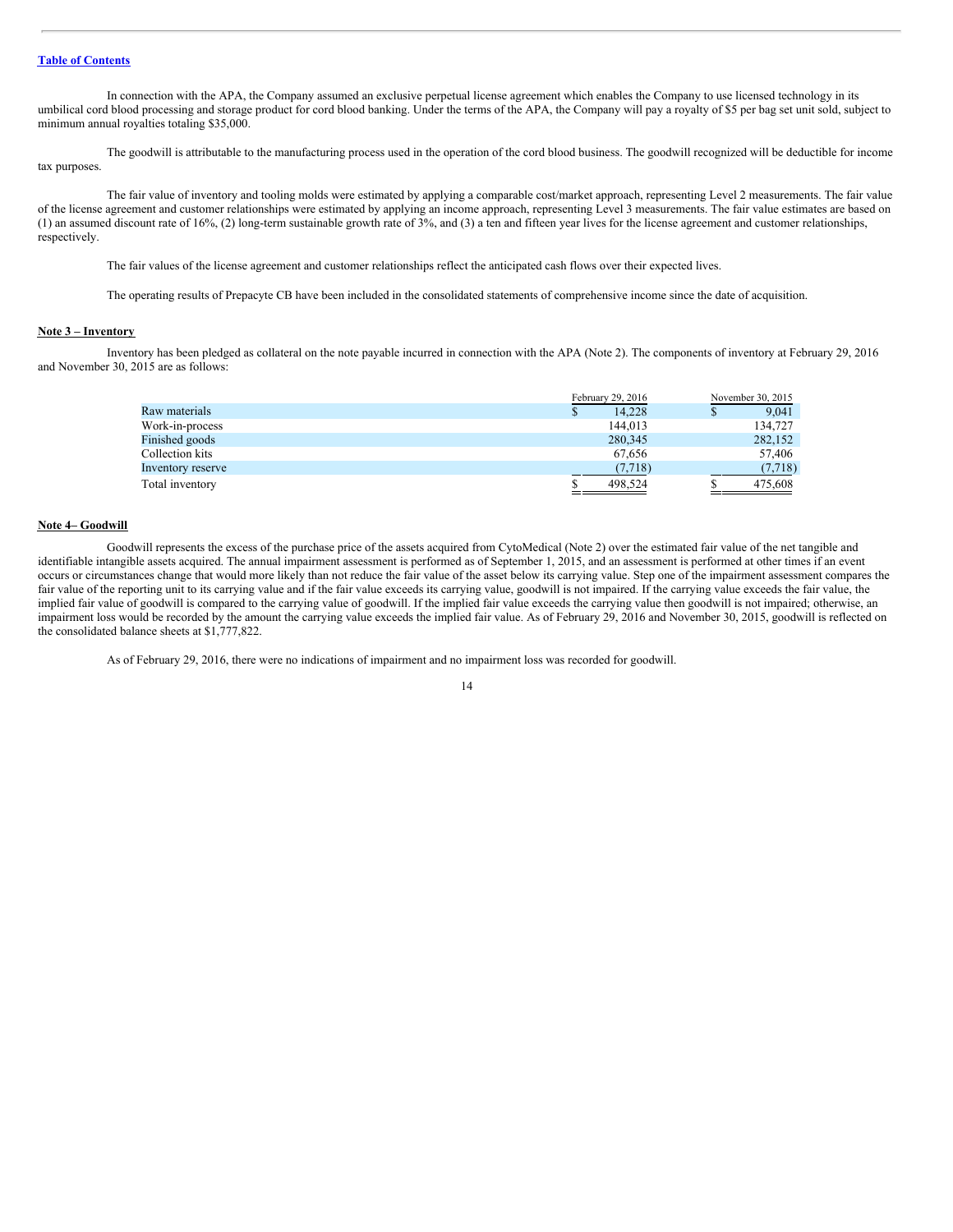[Table of Contents](#)

In connection with the APA, the Company assumed an exclusive perpetual license agreement which enables the Company to use licensed technology in its umbilical cord blood processing and storage product for cord blood banking. Under the terms of the APA, the Company will pay a royalty of $5 per bag set unit sold, subject to minimum annual royalties totaling $35,000.

The goodwill is attributable to the manufacturing process used in the operation of the cord blood business. The goodwill recognized will be deductible for income tax purposes.

The fair value of inventory and tooling molds were estimated by applying a comparable cost/market approach, representing Level 2 measurements. The fair value of the license agreement and customer relationships were estimated by applying an income approach, representing Level 3 measurements. The fair value estimates are based on (1) an assumed discount rate of 16%, (2) long-term sustainable growth rate of 3%, and (3) a ten and fifteen year lives for the license agreement and customer relationships, respectively.

The fair values of the license agreement and customer relationships reflect the anticipated cash flows over their expected lives.

The operating results of Prepacyte CB have been included in the consolidated statements of comprehensive income since the date of acquisition.

**Note 3 – Inventory**

Inventory has been pledged as collateral on the note payable incurred in connection with the APA (Note 2). The components of inventory at February 29, 2016 and November 30, 2015 are as follows:

| | February 29, 2016 | November 30, 2015 |
|---|---|---|
| Raw materials | $ 14,228 | $ 9,041 |
| Work-in-process | 144,013 | 134,727 |
| Finished goods | 280,345 | 282,152 |
| Collection kits | 67,656 | 57,406 |
| Inventory reserve | (7,718) | (7,718) |
| Total inventory | $ 498,524 | $ 475,608 |

**Note 4– Goodwill**

Goodwill represents the excess of the purchase price of the assets acquired from CytoMedical (Note 2) over the estimated fair value of the net tangible and identifiable intangible assets acquired. The annual impairment assessment is performed as of September 1, 2015, and an assessment is performed at other times if an event occurs or circumstances change that would more likely than not reduce the fair value of the asset below its carrying value. Step one of the impairment assessment compares the fair value of the reporting unit to its carrying value and if the fair value exceeds its carrying value, goodwill is not impaired. If the carrying value exceeds the fair value, the implied fair value of goodwill is compared to the carrying value of goodwill. If the implied fair value exceeds the carrying value then goodwill is not impaired; otherwise, an impairment loss would be recorded by the amount the carrying value exceeds the implied fair value. As of February 29, 2016 and November 30, 2015, goodwill is reflected on the consolidated balance sheets at $1,777,822.

As of February 29, 2016, there were no indications of impairment and no impairment loss was recorded for goodwill.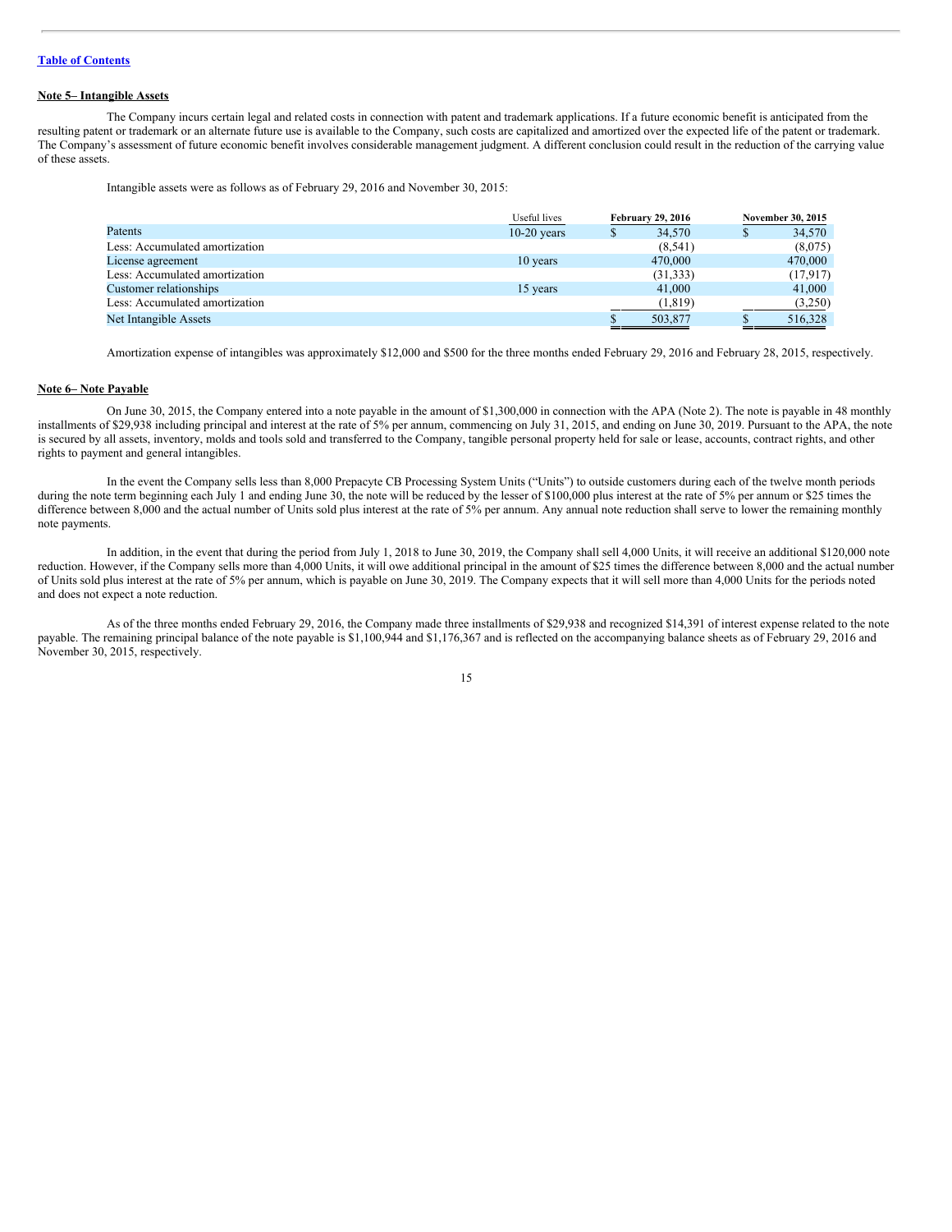[Table of Contents](#)

**Note 5– Intangible Assets**

The Company incurs certain legal and related costs in connection with patent and trademark applications. If a future economic benefit is anticipated from the resulting patent or trademark or an alternate future use is available to the Company, such costs are capitalized and amortized over the expected life of the patent or trademark. The Company's assessment of future economic benefit involves considerable management judgment. A different conclusion could result in the reduction of the carrying value of these assets.

Intangible assets were as follows as of February 29, 2016 and November 30, 2015:

| | Useful lives | February 29, 2016 | November 30, 2015 |
|---|---|---|---|
| Patents | 10-20 years | $ 34,570 | $ 34,570 |
| Less: Accumulated amortization | | (8,541) | (8,075) |
| License agreement | 10 years | 470,000 | 470,000 |
| Less: Accumulated amortization | | (31,333) | (17,917) |
| Customer relationships | 15 years | 41,000 | 41,000 |
| Less: Accumulated amortization | | (1,819) | (3,250) |
| Net Intangible Assets | | $ 503,877 | $ 516,328 |

Amortization expense of intangibles was approximately $12,000 and $500 for the three months ended February 29, 2016 and February 28, 2015, respectively.

**Note 6– Note Payable**

On June 30, 2015, the Company entered into a note payable in the amount of $1,300,000 in connection with the APA (Note 2). The note is payable in 48 monthly installments of $29,938 including principal and interest at the rate of 5% per annum, commencing on July 31, 2015, and ending on June 30, 2019. Pursuant to the APA, the note is secured by all assets, inventory, molds and tools sold and transferred to the Company, tangible personal property held for sale or lease, accounts, contract rights, and other rights to payment and general intangibles.

In the event the Company sells less than 8,000 Prepacyte CB Processing System Units ("Units") to outside customers during each of the twelve month periods during the note term beginning each July 1 and ending June 30, the note will be reduced by the lesser of $100,000 plus interest at the rate of 5% per annum or $25 times the difference between 8,000 and the actual number of Units sold plus interest at the rate of 5% per annum. Any annual note reduction shall serve to lower the remaining monthly note payments.

In addition, in the event that during the period from July 1, 2018 to June 30, 2019, the Company shall sell 4,000 Units, it will receive an additional $120,000 note reduction. However, if the Company sells more than 4,000 Units, it will owe additional principal in the amount of $25 times the difference between 8,000 and the actual number of Units sold plus interest at the rate of 5% per annum, which is payable on June 30, 2019. The Company expects that it will sell more than 4,000 Units for the periods noted and does not expect a note reduction.

As of the three months ended February 29, 2016, the Company made three installments of $29,938 and recognized $14,391 of interest expense related to the note payable. The remaining principal balance of the note payable is $1,100,944 and $1,176,367 and is reflected on the accompanying balance sheets as of February 29, 2016 and November 30, 2015, respectively.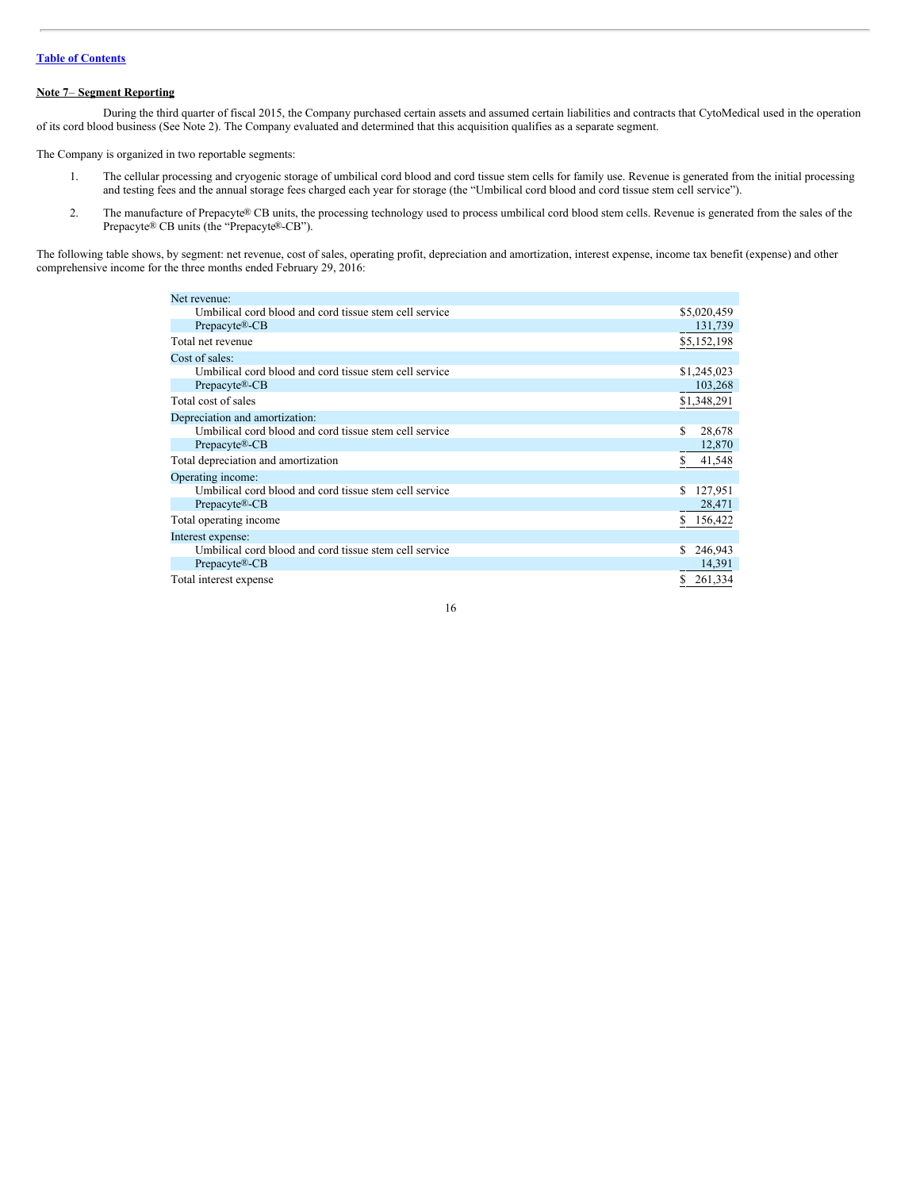[Table of Contents](#)

**Note 7– Segment Reporting**

During the third quarter of fiscal 2015, the Company purchased certain assets and assumed certain liabilities and contracts that CytoMedical used in the operation of its cord blood business (See Note 2). The Company evaluated and determined that this acquisition qualifies as a separate segment.

The Company is organized in two reportable segments:

1. The cellular processing and cryogenic storage of umbilical cord blood and cord tissue stem cells for family use. Revenue is generated from the initial processing and testing fees and the annual storage fees charged each year for storage (the "Umbilical cord blood and cord tissue stem cell service").

2. The manufacture of Prepacyte® CB units, the processing technology used to process umbilical cord blood stem cells. Revenue is generated from the sales of the Prepacyte® CB units (the "Prepacyte®-CB").

The following table shows, by segment: net revenue, cost of sales, operating profit, depreciation and amortization, interest expense, income tax benefit (expense) and other comprehensive income for the three months ended February 29, 2016:

| | |
|---|---|
| Net revenue: | |
| Umbilical cord blood and cord tissue stem cell service | $5,020,459 |
| Prepacyte®-CB | 131,739 |
| Total net revenue | $5,152,198 |
| Cost of sales: | |
| Umbilical cord blood and cord tissue stem cell service | $1,245,023 |
| Prepacyte®-CB | 103,268 |
| Total cost of sales | $1,348,291 |
| Depreciation and amortization: | |
| Umbilical cord blood and cord tissue stem cell service | $ 28,678 |
| Prepacyte®-CB | 12,870 |
| Total depreciation and amortization | $ 41,548 |
| Operating income: | |
| Umbilical cord blood and cord tissue stem cell service | $ 127,951 |
| Prepacyte®-CB | 28,471 |
| Total operating income | $ 156,422 |
| Interest expense: | |
| Umbilical cord blood and cord tissue stem cell service | $ 246,943 |
| Prepacyte®-CB | 14,391 |
| Total interest expense | $ 261,334 |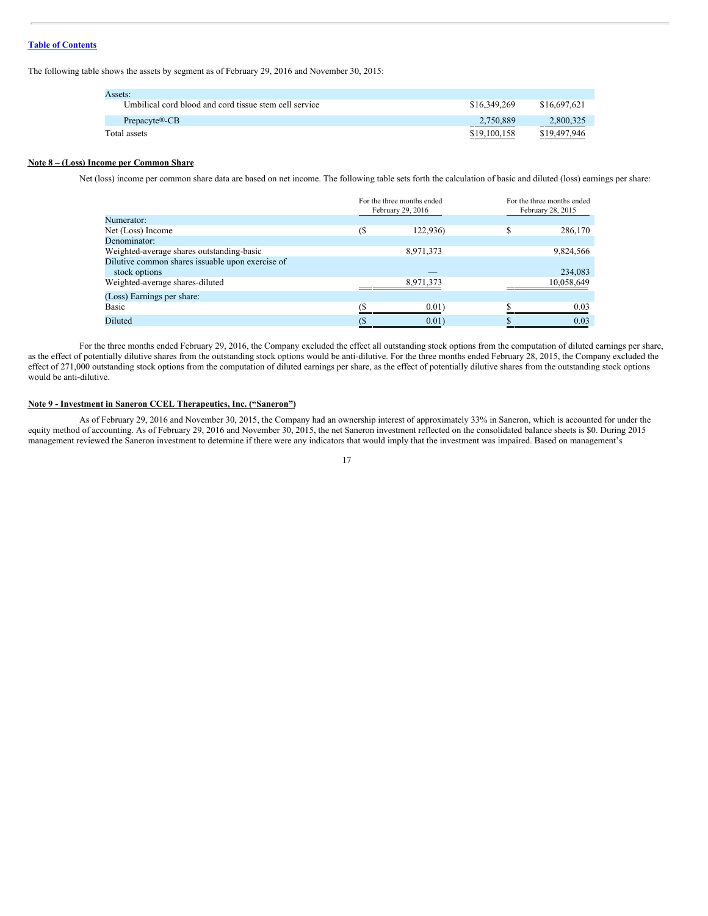The following table shows the assets by segment as of February 29, 2016 and November 30, 2015:

| | | |
|---|---|---|
| Assets: | | |
| Umbilical cord blood and cord tissue stem cell service | $16,349,269 | $16,697,621 |
| Prepacyte®-CB | 2,750,889 | 2,800,325 |
| Total assets | $19,100,158 | $19,497,946 |

**Note 8 – (Loss) Income per Common Share**

Net (loss) income per common share data are based on net income. The following table sets forth the calculation of basic and diluted (loss) earnings per share:

| | For the three months ended February 29, 2016 | For the three months ended February 28, 2015 |
|---|---|---|
| Numerator: | | |
| Net (Loss) Income | ($122,936) | $286,170 |
| Denominator: | | |
| Weighted-average shares outstanding-basic | 8,971,373 | 9,824,566 |
| Dilutive common shares issuable upon exercise of stock options | — | 234,083 |
| Weighted-average shares-diluted | 8,971,373 | 10,058,649 |
| (Loss) Earnings per share: | | |
| Basic | ($0.01) | $0.03 |
| Diluted | ($0.01) | $0.03 |

For the three months ended February 29, 2016, the Company excluded the effect all outstanding stock options from the computation of diluted earnings per share, as the effect of potentially dilutive shares from the outstanding stock options would be anti-dilutive. For the three months ended February 28, 2015, the Company excluded the effect of 271,000 outstanding stock options from the computation of diluted earnings per share, as the effect of potentially dilutive shares from the outstanding stock options would be anti-dilutive.

**Note 9 - Investment in Saneron CCEL Therapeutics, Inc. ("Saneron")**

As of February 29, 2016 and November 30, 2015, the Company had an ownership interest of approximately 33% in Saneron, which is accounted for under the equity method of accounting. As of February 29, 2016 and November 30, 2015, the net Saneron investment reflected on the consolidated balance sheets is $0. During 2015 management reviewed the Saneron investment to determine if there were any indicators that would imply that the investment was impaired. Based on management's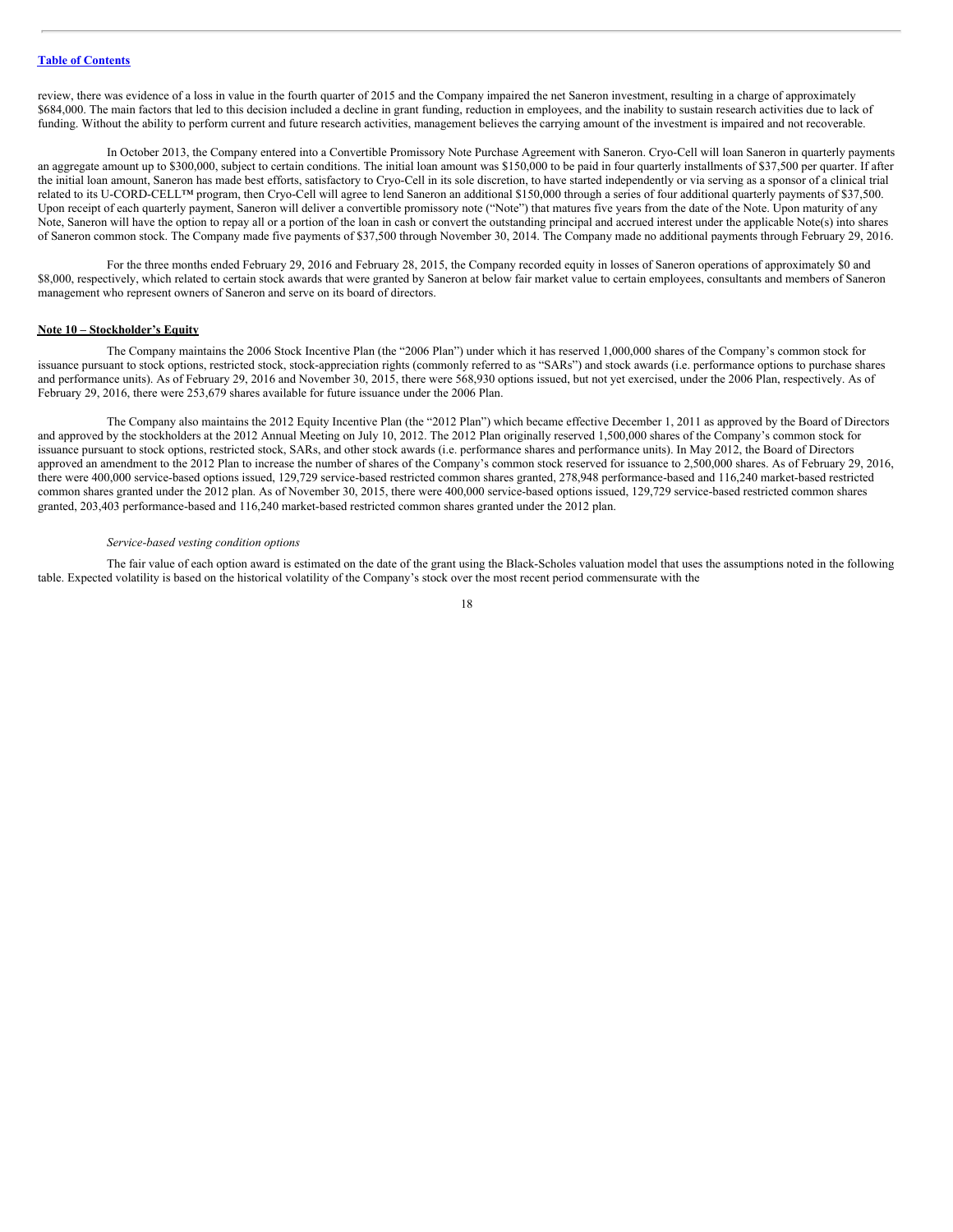review, there was evidence of a loss in value in the fourth quarter of 2015 and the Company impaired the net Saneron investment, resulting in a charge of approximately $684,000. The main factors that led to this decision included a decline in grant funding, reduction in employees, and the inability to sustain research activities due to lack of funding. Without the ability to perform current and future research activities, management believes the carrying amount of the investment is impaired and not recoverable.

In October 2013, the Company entered into a Convertible Promissory Note Purchase Agreement with Saneron. Cryo-Cell will loan Saneron in quarterly payments an aggregate amount up to $300,000, subject to certain conditions. The initial loan amount was $150,000 to be paid in four quarterly installments of $37,500 per quarter. If after the initial loan amount, Saneron has made best efforts, satisfactory to Cryo-Cell in its sole discretion, to have started independently or via serving as a sponsor of a clinical trial related to its U-CORD-CELL™ program, then Cryo-Cell will agree to lend Saneron an additional $150,000 through a series of four additional quarterly payments of $37,500. Upon receipt of each quarterly payment, Saneron will deliver a convertible promissory note ("Note") that matures five years from the date of the Note. Upon maturity of any Note, Saneron will have the option to repay all or a portion of the loan in cash or convert the outstanding principal and accrued interest under the applicable Note(s) into shares of Saneron common stock. The Company made five payments of $37,500 through November 30, 2014. The Company made no additional payments through February 29, 2016.

For the three months ended February 29, 2016 and February 28, 2015, the Company recorded equity in losses of Saneron operations of approximately $0 and $8,000, respectively, which related to certain stock awards that were granted by Saneron at below fair market value to certain employees, consultants and members of Saneron management who represent owners of Saneron and serve on its board of directors.

**Note 10 – Stockholder's Equity**

The Company maintains the 2006 Stock Incentive Plan (the "2006 Plan") under which it has reserved 1,000,000 shares of the Company's common stock for issuance pursuant to stock options, restricted stock, stock-appreciation rights (commonly referred to as "SARs") and stock awards (i.e. performance options to purchase shares and performance units). As of February 29, 2016 and November 30, 2015, there were 568,930 options issued, but not yet exercised, under the 2006 Plan, respectively. As of February 29, 2016, there were 253,679 shares available for future issuance under the 2006 Plan.

The Company also maintains the 2012 Equity Incentive Plan (the "2012 Plan") which became effective December 1, 2011 as approved by the Board of Directors and approved by the stockholders at the 2012 Annual Meeting on July 10, 2012. The 2012 Plan originally reserved 1,500,000 shares of the Company's common stock for issuance pursuant to stock options, restricted stock, SARs, and other stock awards (i.e. performance shares and performance units). In May 2012, the Board of Directors approved an amendment to the 2012 Plan to increase the number of shares of the Company's common stock reserved for issuance to 2,500,000 shares. As of February 29, 2016, there were 400,000 service-based options issued, 129,729 service-based restricted common shares granted, 278,948 performance-based and 116,240 market-based restricted common shares granted under the 2012 plan. As of November 30, 2015, there were 400,000 service-based options issued, 129,729 service-based restricted common shares granted, 203,403 performance-based and 116,240 market-based restricted common shares granted under the 2012 plan.

*Service-based vesting condition options*

The fair value of each option award is estimated on the date of the grant using the Black-Scholes valuation model that uses the assumptions noted in the following table. Expected volatility is based on the historical volatility of the Company's stock over the most recent period commensurate with the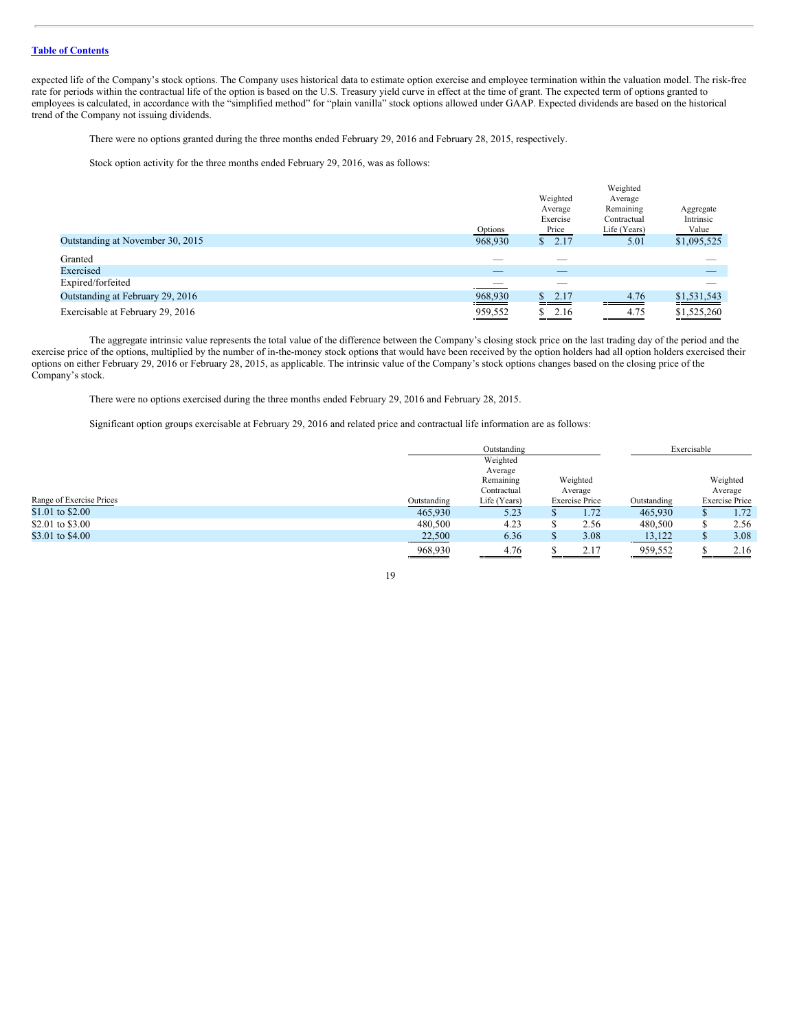expected life of the Company's stock options. The Company uses historical data to estimate option exercise and employee termination within the valuation model. The risk-free rate for periods within the contractual life of the option is based on the U.S. Treasury yield curve in effect at the time of grant. The expected term of options granted to employees is calculated, in accordance with the "simplified method" for "plain vanilla" stock options allowed under GAAP. Expected dividends are based on the historical trend of the Company not issuing dividends.

There were no options granted during the three months ended February 29, 2016 and February 28, 2015, respectively.

Stock option activity for the three months ended February 29, 2016, was as follows:

| | Options | Weighted Average Exercise Price | Weighted Average Remaining Contractual Life (Years) | Aggregate Intrinsic Value |
|---|---|---|---|---|
| Outstanding at November 30, 2015 | 968,930 | $ 2.17 | 5.01 | $1,095,525 |
| Granted | — | — | | — |
| Exercised | — | — | | — |
| Expired/forfeited | — | — | | — |
| Outstanding at February 29, 2016 | 968,930 | $ 2.17 | 4.76 | $1,531,543 |
| Exercisable at February 29, 2016 | 959,552 | $ 2.16 | 4.75 | $1,525,260 |

The aggregate intrinsic value represents the total value of the difference between the Company's closing stock price on the last trading day of the period and the exercise price of the options, multiplied by the number of in-the-money stock options that would have been received by the option holders had all option holders exercised their options on either February 29, 2016 or February 28, 2015, as applicable. The intrinsic value of the Company's stock options changes based on the closing price of the Company's stock.

There were no options exercised during the three months ended February 29, 2016 and February 28, 2015.

Significant option groups exercisable at February 29, 2016 and related price and contractual life information are as follows:

| | Outstanding | | | Exercisable | |
|---|---|---|---|---|---|
| Range of Exercise Prices | Outstanding | Weighted Average Remaining Contractual Life (Years) | Weighted Average Exercise Price | Outstanding | Weighted Average Exercise Price |
| $1.01 to $2.00 | 465,930 | 5.23 | $ 1.72 | 465,930 | $ 1.72 |
| $2.01 to $3.00 | 480,500 | 4.23 | $ 2.56 | 480,500 | $ 2.56 |
| $3.01 to $4.00 | 22,500 | 6.36 | $ 3.08 | 13,122 | $ 3.08 |
| | 968,930 | 4.76 | $ 2.17 | 959,552 | $ 2.16 |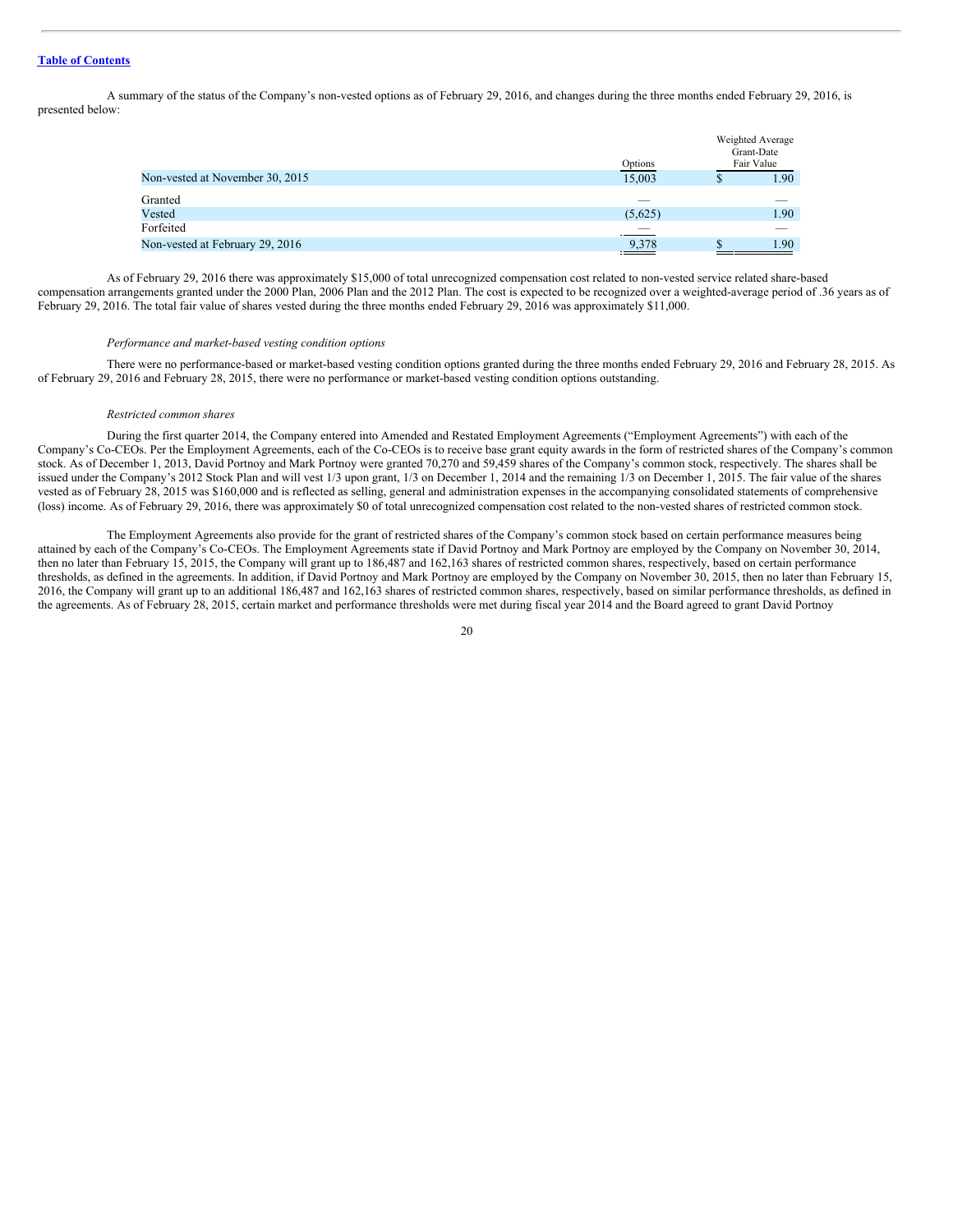A summary of the status of the Company's non-vested options as of February 29, 2016, and changes during the three months ended February 29, 2016, is presented below:

| | Options | Weighted Average Grant-Date Fair Value |
|---|---|---|
| Non-vested at November 30, 2015 | 15,003 | $ 1.90 |
| Granted | — | — |
| Vested | (5,625) | 1.90 |
| Forfeited | — | — |
| Non-vested at February 29, 2016 | 9,378 | $ 1.90 |

As of February 29, 2016 there was approximately $15,000 of total unrecognized compensation cost related to non-vested service related share-based compensation arrangements granted under the 2000 Plan, 2006 Plan and the 2012 Plan. The cost is expected to be recognized over a weighted-average period of .36 years as of February 29, 2016. The total fair value of shares vested during the three months ended February 29, 2016 was approximately $11,000.

*Performance and market-based vesting condition options*

There were no performance-based or market-based vesting condition options granted during the three months ended February 29, 2016 and February 28, 2015. As of February 29, 2016 and February 28, 2015, there were no performance or market-based vesting condition options outstanding.

*Restricted common shares*

During the first quarter 2014, the Company entered into Amended and Restated Employment Agreements ("Employment Agreements") with each of the Company's Co-CEOs. Per the Employment Agreements, each of the Co-CEOs is to receive base grant equity awards in the form of restricted shares of the Company's common stock. As of December 1, 2013, David Portnoy and Mark Portnoy were granted 70,270 and 59,459 shares of the Company's common stock, respectively. The shares shall be issued under the Company's 2012 Stock Plan and will vest 1/3 upon grant, 1/3 on December 1, 2014 and the remaining 1/3 on December 1, 2015. The fair value of the shares vested as of February 28, 2015 was $160,000 and is reflected as selling, general and administration expenses in the accompanying consolidated statements of comprehensive (loss) income. As of February 29, 2016, there was approximately $0 of total unrecognized compensation cost related to the non-vested shares of restricted common stock.

The Employment Agreements also provide for the grant of restricted shares of the Company's common stock based on certain performance measures being attained by each of the Company's Co-CEOs. The Employment Agreements state if David Portnoy and Mark Portnoy are employed by the Company on November 30, 2014, then no later than February 15, 2015, the Company will grant up to 186,487 and 162,163 shares of restricted common shares, respectively, based on certain performance thresholds, as defined in the agreements. In addition, if David Portnoy and Mark Portnoy are employed by the Company on November 30, 2015, then no later than February 15, 2016, the Company will grant up to an additional 186,487 and 162,163 shares of restricted common shares, respectively, based on similar performance thresholds, as defined in the agreements. As of February 28, 2015, certain market and performance thresholds were met during fiscal year 2014 and the Board agreed to grant David Portnoy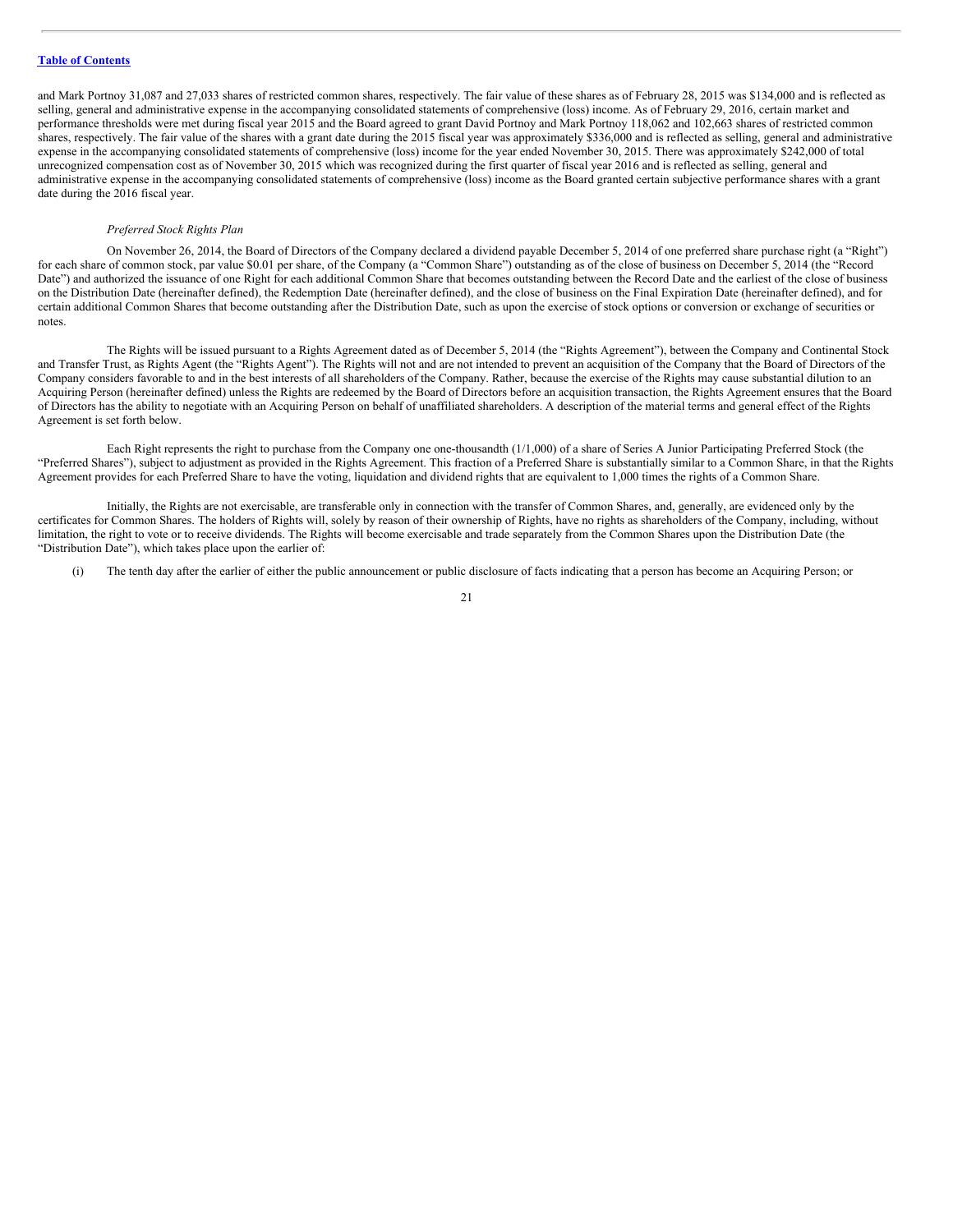and Mark Portnoy 31,087 and 27,033 shares of restricted common shares, respectively. The fair value of these shares as of February 28, 2015 was $134,000 and is reflected as selling, general and administrative expense in the accompanying consolidated statements of comprehensive (loss) income. As of February 29, 2016, certain market and performance thresholds were met during fiscal year 2015 and the Board agreed to grant David Portnoy and Mark Portnoy 118,062 and 102,663 shares of restricted common shares, respectively. The fair value of the shares with a grant date during the 2015 fiscal year was approximately $336,000 and is reflected as selling, general and administrative expense in the accompanying consolidated statements of comprehensive (loss) income for the year ended November 30, 2015. There was approximately $242,000 of total unrecognized compensation cost as of November 30, 2015 which was recognized during the first quarter of fiscal year 2016 and is reflected as selling, general and administrative expense in the accompanying consolidated statements of comprehensive (loss) income as the Board granted certain subjective performance shares with a grant date during the 2016 fiscal year.

*Preferred Stock Rights Plan*

On November 26, 2014, the Board of Directors of the Company declared a dividend payable December 5, 2014 of one preferred share purchase right (a "Right") for each share of common stock, par value $0.01 per share, of the Company (a "Common Share") outstanding as of the close of business on December 5, 2014 (the "Record Date") and authorized the issuance of one Right for each additional Common Share that becomes outstanding between the Record Date and the earliest of the close of business on the Distribution Date (hereinafter defined), the Redemption Date (hereinafter defined), and the close of business on the Final Expiration Date (hereinafter defined), and for certain additional Common Shares that become outstanding after the Distribution Date, such as upon the exercise of stock options or conversion or exchange of securities or notes.

The Rights will be issued pursuant to a Rights Agreement dated as of December 5, 2014 (the "Rights Agreement"), between the Company and Continental Stock and Transfer Trust, as Rights Agent (the "Rights Agent"). The Rights will not and are not intended to prevent an acquisition of the Company that the Board of Directors of the Company considers favorable to and in the best interests of all shareholders of the Company. Rather, because the exercise of the Rights may cause substantial dilution to an Acquiring Person (hereinafter defined) unless the Rights are redeemed by the Board of Directors before an acquisition transaction, the Rights Agreement ensures that the Board of Directors has the ability to negotiate with an Acquiring Person on behalf of unaffiliated shareholders. A description of the material terms and general effect of the Rights Agreement is set forth below.

Each Right represents the right to purchase from the Company one one-thousandth (1/1,000) of a share of Series A Junior Participating Preferred Stock (the "Preferred Shares"), subject to adjustment as provided in the Rights Agreement. This fraction of a Preferred Share is substantially similar to a Common Share, in that the Rights Agreement provides for each Preferred Share to have the voting, liquidation and dividend rights that are equivalent to 1,000 times the rights of a Common Share.

Initially, the Rights are not exercisable, are transferable only in connection with the transfer of Common Shares, and, generally, are evidenced only by the certificates for Common Shares. The holders of Rights will, solely by reason of their ownership of Rights, have no rights as shareholders of the Company, including, without limitation, the right to vote or to receive dividends. The Rights will become exercisable and trade separately from the Common Shares upon the Distribution Date (the "Distribution Date"), which takes place upon the earlier of:

(i) The tenth day after the earlier of either the public announcement or public disclosure of facts indicating that a person has become an Acquiring Person; or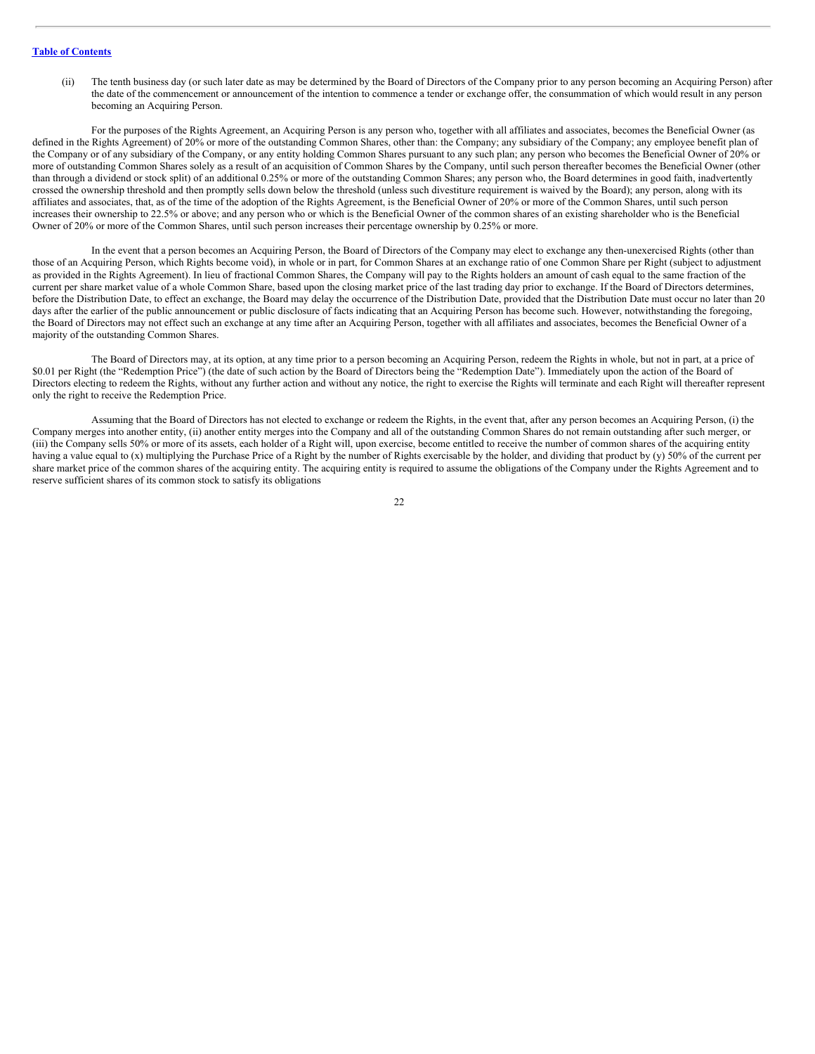(ii) The tenth business day (or such later date as may be determined by the Board of Directors of the Company prior to any person becoming an Acquiring Person) after the date of the commencement or announcement of the intention to commence a tender or exchange offer, the consummation of which would result in any person becoming an Acquiring Person.

For the purposes of the Rights Agreement, an Acquiring Person is any person who, together with all affiliates and associates, becomes the Beneficial Owner (as defined in the Rights Agreement) of 20% or more of the outstanding Common Shares, other than: the Company; any subsidiary of the Company; any employee benefit plan of the Company or of any subsidiary of the Company, or any entity holding Common Shares pursuant to any such plan; any person who becomes the Beneficial Owner of 20% or more of outstanding Common Shares solely as a result of an acquisition of Common Shares by the Company, until such person thereafter becomes the Beneficial Owner (other than through a dividend or stock split) of an additional 0.25% or more of the outstanding Common Shares; any person who, the Board determines in good faith, inadvertently crossed the ownership threshold and then promptly sells down below the threshold (unless such divestiture requirement is waived by the Board); any person, along with its affiliates and associates, that, as of the time of the adoption of the Rights Agreement, is the Beneficial Owner of 20% or more of the Common Shares, until such person increases their ownership to 22.5% or above; and any person who or which is the Beneficial Owner of the common shares of an existing shareholder who is the Beneficial Owner of 20% or more of the Common Shares, until such person increases their percentage ownership by 0.25% or more.

In the event that a person becomes an Acquiring Person, the Board of Directors of the Company may elect to exchange any then-unexercised Rights (other than those of an Acquiring Person, which Rights become void), in whole or in part, for Common Shares at an exchange ratio of one Common Share per Right (subject to adjustment as provided in the Rights Agreement). In lieu of fractional Common Shares, the Company will pay to the Rights holders an amount of cash equal to the same fraction of the current per share market value of a whole Common Share, based upon the closing market price of the last trading day prior to exchange. If the Board of Directors determines, before the Distribution Date, to effect an exchange, the Board may delay the occurrence of the Distribution Date, provided that the Distribution Date must occur no later than 20 days after the earlier of the public announcement or public disclosure of facts indicating that an Acquiring Person has become such. However, notwithstanding the foregoing, the Board of Directors may not effect such an exchange at any time after an Acquiring Person, together with all affiliates and associates, becomes the Beneficial Owner of a majority of the outstanding Common Shares.

The Board of Directors may, at its option, at any time prior to a person becoming an Acquiring Person, redeem the Rights in whole, but not in part, at a price of $0.01 per Right (the "Redemption Price") (the date of such action by the Board of Directors being the "Redemption Date"). Immediately upon the action of the Board of Directors electing to redeem the Rights, without any further action and without any notice, the right to exercise the Rights will terminate and each Right will thereafter represent only the right to receive the Redemption Price.

Assuming that the Board of Directors has not elected to exchange or redeem the Rights, in the event that, after any person becomes an Acquiring Person, (i) the Company merges into another entity, (ii) another entity merges into the Company and all of the outstanding Common Shares do not remain outstanding after such merger, or (iii) the Company sells 50% or more of its assets, each holder of a Right will, upon exercise, become entitled to receive the number of common shares of the acquiring entity having a value equal to (x) multiplying the Purchase Price of a Right by the number of Rights exercisable by the holder, and dividing that product by (y) 50% of the current per share market price of the common shares of the acquiring entity. The acquiring entity is required to assume the obligations of the Company under the Rights Agreement and to reserve sufficient shares of its common stock to satisfy its obligations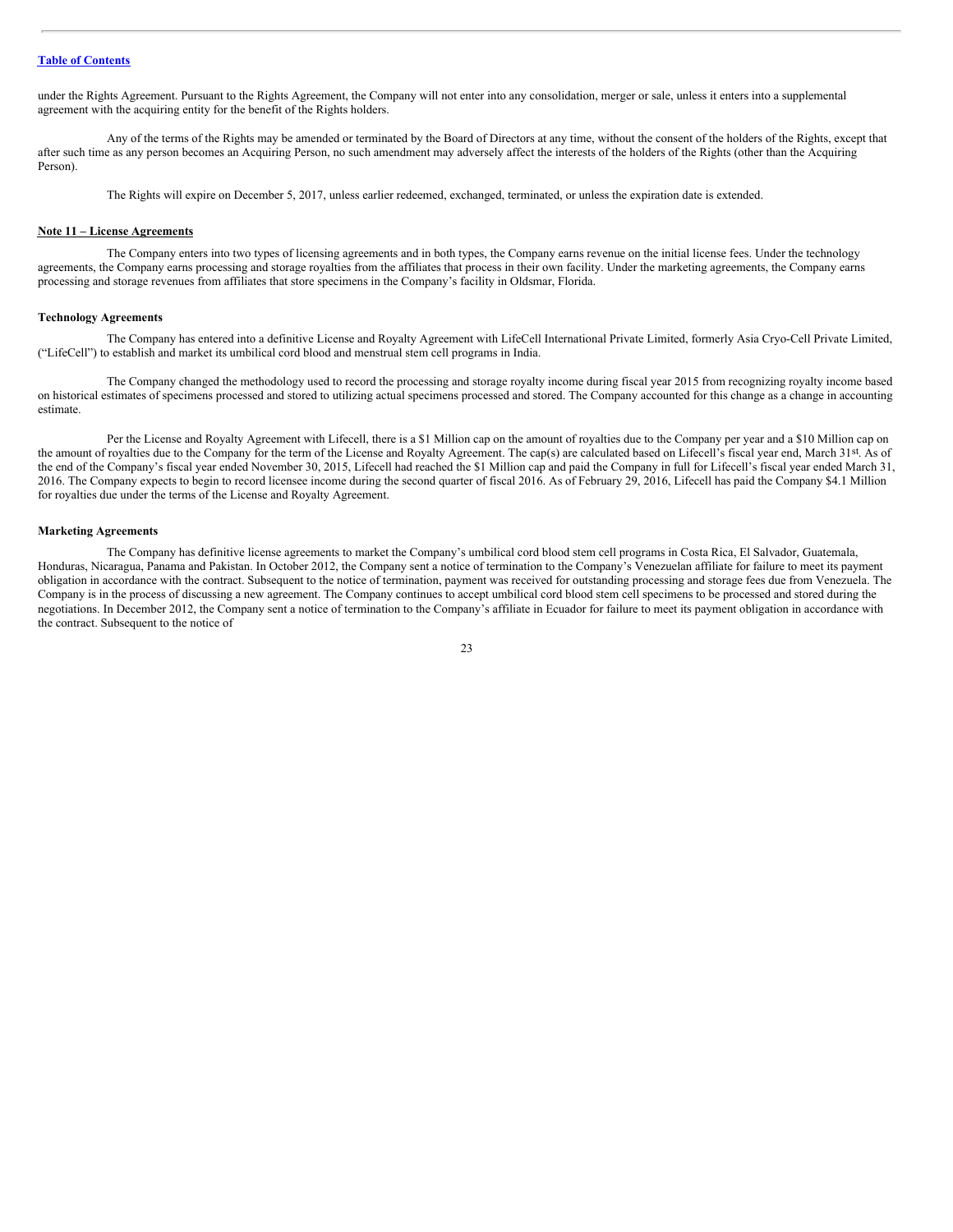under the Rights Agreement. Pursuant to the Rights Agreement, the Company will not enter into any consolidation, merger or sale, unless it enters into a supplemental agreement with the acquiring entity for the benefit of the Rights holders.

Any of the terms of the Rights may be amended or terminated by the Board of Directors at any time, without the consent of the holders of the Rights, except that after such time as any person becomes an Acquiring Person, no such amendment may adversely affect the interests of the holders of the Rights (other than the Acquiring Person).

The Rights will expire on December 5, 2017, unless earlier redeemed, exchanged, terminated, or unless the expiration date is extended.

## Note 11 – License Agreements

The Company enters into two types of licensing agreements and in both types, the Company earns revenue on the initial license fees. Under the technology agreements, the Company earns processing and storage royalties from the affiliates that process in their own facility. Under the marketing agreements, the Company earns processing and storage revenues from affiliates that store specimens in the Company's facility in Oldsmar, Florida.

### Technology Agreements

The Company has entered into a definitive License and Royalty Agreement with LifeCell International Private Limited, formerly Asia Cryo-Cell Private Limited, ("LifeCell") to establish and market its umbilical cord blood and menstrual stem cell programs in India.

The Company changed the methodology used to record the processing and storage royalty income during fiscal year 2015 from recognizing royalty income based on historical estimates of specimens processed and stored to utilizing actual specimens processed and stored. The Company accounted for this change as a change in accounting estimate.

Per the License and Royalty Agreement with Lifecell, there is a $1 Million cap on the amount of royalties due to the Company per year and a $10 Million cap on the amount of royalties due to the Company for the term of the License and Royalty Agreement. The cap(s) are calculated based on Lifecell's fiscal year end, March 31st. As of the end of the Company's fiscal year ended November 30, 2015, Lifecell had reached the $1 Million cap and paid the Company in full for Lifecell's fiscal year ended March 31, 2016. The Company expects to begin to record licensee income during the second quarter of fiscal 2016. As of February 29, 2016, Lifecell has paid the Company $4.1 Million for royalties due under the terms of the License and Royalty Agreement.

### Marketing Agreements

The Company has definitive license agreements to market the Company's umbilical cord blood stem cell programs in Costa Rica, El Salvador, Guatemala, Honduras, Nicaragua, Panama and Pakistan. In October 2012, the Company sent a notice of termination to the Company's Venezuelan affiliate for failure to meet its payment obligation in accordance with the contract. Subsequent to the notice of termination, payment was received for outstanding processing and storage fees due from Venezuela. The Company is in the process of discussing a new agreement. The Company continues to accept umbilical cord blood stem cell specimens to be processed and stored during the negotiations. In December 2012, the Company sent a notice of termination to the Company's affiliate in Ecuador for failure to meet its payment obligation in accordance with the contract. Subsequent to the notice of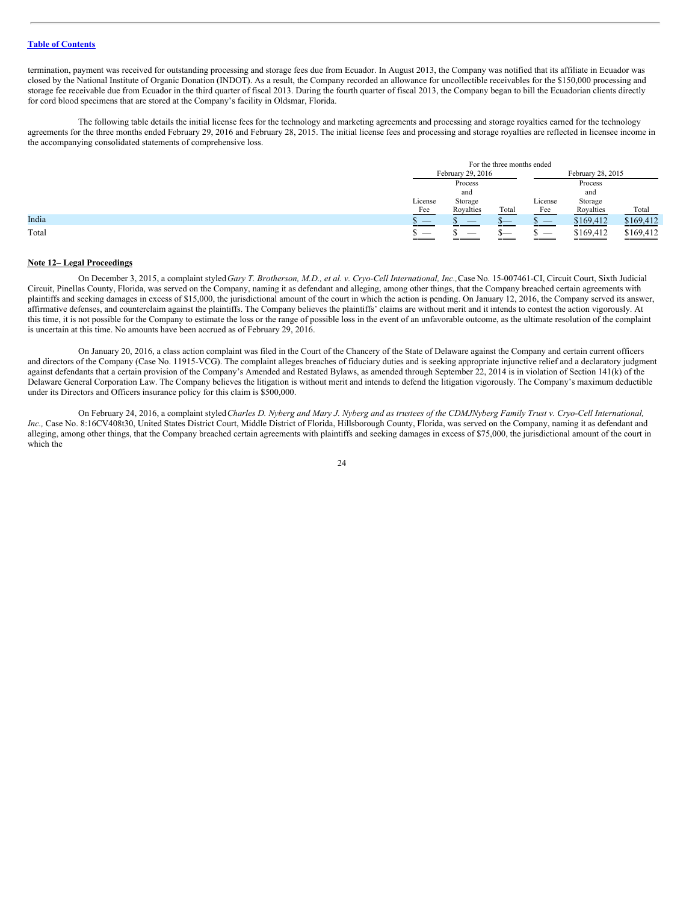termination, payment was received for outstanding processing and storage fees due from Ecuador. In August 2013, the Company was notified that its affiliate in Ecuador was closed by the National Institute of Organic Donation (INDOT). As a result, the Company recorded an allowance for uncollectible receivables for the $150,000 processing and storage fee receivable due from Ecuador in the third quarter of fiscal 2013. During the fourth quarter of fiscal 2013, the Company began to bill the Ecuadorian clients directly for cord blood specimens that are stored at the Company's facility in Oldsmar, Florida.

The following table details the initial license fees for the technology and marketing agreements and processing and storage royalties earned for the technology agreements for the three months ended February 29, 2016 and February 28, 2015. The initial license fees and processing and storage royalties are reflected in licensee income in the accompanying consolidated statements of comprehensive loss.

| | For the three months ended | | | | | |
|---|---|---|---|---|---|---|
| | February 29, 2016 | | | February 28, 2015 | | |
| | License Fee | Process and Storage Royalties | Total | License Fee | Process and Storage Royalties | Total |
| India | $ — | $ — | $— | $ — | $169,412 | $169,412 |
| Total | $ — | $ — | $— | $ — | $169,412 | $169,412 |

**Note 12– Legal Proceedings**

On December 3, 2015, a complaint styled *Gary T. Brotherson, M.D., et al. v. Cryo-Cell International, Inc.,* Case No. 15-007461-CI, Circuit Court, Sixth Judicial Circuit, Pinellas County, Florida, was served on the Company, naming it as defendant and alleging, among other things, that the Company breached certain agreements with plaintiffs and seeking damages in excess of $15,000, the jurisdictional amount of the court in which the action is pending. On January 12, 2016, the Company served its answer, affirmative defenses, and counterclaim against the plaintiffs. The Company believes the plaintiffs' claims are without merit and it intends to contest the action vigorously. At this time, it is not possible for the Company to estimate the loss or the range of possible loss in the event of an unfavorable outcome, as the ultimate resolution of the complaint is uncertain at this time. No amounts have been accrued as of February 29, 2016.

On January 20, 2016, a class action complaint was filed in the Court of the Chancery of the State of Delaware against the Company and certain current officers and directors of the Company (Case No. 11915-VCG). The complaint alleges breaches of fiduciary duties and is seeking appropriate injunctive relief and a declaratory judgment against defendants that a certain provision of the Company's Amended and Restated Bylaws, as amended through September 22, 2014 is in violation of Section 141(k) of the Delaware General Corporation Law. The Company believes the litigation is without merit and intends to defend the litigation vigorously. The Company's maximum deductible under its Directors and Officers insurance policy for this claim is $500,000.

On February 24, 2016, a complaint styled *Charles D. Nyberg and Mary J. Nyberg and as trustees of the CDMJNyberg Family Trust v. Cryo-Cell International, Inc.,* Case No. 8:16CV408t30, United States District Court, Middle District of Florida, Hillsborough County, Florida, was served on the Company, naming it as defendant and alleging, among other things, that the Company breached certain agreements with plaintiffs and seeking damages in excess of $75,000, the jurisdictional amount of the court in which the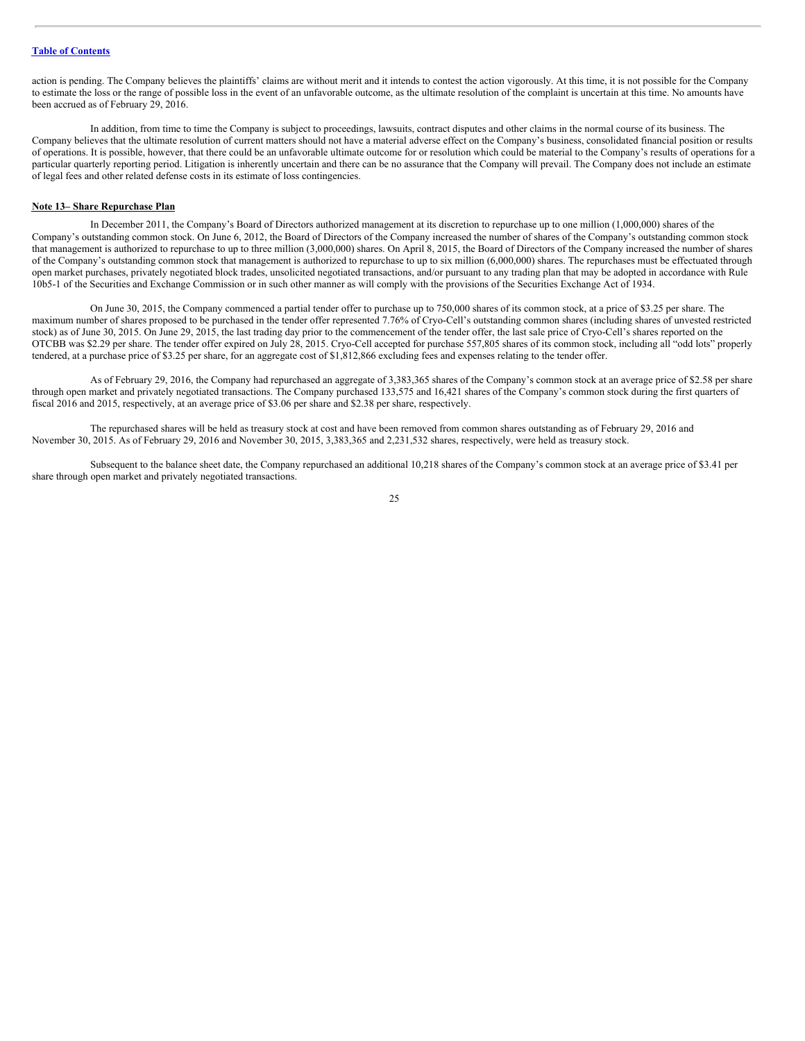action is pending. The Company believes the plaintiffs' claims are without merit and it intends to contest the action vigorously. At this time, it is not possible for the Company to estimate the loss or the range of possible loss in the event of an unfavorable outcome, as the ultimate resolution of the complaint is uncertain at this time. No amounts have been accrued as of February 29, 2016.

In addition, from time to time the Company is subject to proceedings, lawsuits, contract disputes and other claims in the normal course of its business. The Company believes that the ultimate resolution of current matters should not have a material adverse effect on the Company's business, consolidated financial position or results of operations. It is possible, however, that there could be an unfavorable ultimate outcome for or resolution which could be material to the Company's results of operations for a particular quarterly reporting period. Litigation is inherently uncertain and there can be no assurance that the Company will prevail. The Company does not include an estimate of legal fees and other related defense costs in its estimate of loss contingencies.

**Note 13– Share Repurchase Plan**

In December 2011, the Company's Board of Directors authorized management at its discretion to repurchase up to one million (1,000,000) shares of the Company's outstanding common stock. On June 6, 2012, the Board of Directors of the Company increased the number of shares of the Company's outstanding common stock that management is authorized to repurchase to up to three million (3,000,000) shares. On April 8, 2015, the Board of Directors of the Company increased the number of shares of the Company's outstanding common stock that management is authorized to repurchase to up to six million (6,000,000) shares. The repurchases must be effectuated through open market purchases, privately negotiated block trades, unsolicited negotiated transactions, and/or pursuant to any trading plan that may be adopted in accordance with Rule 10b5-1 of the Securities and Exchange Commission or in such other manner as will comply with the provisions of the Securities Exchange Act of 1934.

On June 30, 2015, the Company commenced a partial tender offer to purchase up to 750,000 shares of its common stock, at a price of $3.25 per share. The maximum number of shares proposed to be purchased in the tender offer represented 7.76% of Cryo-Cell's outstanding common shares (including shares of unvested restricted stock) as of June 30, 2015. On June 29, 2015, the last trading day prior to the commencement of the tender offer, the last sale price of Cryo-Cell's shares reported on the OTCBB was $2.29 per share. The tender offer expired on July 28, 2015. Cryo-Cell accepted for purchase 557,805 shares of its common stock, including all "odd lots" properly tendered, at a purchase price of $3.25 per share, for an aggregate cost of $1,812,866 excluding fees and expenses relating to the tender offer.

As of February 29, 2016, the Company had repurchased an aggregate of 3,383,365 shares of the Company's common stock at an average price of $2.58 per share through open market and privately negotiated transactions. The Company purchased 133,575 and 16,421 shares of the Company's common stock during the first quarters of fiscal 2016 and 2015, respectively, at an average price of $3.06 per share and $2.38 per share, respectively.

The repurchased shares will be held as treasury stock at cost and have been removed from common shares outstanding as of February 29, 2016 and November 30, 2015. As of February 29, 2016 and November 30, 2015, 3,383,365 and 2,231,532 shares, respectively, were held as treasury stock.

Subsequent to the balance sheet date, the Company repurchased an additional 10,218 shares of the Company's common stock at an average price of $3.41 per share through open market and privately negotiated transactions.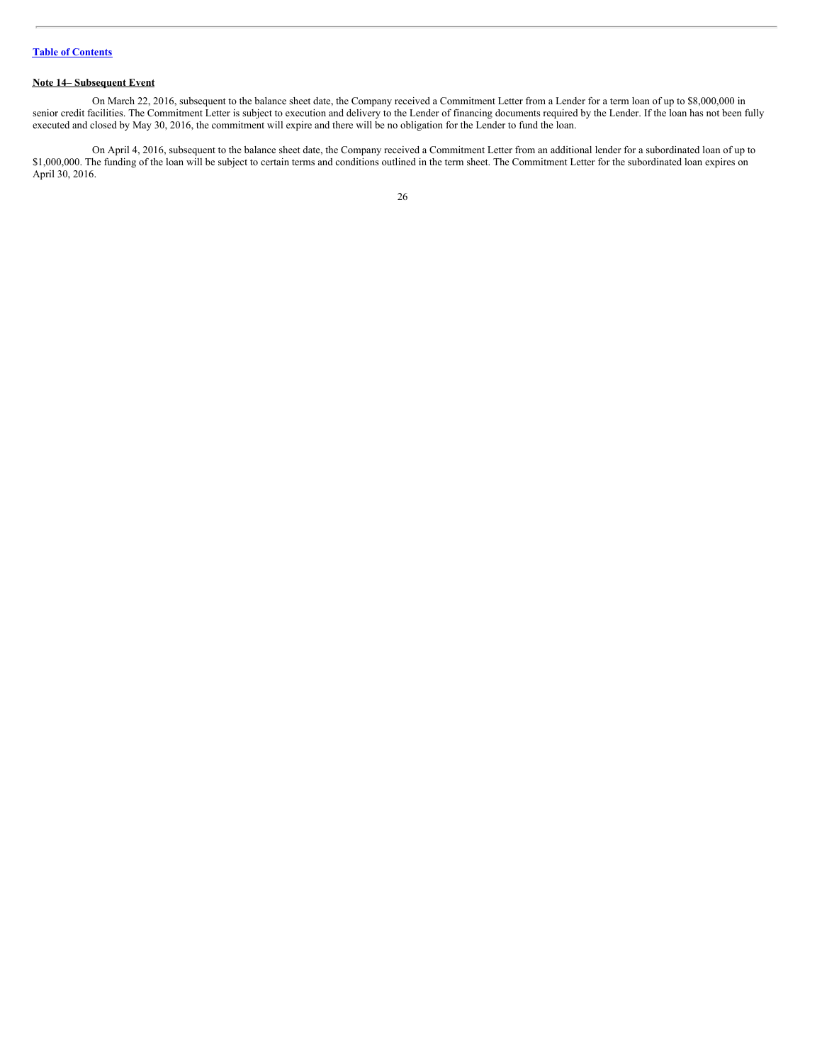**Note 14– Subsequent Event**

On March 22, 2016, subsequent to the balance sheet date, the Company received a Commitment Letter from a Lender for a term loan of up to \$8,000,000 in senior credit facilities. The Commitment Letter is subject to execution and delivery to the Lender of financing documents required by the Lender. If the loan has not been fully executed and closed by May 30, 2016, the commitment will expire and there will be no obligation for the Lender to fund the loan.

On April 4, 2016, subsequent to the balance sheet date, the Company received a Commitment Letter from an additional lender for a subordinated loan of up to \$1,000,000. The funding of the loan will be subject to certain terms and conditions outlined in the term sheet. The Commitment Letter for the subordinated loan expires on April 30, 2016.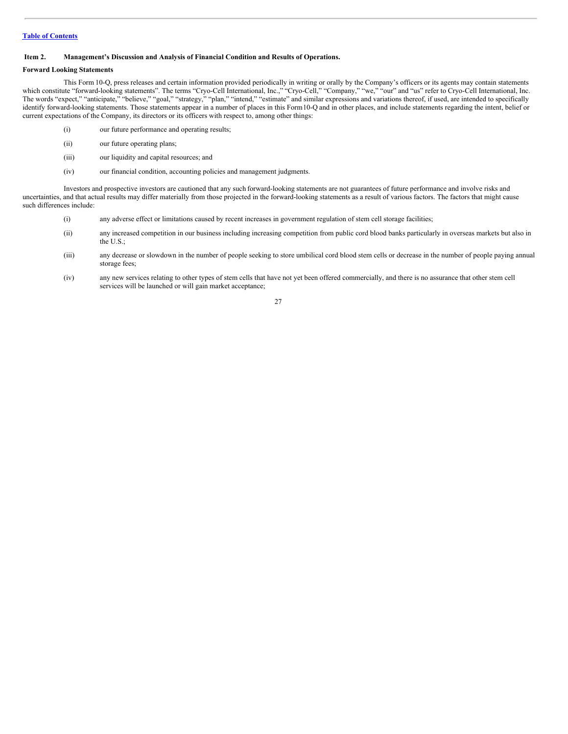**Item 2. Management's Discussion and Analysis of Financial Condition and Results of Operations.**

**Forward Looking Statements**

This Form 10-Q, press releases and certain information provided periodically in writing or orally by the Company's officers or its agents may contain statements which constitute "forward-looking statements". The terms "Cryo-Cell International, Inc.," "Cryo-Cell," "Company," "we," "our" and "us" refer to Cryo-Cell International, Inc. The words "expect," "anticipate," "believe," "goal," "strategy," "plan," "intend," "estimate" and similar expressions and variations thereof, if used, are intended to specifically identify forward-looking statements. Those statements appear in a number of places in this Form10-Q and in other places, and include statements regarding the intent, belief or current expectations of the Company, its directors or its officers with respect to, among other things:

(i) our future performance and operating results;

(ii) our future operating plans;

(iii) our liquidity and capital resources; and

(iv) our financial condition, accounting policies and management judgments.

Investors and prospective investors are cautioned that any such forward-looking statements are not guarantees of future performance and involve risks and uncertainties, and that actual results may differ materially from those projected in the forward-looking statements as a result of various factors. The factors that might cause such differences include:

(i) any adverse effect or limitations caused by recent increases in government regulation of stem cell storage facilities;

(ii) any increased competition in our business including increasing competition from public cord blood banks particularly in overseas markets but also in the U.S.;

(iii) any decrease or slowdown in the number of people seeking to store umbilical cord blood stem cells or decrease in the number of people paying annual storage fees;

(iv) any new services relating to other types of stem cells that have not yet been offered commercially, and there is no assurance that other stem cell services will be launched or will gain market acceptance;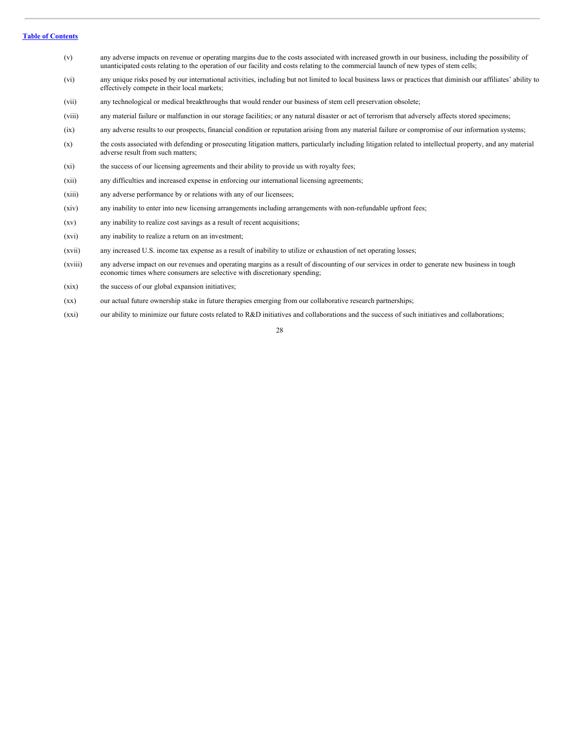(v) any adverse impacts on revenue or operating margins due to the costs associated with increased growth in our business, including the possibility of unanticipated costs relating to the operation of our facility and costs relating to the commercial launch of new types of stem cells;

(vi) any unique risks posed by our international activities, including but not limited to local business laws or practices that diminish our affiliates' ability to effectively compete in their local markets;

(vii) any technological or medical breakthroughs that would render our business of stem cell preservation obsolete;

(viii) any material failure or malfunction in our storage facilities; or any natural disaster or act of terrorism that adversely affects stored specimens;

(ix) any adverse results to our prospects, financial condition or reputation arising from any material failure or compromise of our information systems;

(x) the costs associated with defending or prosecuting litigation matters, particularly including litigation related to intellectual property, and any material adverse result from such matters;

(xi) the success of our licensing agreements and their ability to provide us with royalty fees;

(xii) any difficulties and increased expense in enforcing our international licensing agreements;

(xiii) any adverse performance by or relations with any of our licensees;

(xiv) any inability to enter into new licensing arrangements including arrangements with non-refundable upfront fees;

(xv) any inability to realize cost savings as a result of recent acquisitions;

(xvi) any inability to realize a return on an investment;

(xvii) any increased U.S. income tax expense as a result of inability to utilize or exhaustion of net operating losses;

(xviii) any adverse impact on our revenues and operating margins as a result of discounting of our services in order to generate new business in tough economic times where consumers are selective with discretionary spending;

(xix) the success of our global expansion initiatives;

(xx) our actual future ownership stake in future therapies emerging from our collaborative research partnerships;

(xxi) our ability to minimize our future costs related to R&D initiatives and collaborations and the success of such initiatives and collaborations;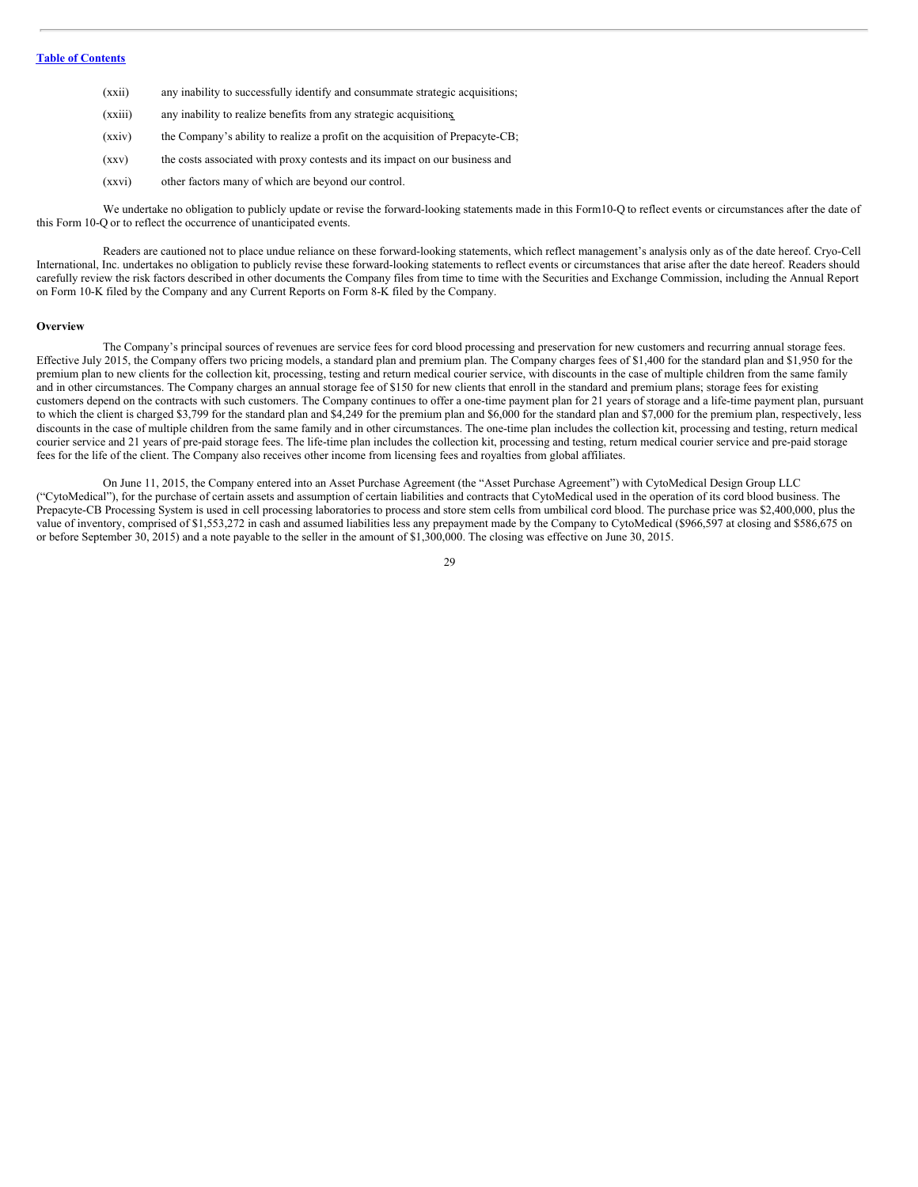(xxii) any inability to successfully identify and consummate strategic acquisitions;

(xxiii) any inability to realize benefits from any strategic acquisitions;

(xxiv) the Company's ability to realize a profit on the acquisition of Prepacyte-CB;

(xxv) the costs associated with proxy contests and its impact on our business and

(xxvi) other factors many of which are beyond our control.

We undertake no obligation to publicly update or revise the forward-looking statements made in this Form10-Q to reflect events or circumstances after the date of this Form 10-Q or to reflect the occurrence of unanticipated events.

Readers are cautioned not to place undue reliance on these forward-looking statements, which reflect management's analysis only as of the date hereof. Cryo-Cell International, Inc. undertakes no obligation to publicly revise these forward-looking statements to reflect events or circumstances that arise after the date hereof. Readers should carefully review the risk factors described in other documents the Company files from time to time with the Securities and Exchange Commission, including the Annual Report on Form 10-K filed by the Company and any Current Reports on Form 8-K filed by the Company.

**Overview**

The Company's principal sources of revenues are service fees for cord blood processing and preservation for new customers and recurring annual storage fees. Effective July 2015, the Company offers two pricing models, a standard plan and premium plan. The Company charges fees of $1,400 for the standard plan and $1,950 for the premium plan to new clients for the collection kit, processing, testing and return medical courier service, with discounts in the case of multiple children from the same family and in other circumstances. The Company charges an annual storage fee of $150 for new clients that enroll in the standard and premium plans; storage fees for existing customers depend on the contracts with such customers. The Company continues to offer a one-time payment plan for 21 years of storage and a life-time payment plan, pursuant to which the client is charged $3,799 for the standard plan and $4,249 for the premium plan and $6,000 for the standard plan and $7,000 for the premium plan, respectively, less discounts in the case of multiple children from the same family and in other circumstances. The one-time plan includes the collection kit, processing and testing, return medical courier service and 21 years of pre-paid storage fees. The life-time plan includes the collection kit, processing and testing, return medical courier service and pre-paid storage fees for the life of the client. The Company also receives other income from licensing fees and royalties from global affiliates.

On June 11, 2015, the Company entered into an Asset Purchase Agreement (the "Asset Purchase Agreement") with CytoMedical Design Group LLC ("CytoMedical"), for the purchase of certain assets and assumption of certain liabilities and contracts that CytoMedical used in the operation of its cord blood business. The Prepacyte-CB Processing System is used in cell processing laboratories to process and store stem cells from umbilical cord blood. The purchase price was $2,400,000, plus the value of inventory, comprised of $1,553,272 in cash and assumed liabilities less any prepayment made by the Company to CytoMedical ($966,597 at closing and $586,675 on or before September 30, 2015) and a note payable to the seller in the amount of $1,300,000. The closing was effective on June 30, 2015.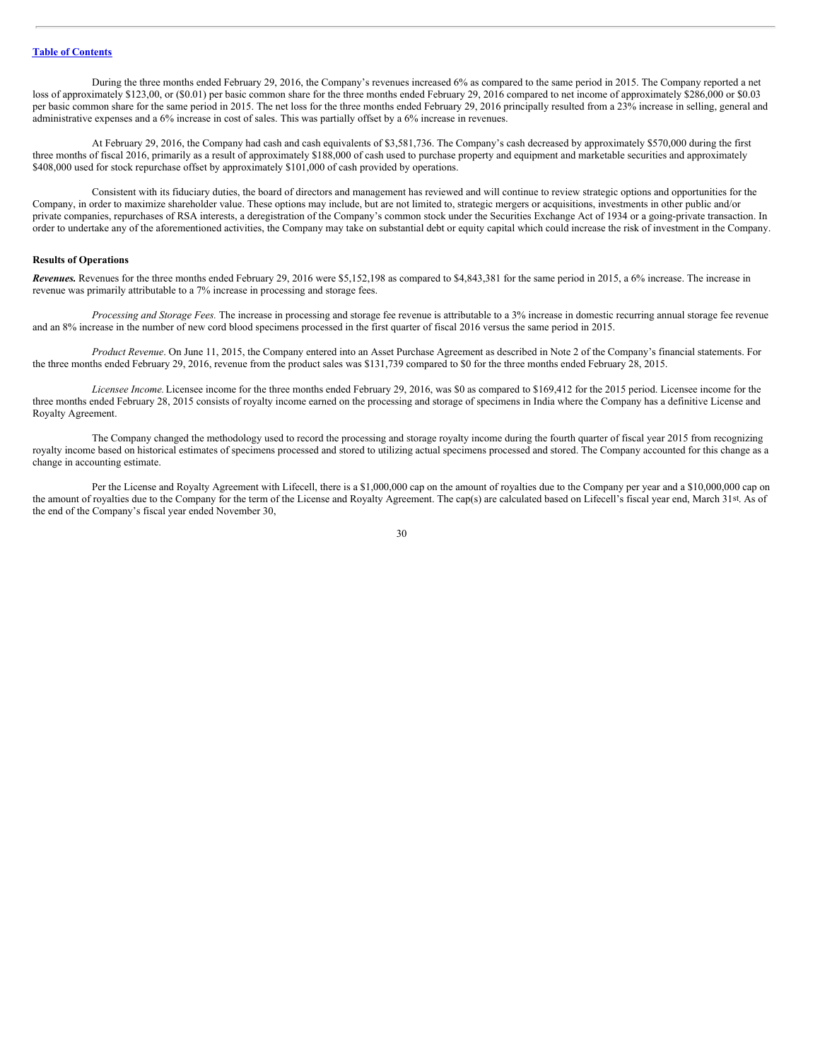During the three months ended February 29, 2016, the Company's revenues increased 6% as compared to the same period in 2015. The Company reported a net loss of approximately $123,00, or ($0.01) per basic common share for the three months ended February 29, 2016 compared to net income of approximately $286,000 or $0.03 per basic common share for the same period in 2015. The net loss for the three months ended February 29, 2016 principally resulted from a 23% increase in selling, general and administrative expenses and a 6% increase in cost of sales. This was partially offset by a 6% increase in revenues.

At February 29, 2016, the Company had cash and cash equivalents of $3,581,736. The Company's cash decreased by approximately $570,000 during the first three months of fiscal 2016, primarily as a result of approximately $188,000 of cash used to purchase property and equipment and marketable securities and approximately $408,000 used for stock repurchase offset by approximately $101,000 of cash provided by operations.

Consistent with its fiduciary duties, the board of directors and management has reviewed and will continue to review strategic options and opportunities for the Company, in order to maximize shareholder value. These options may include, but are not limited to, strategic mergers or acquisitions, investments in other public and/or private companies, repurchases of RSA interests, a deregistration of the Company's common stock under the Securities Exchange Act of 1934 or a going-private transaction. In order to undertake any of the aforementioned activities, the Company may take on substantial debt or equity capital which could increase the risk of investment in the Company.

**Results of Operations**

***Revenues.*** Revenues for the three months ended February 29, 2016 were $5,152,198 as compared to $4,843,381 for the same period in 2015, a 6% increase. The increase in revenue was primarily attributable to a 7% increase in processing and storage fees.

*Processing and Storage Fees.* The increase in processing and storage fee revenue is attributable to a 3% increase in domestic recurring annual storage fee revenue and an 8% increase in the number of new cord blood specimens processed in the first quarter of fiscal 2016 versus the same period in 2015.

*Product Revenue*. On June 11, 2015, the Company entered into an Asset Purchase Agreement as described in Note 2 of the Company's financial statements. For the three months ended February 29, 2016, revenue from the product sales was $131,739 compared to $0 for the three months ended February 28, 2015.

*Licensee Income.* Licensee income for the three months ended February 29, 2016, was $0 as compared to $169,412 for the 2015 period. Licensee income for the three months ended February 28, 2015 consists of royalty income earned on the processing and storage of specimens in India where the Company has a definitive License and Royalty Agreement.

The Company changed the methodology used to record the processing and storage royalty income during the fourth quarter of fiscal year 2015 from recognizing royalty income based on historical estimates of specimens processed and stored to utilizing actual specimens processed and stored. The Company accounted for this change as a change in accounting estimate.

Per the License and Royalty Agreement with Lifecell, there is a $1,000,000 cap on the amount of royalties due to the Company per year and a $10,000,000 cap on the amount of royalties due to the Company for the term of the License and Royalty Agreement. The cap(s) are calculated based on Lifecell's fiscal year end, March 31st. As of the end of the Company's fiscal year ended November 30,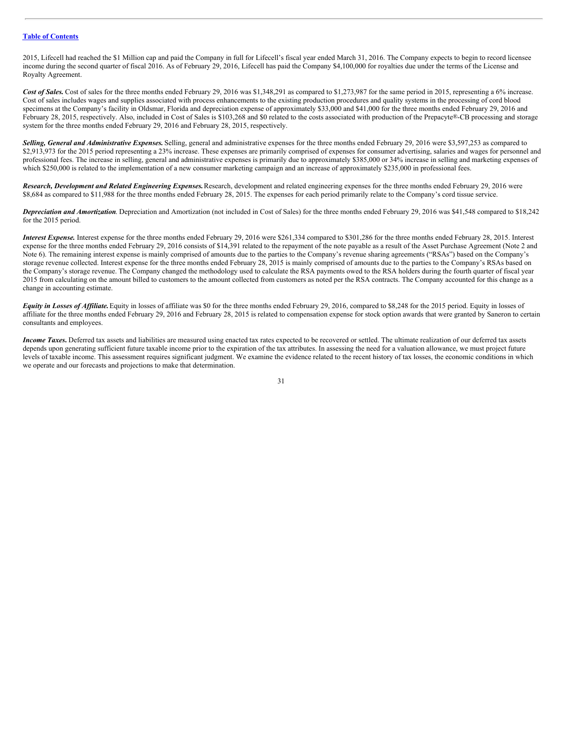2015, Lifecell had reached the $1 Million cap and paid the Company in full for Lifecell's fiscal year ended March 31, 2016. The Company expects to begin to record licensee income during the second quarter of fiscal 2016. As of February 29, 2016, Lifecell has paid the Company $4,100,000 for royalties due under the terms of the License and Royalty Agreement.

***Cost of Sales.*** Cost of sales for the three months ended February 29, 2016 was $1,348,291 as compared to $1,273,987 for the same period in 2015, representing a 6% increase. Cost of sales includes wages and supplies associated with process enhancements to the existing production procedures and quality systems in the processing of cord blood specimens at the Company's facility in Oldsmar, Florida and depreciation expense of approximately $33,000 and $41,000 for the three months ended February 29, 2016 and February 28, 2015, respectively. Also, included in Cost of Sales is $103,268 and $0 related to the costs associated with production of the Prepacyte®-CB processing and storage system for the three months ended February 29, 2016 and February 28, 2015, respectively.

***Selling, General and Administrative Expenses.*** Selling, general and administrative expenses for the three months ended February 29, 2016 were $3,597,253 as compared to $2,913,973 for the 2015 period representing a 23% increase. These expenses are primarily comprised of expenses for consumer advertising, salaries and wages for personnel and professional fees. The increase in selling, general and administrative expenses is primarily due to approximately $385,000 or 34% increase in selling and marketing expenses of which $250,000 is related to the implementation of a new consumer marketing campaign and an increase of approximately $235,000 in professional fees.

***Research, Development and Related Engineering Expenses.*** Research, development and related engineering expenses for the three months ended February 29, 2016 were $8,684 as compared to $11,988 for the three months ended February 28, 2015. The expenses for each period primarily relate to the Company's cord tissue service.

***Depreciation and Amortization*.** Depreciation and Amortization (not included in Cost of Sales) for the three months ended February 29, 2016 was $41,548 compared to $18,242 for the 2015 period.

***Interest Expense.*** Interest expense for the three months ended February 29, 2016 were $261,334 compared to $301,286 for the three months ended February 28, 2015. Interest expense for the three months ended February 29, 2016 consists of $14,391 related to the repayment of the note payable as a result of the Asset Purchase Agreement (Note 2 and Note 6). The remaining interest expense is mainly comprised of amounts due to the parties to the Company's revenue sharing agreements ("RSAs") based on the Company's storage revenue collected. Interest expense for the three months ended February 28, 2015 is mainly comprised of amounts due to the parties to the Company's RSAs based on the Company's storage revenue. The Company changed the methodology used to calculate the RSA payments owed to the RSA holders during the fourth quarter of fiscal year 2015 from calculating on the amount billed to customers to the amount collected from customers as noted per the RSA contracts. The Company accounted for this change as a change in accounting estimate.

***Equity in Losses of Affiliate.*** Equity in losses of affiliate was $0 for the three months ended February 29, 2016, compared to $8,248 for the 2015 period. Equity in losses of affiliate for the three months ended February 29, 2016 and February 28, 2015 is related to compensation expense for stock option awards that were granted by Saneron to certain consultants and employees.

***Income Taxes.*** Deferred tax assets and liabilities are measured using enacted tax rates expected to be recovered or settled. The ultimate realization of our deferred tax assets depends upon generating sufficient future taxable income prior to the expiration of the tax attributes. In assessing the need for a valuation allowance, we must project future levels of taxable income. This assessment requires significant judgment. We examine the evidence related to the recent history of tax losses, the economic conditions in which we operate and our forecasts and projections to make that determination.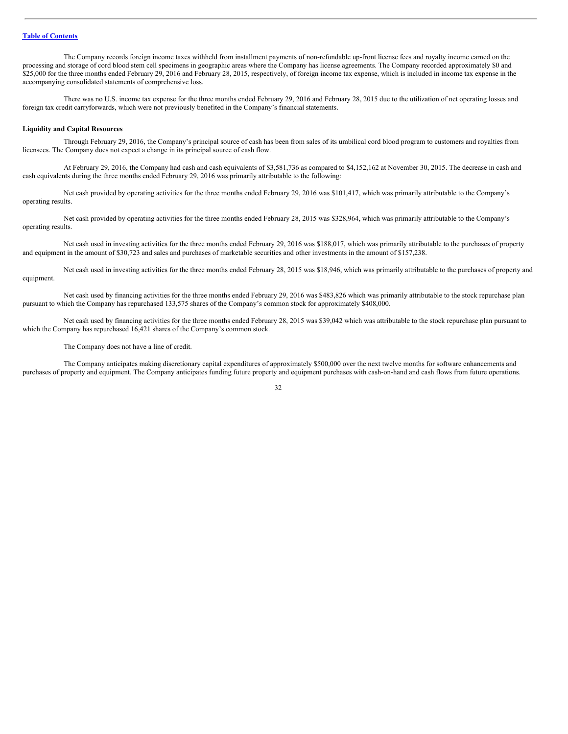[Table of Contents](#)

The Company records foreign income taxes withheld from installment payments of non-refundable up-front license fees and royalty income earned on the processing and storage of cord blood stem cell specimens in geographic areas where the Company has license agreements. The Company recorded approximately $0 and $25,000 for the three months ended February 29, 2016 and February 28, 2015, respectively, of foreign income tax expense, which is included in income tax expense in the accompanying consolidated statements of comprehensive loss.

There was no U.S. income tax expense for the three months ended February 29, 2016 and February 28, 2015 due to the utilization of net operating losses and foreign tax credit carryforwards, which were not previously benefited in the Company's financial statements.

**Liquidity and Capital Resources**

Through February 29, 2016, the Company's principal source of cash has been from sales of its umbilical cord blood program to customers and royalties from licensees. The Company does not expect a change in its principal source of cash flow.

At February 29, 2016, the Company had cash and cash equivalents of $3,581,736 as compared to $4,152,162 at November 30, 2015. The decrease in cash and cash equivalents during the three months ended February 29, 2016 was primarily attributable to the following:

Net cash provided by operating activities for the three months ended February 29, 2016 was $101,417, which was primarily attributable to the Company's operating results.

Net cash provided by operating activities for the three months ended February 28, 2015 was $328,964, which was primarily attributable to the Company's operating results.

Net cash used in investing activities for the three months ended February 29, 2016 was $188,017, which was primarily attributable to the purchases of property and equipment in the amount of $30,723 and sales and purchases of marketable securities and other investments in the amount of $157,238.

Net cash used in investing activities for the three months ended February 28, 2015 was $18,946, which was primarily attributable to the purchases of property and equipment.

Net cash used by financing activities for the three months ended February 29, 2016 was $483,826 which was primarily attributable to the stock repurchase plan pursuant to which the Company has repurchased 133,575 shares of the Company's common stock for approximately $408,000.

Net cash used by financing activities for the three months ended February 28, 2015 was $39,042 which was attributable to the stock repurchase plan pursuant to which the Company has repurchased 16,421 shares of the Company's common stock.

The Company does not have a line of credit.

The Company anticipates making discretionary capital expenditures of approximately $500,000 over the next twelve months for software enhancements and purchases of property and equipment. The Company anticipates funding future property and equipment purchases with cash-on-hand and cash flows from future operations.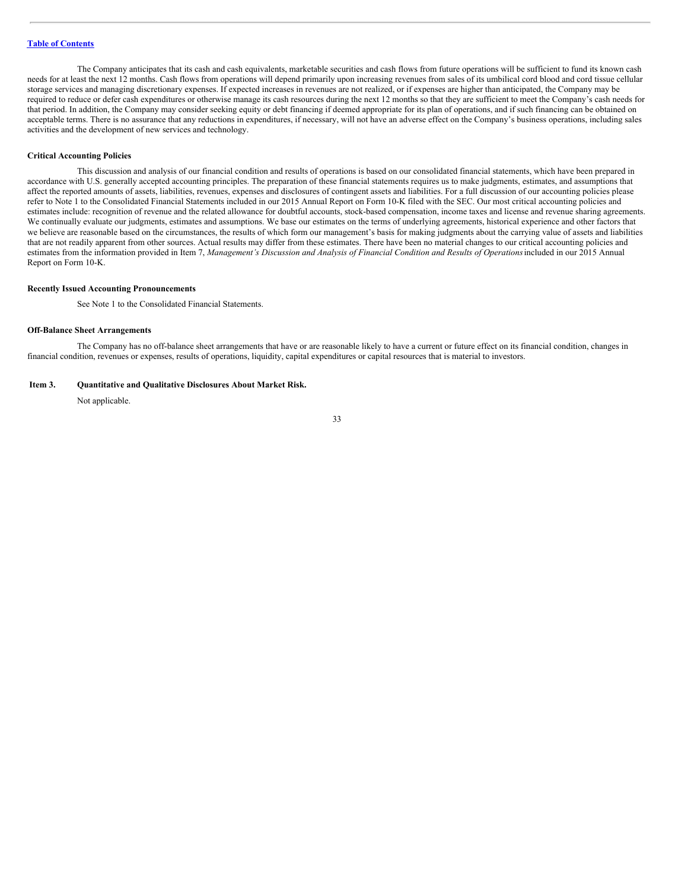The Company anticipates that its cash and cash equivalents, marketable securities and cash flows from future operations will be sufficient to fund its known cash needs for at least the next 12 months. Cash flows from operations will depend primarily upon increasing revenues from sales of its umbilical cord blood and cord tissue cellular storage services and managing discretionary expenses. If expected increases in revenues are not realized, or if expenses are higher than anticipated, the Company may be required to reduce or defer cash expenditures or otherwise manage its cash resources during the next 12 months so that they are sufficient to meet the Company's cash needs for that period. In addition, the Company may consider seeking equity or debt financing if deemed appropriate for its plan of operations, and if such financing can be obtained on acceptable terms. There is no assurance that any reductions in expenditures, if necessary, will not have an adverse effect on the Company's business operations, including sales activities and the development of new services and technology.

### Critical Accounting Policies

This discussion and analysis of our financial condition and results of operations is based on our consolidated financial statements, which have been prepared in accordance with U.S. generally accepted accounting principles. The preparation of these financial statements requires us to make judgments, estimates, and assumptions that affect the reported amounts of assets, liabilities, revenues, expenses and disclosures of contingent assets and liabilities. For a full discussion of our accounting policies please refer to Note 1 to the Consolidated Financial Statements included in our 2015 Annual Report on Form 10-K filed with the SEC. Our most critical accounting policies and estimates include: recognition of revenue and the related allowance for doubtful accounts, stock-based compensation, income taxes and license and revenue sharing agreements. We continually evaluate our judgments, estimates and assumptions. We base our estimates on the terms of underlying agreements, historical experience and other factors that we believe are reasonable based on the circumstances, the results of which form our management's basis for making judgments about the carrying value of assets and liabilities that are not readily apparent from other sources. Actual results may differ from these estimates. There have been no material changes to our critical accounting policies and estimates from the information provided in Item 7, *Management's Discussion and Analysis of Financial Condition and Results of Operations* included in our 2015 Annual Report on Form 10-K.

### Recently Issued Accounting Pronouncements

See Note 1 to the Consolidated Financial Statements.

### Off-Balance Sheet Arrangements

The Company has no off-balance sheet arrangements that have or are reasonable likely to have a current or future effect on its financial condition, changes in financial condition, revenues or expenses, results of operations, liquidity, capital expenditures or capital resources that is material to investors.

## Item 3. Quantitative and Qualitative Disclosures About Market Risk.

Not applicable.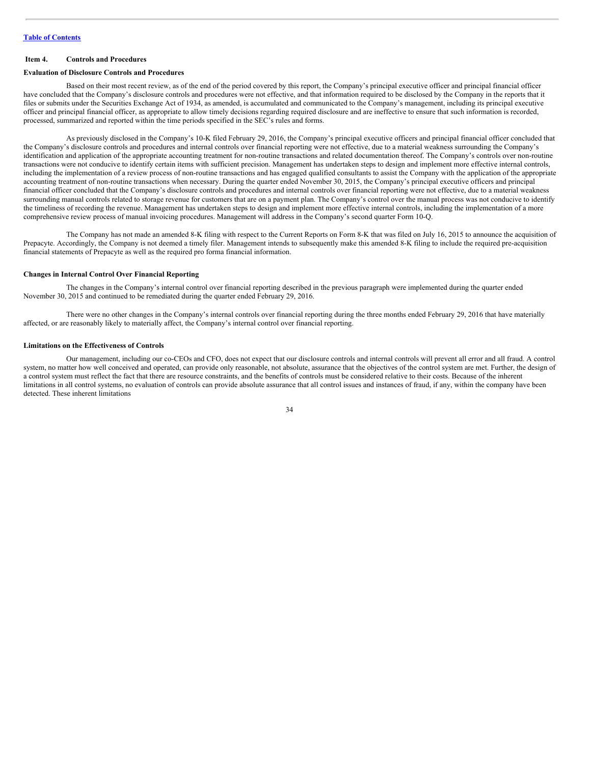[Table of Contents](#)

## Item 4. Controls and Procedures

### Evaluation of Disclosure Controls and Procedures

Based on their most recent review, as of the end of the period covered by this report, the Company's principal executive officer and principal financial officer have concluded that the Company's disclosure controls and procedures were not effective, and that information required to be disclosed by the Company in the reports that it files or submits under the Securities Exchange Act of 1934, as amended, is accumulated and communicated to the Company's management, including its principal executive officer and principal financial officer, as appropriate to allow timely decisions regarding required disclosure and are ineffective to ensure that such information is recorded, processed, summarized and reported within the time periods specified in the SEC's rules and forms.

As previously disclosed in the Company's 10-K filed February 29, 2016, the Company's principal executive officers and principal financial officer concluded that the Company's disclosure controls and procedures and internal controls over financial reporting were not effective, due to a material weakness surrounding the Company's identification and application of the appropriate accounting treatment for non-routine transactions and related documentation thereof. The Company's controls over non-routine transactions were not conducive to identify certain items with sufficient precision. Management has undertaken steps to design and implement more effective internal controls, including the implementation of a review process of non-routine transactions and has engaged qualified consultants to assist the Company with the application of the appropriate accounting treatment of non-routine transactions when necessary. During the quarter ended November 30, 2015, the Company's principal executive officers and principal financial officer concluded that the Company's disclosure controls and procedures and internal controls over financial reporting were not effective, due to a material weakness surrounding manual controls related to storage revenue for customers that are on a payment plan. The Company's control over the manual process was not conducive to identify the timeliness of recording the revenue. Management has undertaken steps to design and implement more effective internal controls, including the implementation of a more comprehensive review process of manual invoicing procedures. Management will address in the Company's second quarter Form 10-Q.

The Company has not made an amended 8-K filing with respect to the Current Reports on Form 8-K that was filed on July 16, 2015 to announce the acquisition of Prepacyte. Accordingly, the Company is not deemed a timely filer. Management intends to subsequently make this amended 8-K filing to include the required pre-acquisition financial statements of Prepacyte as well as the required pro forma financial information.

### Changes in Internal Control Over Financial Reporting

The changes in the Company's internal control over financial reporting described in the previous paragraph were implemented during the quarter ended November 30, 2015 and continued to be remediated during the quarter ended February 29, 2016.

There were no other changes in the Company's internal controls over financial reporting during the three months ended February 29, 2016 that have materially affected, or are reasonably likely to materially affect, the Company's internal control over financial reporting.

### Limitations on the Effectiveness of Controls

Our management, including our co-CEOs and CFO, does not expect that our disclosure controls and internal controls will prevent all error and all fraud. A control system, no matter how well conceived and operated, can provide only reasonable, not absolute, assurance that the objectives of the control system are met. Further, the design of a control system must reflect the fact that there are resource constraints, and the benefits of controls must be considered relative to their costs. Because of the inherent limitations in all control systems, no evaluation of controls can provide absolute assurance that all control issues and instances of fraud, if any, within the company have been detected. These inherent limitations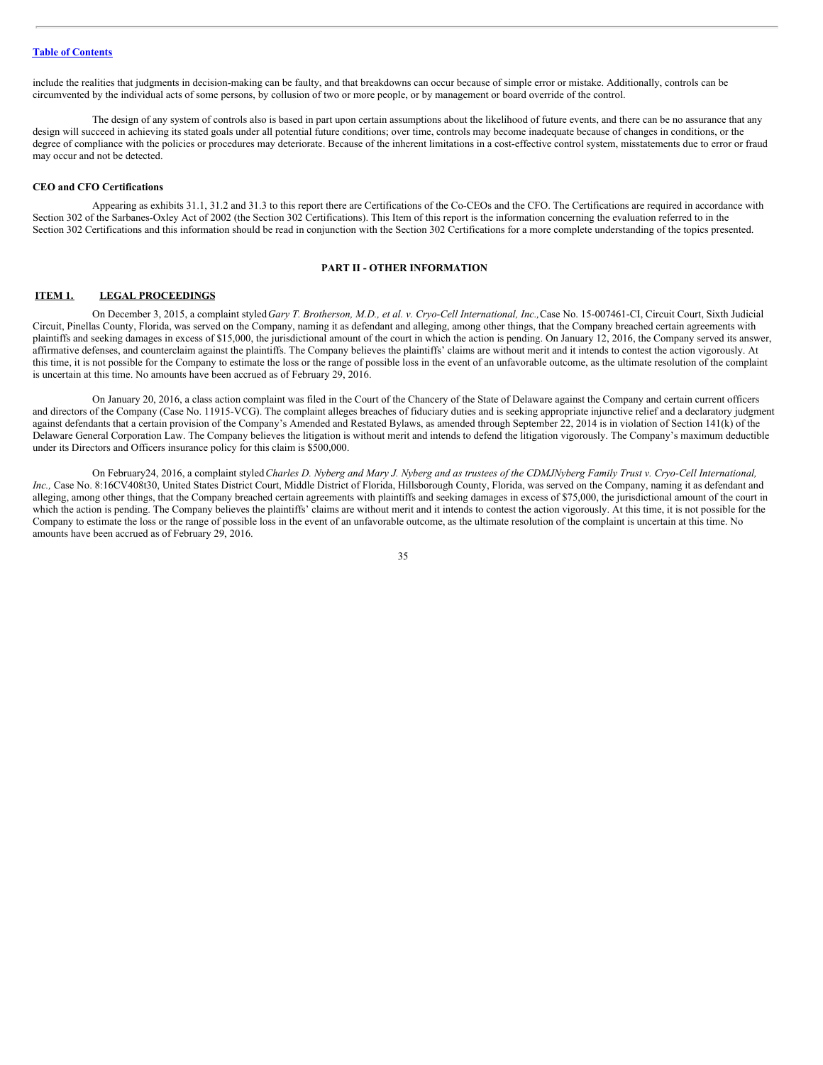include the realities that judgments in decision-making can be faulty, and that breakdowns can occur because of simple error or mistake. Additionally, controls can be circumvented by the individual acts of some persons, by collusion of two or more people, or by management or board override of the control.

The design of any system of controls also is based in part upon certain assumptions about the likelihood of future events, and there can be no assurance that any design will succeed in achieving its stated goals under all potential future conditions; over time, controls may become inadequate because of changes in conditions, or the degree of compliance with the policies or procedures may deteriorate. Because of the inherent limitations in a cost-effective control system, misstatements due to error or fraud may occur and not be detected.

**CEO and CFO Certifications**

Appearing as exhibits 31.1, 31.2 and 31.3 to this report there are Certifications of the Co-CEOs and the CFO. The Certifications are required in accordance with Section 302 of the Sarbanes-Oxley Act of 2002 (the Section 302 Certifications). This Item of this report is the information concerning the evaluation referred to in the Section 302 Certifications and this information should be read in conjunction with the Section 302 Certifications for a more complete understanding of the topics presented.

## PART II - OTHER INFORMATION

### ITEM 1. LEGAL PROCEEDINGS

On December 3, 2015, a complaint styled *Gary T. Brotherson, M.D., et al. v. Cryo-Cell International, Inc.,* Case No. 15-007461-CI, Circuit Court, Sixth Judicial Circuit, Pinellas County, Florida, was served on the Company, naming it as defendant and alleging, among other things, that the Company breached certain agreements with plaintiffs and seeking damages in excess of $15,000, the jurisdictional amount of the court in which the action is pending. On January 12, 2016, the Company served its answer, affirmative defenses, and counterclaim against the plaintiffs. The Company believes the plaintiffs' claims are without merit and it intends to contest the action vigorously. At this time, it is not possible for the Company to estimate the loss or the range of possible loss in the event of an unfavorable outcome, as the ultimate resolution of the complaint is uncertain at this time. No amounts have been accrued as of February 29, 2016.

On January 20, 2016, a class action complaint was filed in the Court of the Chancery of the State of Delaware against the Company and certain current officers and directors of the Company (Case No. 11915-VCG). The complaint alleges breaches of fiduciary duties and is seeking appropriate injunctive relief and a declaratory judgment against defendants that a certain provision of the Company's Amended and Restated Bylaws, as amended through September 22, 2014 is in violation of Section 141(k) of the Delaware General Corporation Law. The Company believes the litigation is without merit and intends to defend the litigation vigorously. The Company's maximum deductible under its Directors and Officers insurance policy for this claim is $500,000.

On February24, 2016, a complaint styled *Charles D. Nyberg and Mary J. Nyberg and as trustees of the CDMJNyberg Family Trust v. Cryo-Cell International, Inc.,* Case No. 8:16CV408t30, United States District Court, Middle District of Florida, Hillsborough County, Florida, was served on the Company, naming it as defendant and alleging, among other things, that the Company breached certain agreements with plaintiffs and seeking damages in excess of $75,000, the jurisdictional amount of the court in which the action is pending. The Company believes the plaintiffs' claims are without merit and it intends to contest the action vigorously. At this time, it is not possible for the Company to estimate the loss or the range of possible loss in the event of an unfavorable outcome, as the ultimate resolution of the complaint is uncertain at this time. No amounts have been accrued as of February 29, 2016.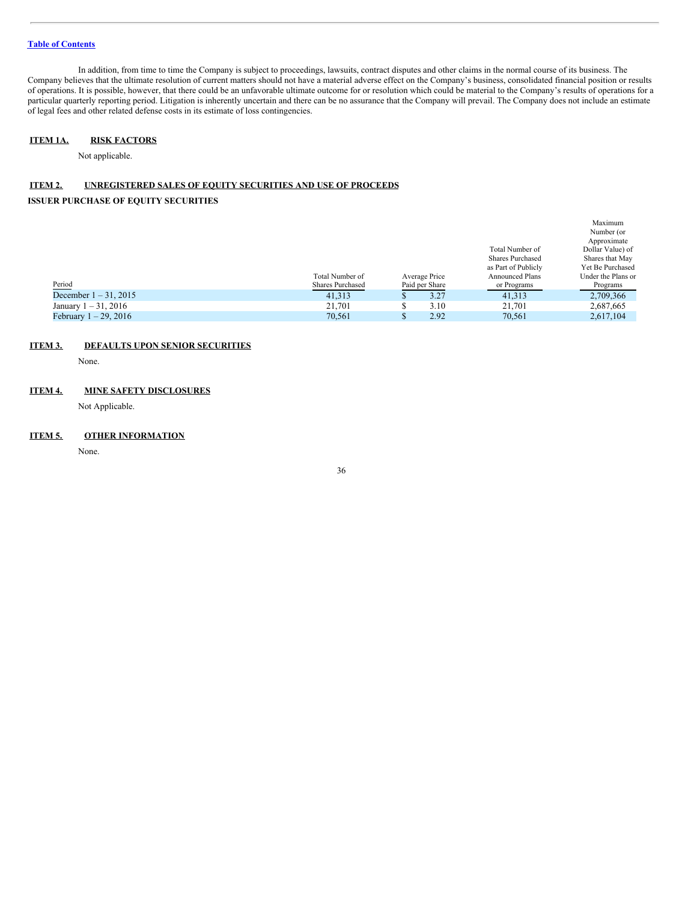[Table of Contents](#)

In addition, from time to time the Company is subject to proceedings, lawsuits, contract disputes and other claims in the normal course of its business. The Company believes that the ultimate resolution of current matters should not have a material adverse effect on the Company's business, consolidated financial position or results of operations. It is possible, however, that there could be an unfavorable ultimate outcome for or resolution which could be material to the Company's results of operations for a particular quarterly reporting period. Litigation is inherently uncertain and there can be no assurance that the Company will prevail. The Company does not include an estimate of legal fees and other related defense costs in its estimate of loss contingencies.

## ITEM 1A. RISK FACTORS

Not applicable.

## ITEM 2. UNREGISTERED SALES OF EQUITY SECURITIES AND USE OF PROCEEDS

**ISSUER PURCHASE OF EQUITY SECURITIES**

| Period | Total Number of Shares Purchased | Average Price Paid per Share | Total Number of Shares Purchased as Part of Publicly Announced Plans or Programs | Maximum Number (or Approximate Dollar Value) of Shares that May Yet Be Purchased Under the Plans or Programs |
|---|---|---|---|---|
| December 1 – 31, 2015 | 41,313 | $ 3.27 | 41,313 | 2,709,366 |
| January 1 – 31, 2016 | 21,701 | $ 3.10 | 21,701 | 2,687,665 |
| February 1 – 29, 2016 | 70,561 | $ 2.92 | 70,561 | 2,617,104 |

## ITEM 3. DEFAULTS UPON SENIOR SECURITIES

None.

## ITEM 4. MINE SAFETY DISCLOSURES

Not Applicable.

## ITEM 5. OTHER INFORMATION

None.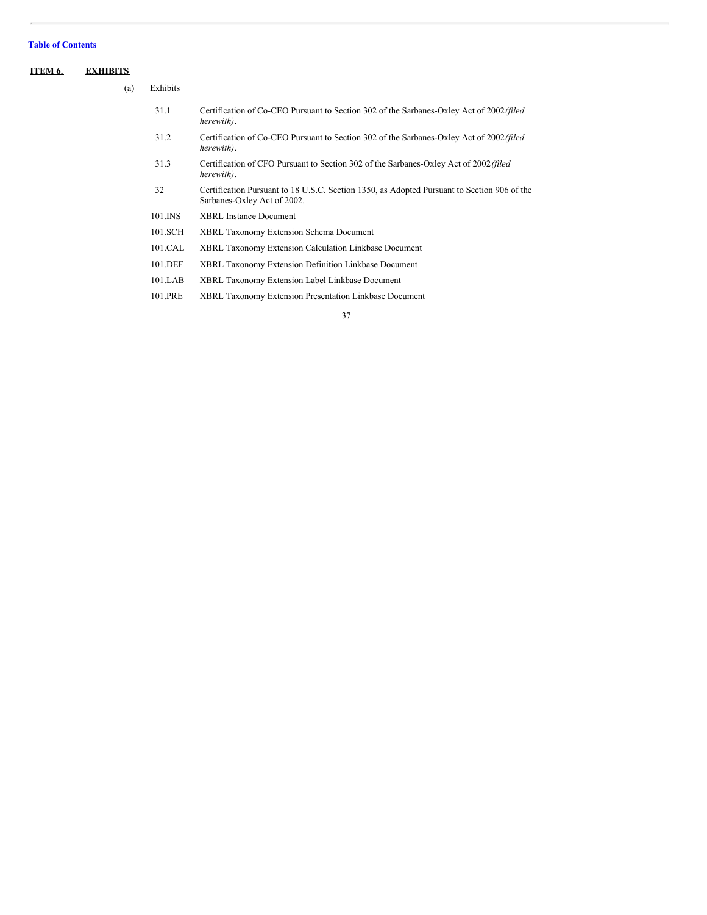[Table of Contents](#)

## ITEM 6. EXHIBITS

(a) Exhibits

| | |
|---|---|
| 31.1 | Certification of Co-CEO Pursuant to Section 302 of the Sarbanes-Oxley Act of 2002 *(filed herewith)*. |
| 31.2 | Certification of Co-CEO Pursuant to Section 302 of the Sarbanes-Oxley Act of 2002 *(filed herewith)*. |
| 31.3 | Certification of CFO Pursuant to Section 302 of the Sarbanes-Oxley Act of 2002 *(filed herewith)*. |
| 32 | Certification Pursuant to 18 U.S.C. Section 1350, as Adopted Pursuant to Section 906 of the Sarbanes-Oxley Act of 2002. |
| 101.INS | XBRL Instance Document |
| 101.SCH | XBRL Taxonomy Extension Schema Document |
| 101.CAL | XBRL Taxonomy Extension Calculation Linkbase Document |
| 101.DEF | XBRL Taxonomy Extension Definition Linkbase Document |
| 101.LAB | XBRL Taxonomy Extension Label Linkbase Document |
| 101.PRE | XBRL Taxonomy Extension Presentation Linkbase Document |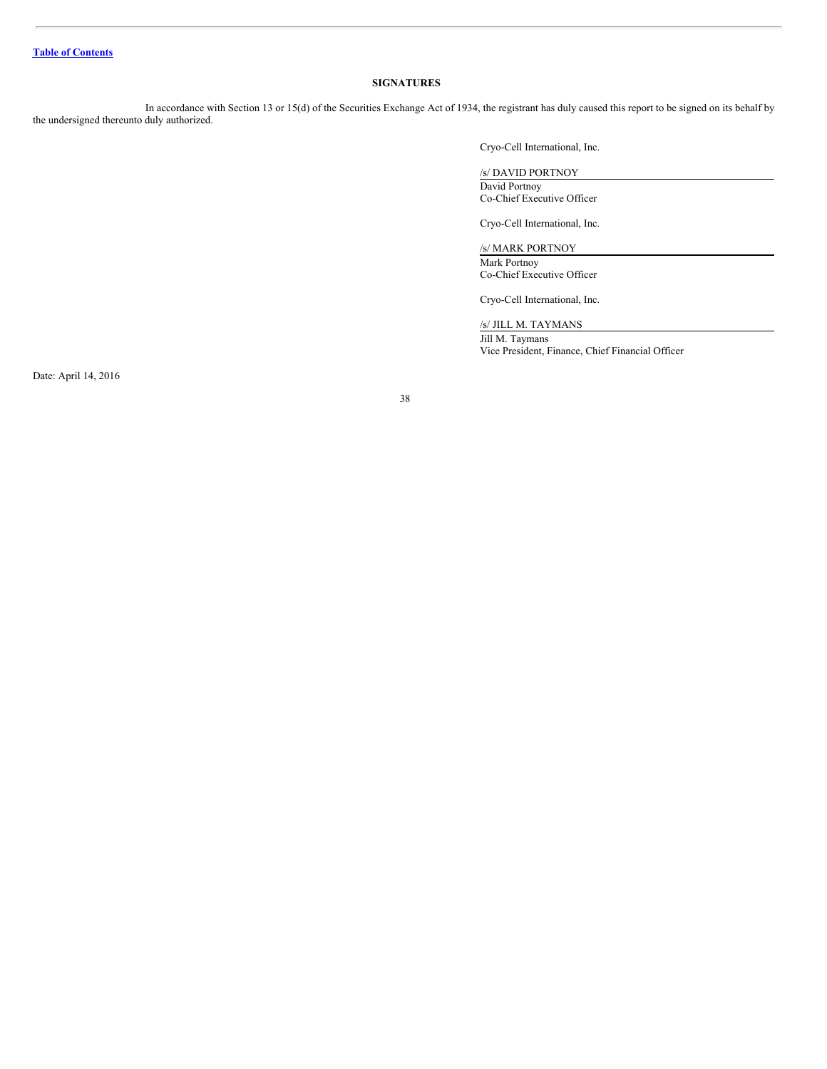[Table of Contents](#)

## SIGNATURES

In accordance with Section 13 or 15(d) of the Securities Exchange Act of 1934, the registrant has duly caused this report to be signed on its behalf by the undersigned thereunto duly authorized.

Cryo-Cell International, Inc.

/s/ DAVID PORTNOY
David Portnoy
Co-Chief Executive Officer

Cryo-Cell International, Inc.

/s/ MARK PORTNOY
Mark Portnoy
Co-Chief Executive Officer

Cryo-Cell International, Inc.

/s/ JILL M. TAYMANS
Jill M. Taymans
Vice President, Finance, Chief Financial Officer

Date: April 14, 2016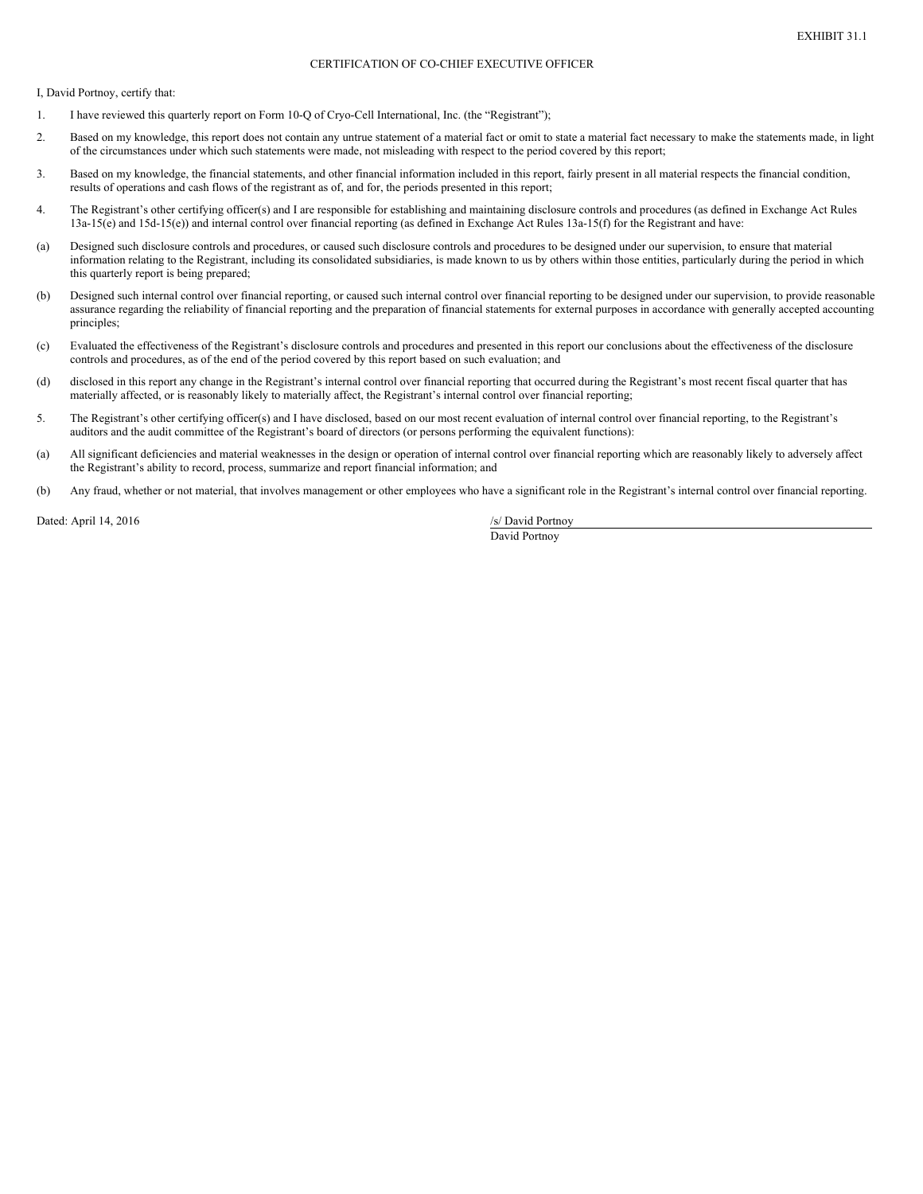EXHIBIT 31.1

CERTIFICATION OF CO-CHIEF EXECUTIVE OFFICER

I, David Portnoy, certify that:

1. I have reviewed this quarterly report on Form 10-Q of Cryo-Cell International, Inc. (the "Registrant");

2. Based on my knowledge, this report does not contain any untrue statement of a material fact or omit to state a material fact necessary to make the statements made, in light of the circumstances under which such statements were made, not misleading with respect to the period covered by this report;

3. Based on my knowledge, the financial statements, and other financial information included in this report, fairly present in all material respects the financial condition, results of operations and cash flows of the registrant as of, and for, the periods presented in this report;

4. The Registrant's other certifying officer(s) and I are responsible for establishing and maintaining disclosure controls and procedures (as defined in Exchange Act Rules 13a-15(e) and 15d-15(e)) and internal control over financial reporting (as defined in Exchange Act Rules 13a-15(f) for the Registrant and have:

(a) Designed such disclosure controls and procedures, or caused such disclosure controls and procedures to be designed under our supervision, to ensure that material information relating to the Registrant, including its consolidated subsidiaries, is made known to us by others within those entities, particularly during the period in which this quarterly report is being prepared;

(b) Designed such internal control over financial reporting, or caused such internal control over financial reporting to be designed under our supervision, to provide reasonable assurance regarding the reliability of financial reporting and the preparation of financial statements for external purposes in accordance with generally accepted accounting principles;

(c) Evaluated the effectiveness of the Registrant's disclosure controls and procedures and presented in this report our conclusions about the effectiveness of the disclosure controls and procedures, as of the end of the period covered by this report based on such evaluation; and

(d) disclosed in this report any change in the Registrant's internal control over financial reporting that occurred during the Registrant's most recent fiscal quarter that has materially affected, or is reasonably likely to materially affect, the Registrant's internal control over financial reporting;

5. The Registrant's other certifying officer(s) and I have disclosed, based on our most recent evaluation of internal control over financial reporting, to the Registrant's auditors and the audit committee of the Registrant's board of directors (or persons performing the equivalent functions):

(a) All significant deficiencies and material weaknesses in the design or operation of internal control over financial reporting which are reasonably likely to adversely affect the Registrant's ability to record, process, summarize and report financial information; and

(b) Any fraud, whether or not material, that involves management or other employees who have a significant role in the Registrant's internal control over financial reporting.

Dated: April 14, 2016

/s/ David Portnoy

David Portnoy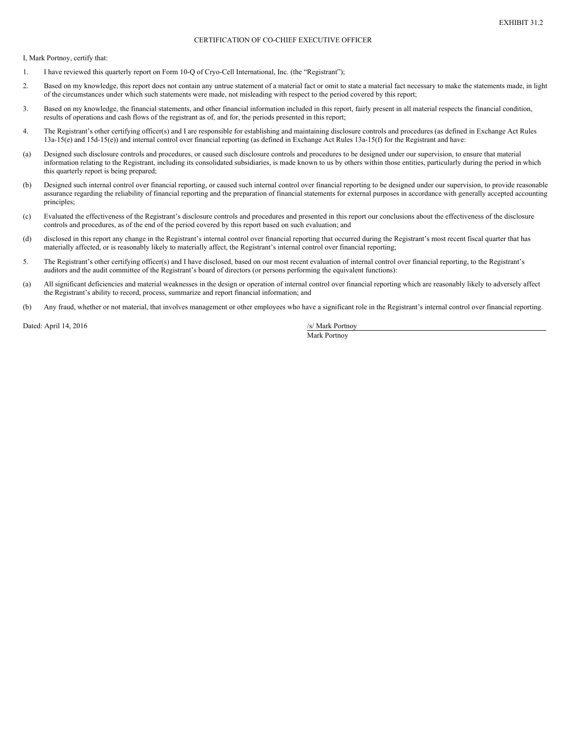EXHIBIT 31.2

CERTIFICATION OF CO-CHIEF EXECUTIVE OFFICER

I, Mark Portnoy, certify that:

1. I have reviewed this quarterly report on Form 10-Q of Cryo-Cell International, Inc. (the "Registrant");

2. Based on my knowledge, this report does not contain any untrue statement of a material fact or omit to state a material fact necessary to make the statements made, in light of the circumstances under which such statements were made, not misleading with respect to the period covered by this report;

3. Based on my knowledge, the financial statements, and other financial information included in this report, fairly present in all material respects the financial condition, results of operations and cash flows of the registrant as of, and for, the periods presented in this report;

4. The Registrant's other certifying officer(s) and I are responsible for establishing and maintaining disclosure controls and procedures (as defined in Exchange Act Rules 13a-15(e) and 15d-15(e)) and internal control over financial reporting (as defined in Exchange Act Rules 13a-15(f) for the Registrant and have:

(a) Designed such disclosure controls and procedures, or caused such disclosure controls and procedures to be designed under our supervision, to ensure that material information relating to the Registrant, including its consolidated subsidiaries, is made known to us by others within those entities, particularly during the period in which this quarterly report is being prepared;

(b) Designed such internal control over financial reporting, or caused such internal control over financial reporting to be designed under our supervision, to provide reasonable assurance regarding the reliability of financial reporting and the preparation of financial statements for external purposes in accordance with generally accepted accounting principles;

(c) Evaluated the effectiveness of the Registrant's disclosure controls and procedures and presented in this report our conclusions about the effectiveness of the disclosure controls and procedures, as of the end of the period covered by this report based on such evaluation; and

(d) disclosed in this report any change in the Registrant's internal control over financial reporting that occurred during the Registrant's most recent fiscal quarter that has materially affected, or is reasonably likely to materially affect, the Registrant's internal control over financial reporting;

5. The Registrant's other certifying officer(s) and I have disclosed, based on our most recent evaluation of internal control over financial reporting, to the Registrant's auditors and the audit committee of the Registrant's board of directors (or persons performing the equivalent functions):

(a) All significant deficiencies and material weaknesses in the design or operation of internal control over financial reporting which are reasonably likely to adversely affect the Registrant's ability to record, process, summarize and report financial information; and

(b) Any fraud, whether or not material, that involves management or other employees who have a significant role in the Registrant's internal control over financial reporting.

Dated: April 14, 2016

/s/ Mark Portnoy

Mark Portnoy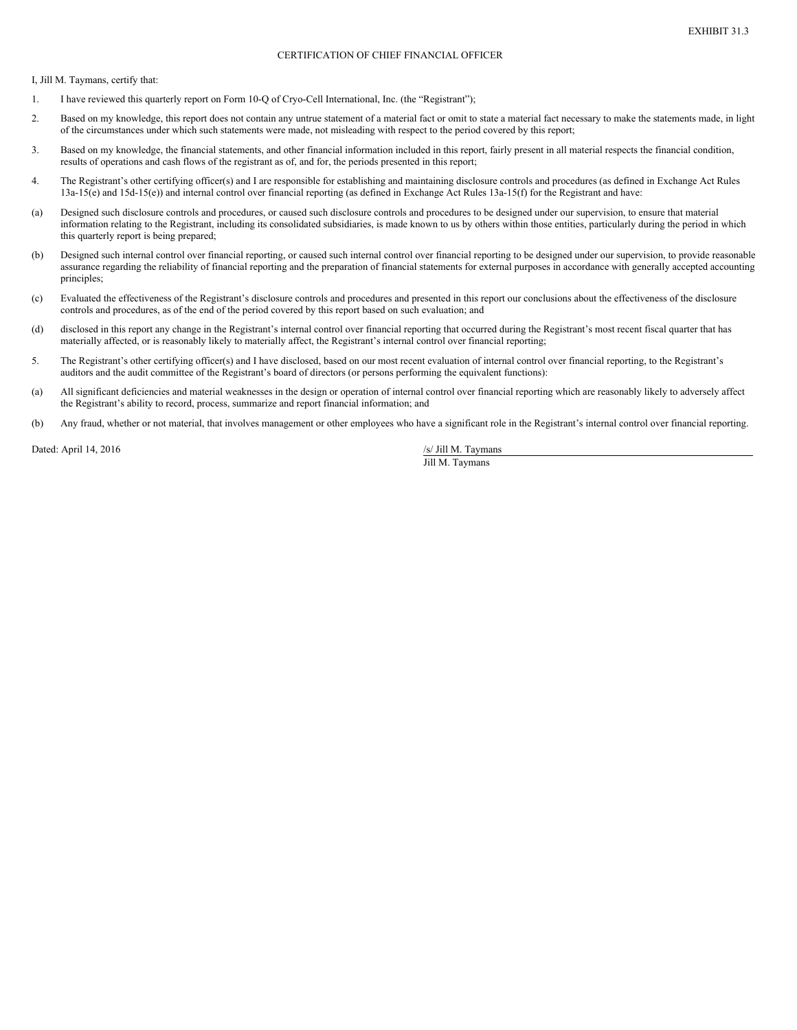EXHIBIT 31.3

# CERTIFICATION OF CHIEF FINANCIAL OFFICER

I, Jill M. Taymans, certify that:

1. I have reviewed this quarterly report on Form 10-Q of Cryo-Cell International, Inc. (the "Registrant");

2. Based on my knowledge, this report does not contain any untrue statement of a material fact or omit to state a material fact necessary to make the statements made, in light of the circumstances under which such statements were made, not misleading with respect to the period covered by this report;

3. Based on my knowledge, the financial statements, and other financial information included in this report, fairly present in all material respects the financial condition, results of operations and cash flows of the registrant as of, and for, the periods presented in this report;

4. The Registrant's other certifying officer(s) and I are responsible for establishing and maintaining disclosure controls and procedures (as defined in Exchange Act Rules 13a-15(e) and 15d-15(e)) and internal control over financial reporting (as defined in Exchange Act Rules 13a-15(f) for the Registrant and have:

(a) Designed such disclosure controls and procedures, or caused such disclosure controls and procedures to be designed under our supervision, to ensure that material information relating to the Registrant, including its consolidated subsidiaries, is made known to us by others within those entities, particularly during the period in which this quarterly report is being prepared;

(b) Designed such internal control over financial reporting, or caused such internal control over financial reporting to be designed under our supervision, to provide reasonable assurance regarding the reliability of financial reporting and the preparation of financial statements for external purposes in accordance with generally accepted accounting principles;

(c) Evaluated the effectiveness of the Registrant's disclosure controls and procedures and presented in this report our conclusions about the effectiveness of the disclosure controls and procedures, as of the end of the period covered by this report based on such evaluation; and

(d) disclosed in this report any change in the Registrant's internal control over financial reporting that occurred during the Registrant's most recent fiscal quarter that has materially affected, or is reasonably likely to materially affect, the Registrant's internal control over financial reporting;

5. The Registrant's other certifying officer(s) and I have disclosed, based on our most recent evaluation of internal control over financial reporting, to the Registrant's auditors and the audit committee of the Registrant's board of directors (or persons performing the equivalent functions):

(a) All significant deficiencies and material weaknesses in the design or operation of internal control over financial reporting which are reasonably likely to adversely affect the Registrant's ability to record, process, summarize and report financial information; and

(b) Any fraud, whether or not material, that involves management or other employees who have a significant role in the Registrant's internal control over financial reporting.

Dated: April 14, 2016

/s/ Jill M. Taymans

Jill M. Taymans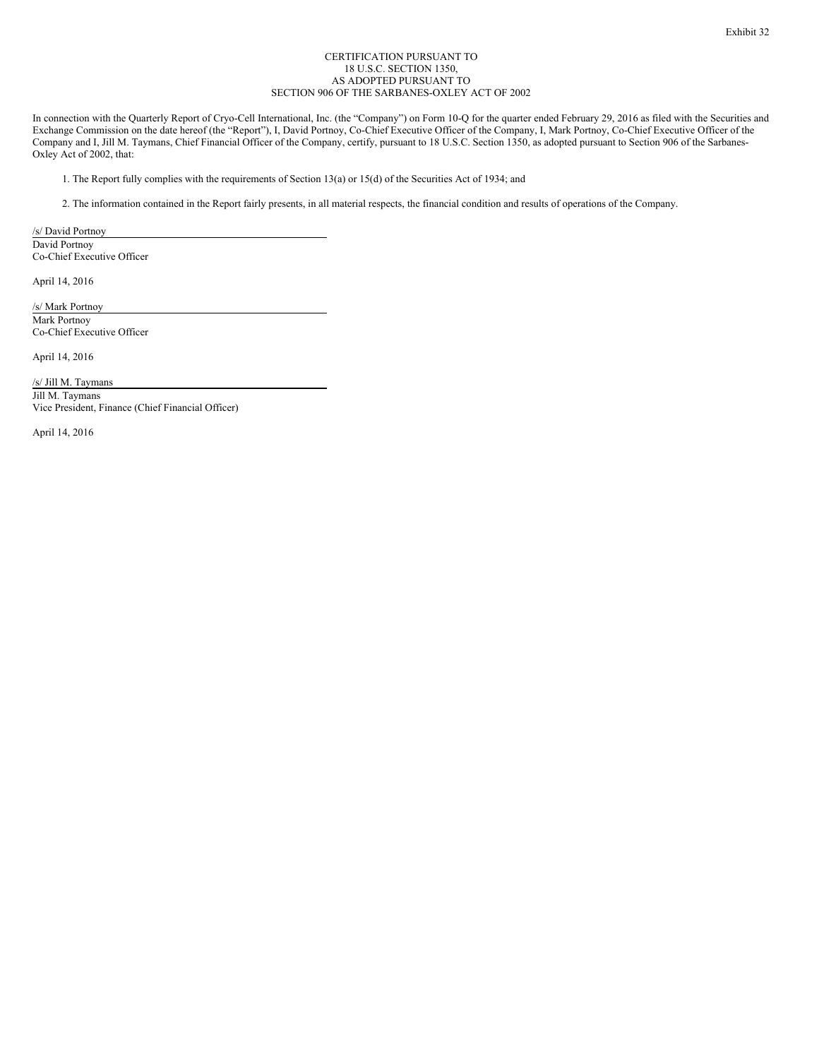Exhibit 32

CERTIFICATION PURSUANT TO
18 U.S.C. SECTION 1350,
AS ADOPTED PURSUANT TO
SECTION 906 OF THE SARBANES-OXLEY ACT OF 2002

In connection with the Quarterly Report of Cryo-Cell International, Inc. (the "Company") on Form 10-Q for the quarter ended February 29, 2016 as filed with the Securities and Exchange Commission on the date hereof (the "Report"), I, David Portnoy, Co-Chief Executive Officer of the Company, I, Mark Portnoy, Co-Chief Executive Officer of the Company and I, Jill M. Taymans, Chief Financial Officer of the Company, certify, pursuant to 18 U.S.C. Section 1350, as adopted pursuant to Section 906 of the Sarbanes-Oxley Act of 2002, that:

1. The Report fully complies with the requirements of Section 13(a) or 15(d) of the Securities Act of 1934; and

2. The information contained in the Report fairly presents, in all material respects, the financial condition and results of operations of the Company.

/s/ David Portnoy

David Portnoy
Co-Chief Executive Officer

April 14, 2016

/s/ Mark Portnoy

Mark Portnoy
Co-Chief Executive Officer

April 14, 2016

/s/ Jill M. Taymans

Jill M. Taymans
Vice President, Finance (Chief Financial Officer)

April 14, 2016